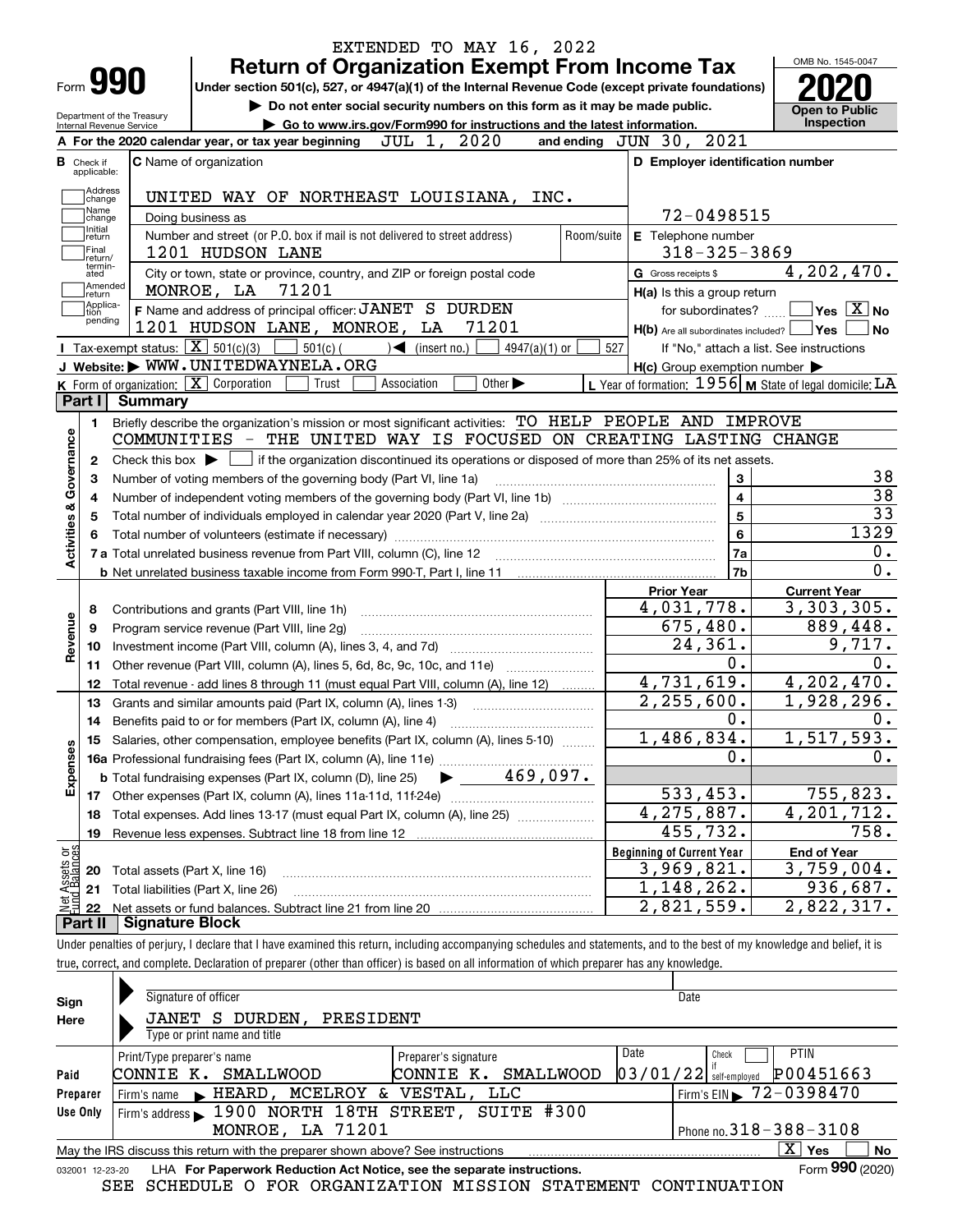EXTENDED TO MAY 16, 2022

# Form 990 — Return of Organization Exempt From Income Tax

Under section 501(c), 527, or 4947(a)(1) of the Internal Revenue Code (except private foundations)

▶ Do not enter social security numbers on this form as it may be made public.

▶ Go to www.irs.gov/Form990 for instructions and the latest information.

Department of the Treasury
Internal Revenue Service

OMB No. 1545-0047

**2020**

**Open to Public Inspection**

**A** For the 2020 calendar year, or tax year beginning JUL 1, 2020 and ending JUN 30, 2021

**B** Check if applicable: Address change, Name change, Initial return, Final return/terminated, Amended return, Application pending

**C** Name of organization: UNITED WAY OF NORTHEAST LOUISIANA, INC.

Doing business as

Number and street (or P.O. box if mail is not delivered to street address): 1201 HUDSON LANE — Room/suite

City or town, state or province, country, and ZIP or foreign postal code: MONROE, LA 71201

**D** Employer identification number: 72-0498515

**E** Telephone number: 318-325-3869

**G** Gross receipts $ 4,202,470.

**F** Name and address of principal officer: JANET S DURDEN, 1201 HUDSON LANE, MONROE, LA 71201

**H(a)** Is this a group return for subordinates? Yes [ ] No [X]

**H(b)** Are all subordinates included? Yes [ ] No [ ] If "No," attach a list. See instructions

**H(c)** Group exemption number ▶

**I** Tax-exempt status: [X] 501(c)(3) [ ] 501(c) ( ) ◀ (insert no.) [ ] 4947(a)(1) or [ ] 527

**J** Website: ▶ WWW.UNITEDWAYNELA.ORG

**K** Form of organization: [X] Corporation [ ] Trust [ ] Association [ ] Other ▶

**L** Year of formation: 1956 **M** State of legal domicile: LA

## Part I Summary

**Activities & Governance**

1. Briefly describe the organization's mission or most significant activities: TO HELP PEOPLE AND IMPROVE COMMUNITIES - THE UNITED WAY IS FOCUSED ON CREATING LASTING CHANGE
2. Check this box ▶ [ ] if the organization discontinued its operations or disposed of more than 25% of its net assets.

| | | | |
|---|---|---|---|
| 3 | Number of voting members of the governing body (Part VI, line 1a) | 3 | 38 |
| 4 | Number of independent voting members of the governing body (Part VI, line 1b) | 4 | 38 |
| 5 | Total number of individuals employed in calendar year 2020 (Part V, line 2a) | 5 | 33 |
| 6 | Total number of volunteers (estimate if necessary) | 6 | 1329 |
| 7a | Total unrelated business revenue from Part VIII, column (C), line 12 | 7a | 0. |
| b | Net unrelated business taxable income from Form 990-T, Part I, line 11 | 7b | 0. |

| | | Prior Year | Current Year |
|---|---|---|---|
| **Revenue** | | | |
| 8 | Contributions and grants (Part VIII, line 1h) | 4,031,778. | 3,303,305. |
| 9 | Program service revenue (Part VIII, line 2g) | 675,480. | 889,448. |
| 10 | Investment income (Part VIII, column (A), lines 3, 4, and 7d) | 24,361. | 9,717. |
| 11 | Other revenue (Part VIII, column (A), lines 5, 6d, 8c, 9c, 10c, and 11e) | 0. | 0. |
| 12 | Total revenue - add lines 8 through 11 (must equal Part VIII, column (A), line 12) | 4,731,619. | 4,202,470. |
| **Expenses** | | | |
| 13 | Grants and similar amounts paid (Part IX, column (A), lines 1-3) | 2,255,600. | 1,928,296. |
| 14 | Benefits paid to or for members (Part IX, column (A), line 4) | 0. | 0. |
| 15 | Salaries, other compensation, employee benefits (Part IX, column (A), lines 5-10) | 1,486,834. | 1,517,593. |
| 16a | Professional fundraising fees (Part IX, column (A), line 11e) | 0. | 0. |
| b | Total fundraising expenses (Part IX, column (D), line 25) ▶ 469,097. | | |
| 17 | Other expenses (Part IX, column (A), lines 11a-11d, 11f-24e) | 533,453. | 755,823. |
| 18 | Total expenses. Add lines 13-17 (must equal Part IX, column (A), line 25) | 4,275,887. | 4,201,712. |
| 19 | Revenue less expenses. Subtract line 18 from line 12 | 455,732. | 758. |

| | **Net Assets or Fund Balances** | Beginning of Current Year | End of Year |
|---|---|---|---|
| 20 | Total assets (Part X, line 16) | 3,969,821. | 3,759,004. |
| 21 | Total liabilities (Part X, line 26) | 1,148,262. | 936,687. |
| 22 | Net assets or fund balances. Subtract line 21 from line 20 | 2,821,559. | 2,822,317. |

## Part II Signature Block

Under penalties of perjury, I declare that I have examined this return, including accompanying schedules and statements, and to the best of my knowledge and belief, it is true, correct, and complete. Declaration of preparer (other than officer) is based on all information of which preparer has any knowledge.

**Sign Here**

Signature of officer — Date

JANET S DURDEN, PRESIDENT
Type or print name and title

**Paid Preparer Use Only**

| Print/Type preparer's name | Preparer's signature | Date | Check if self-employed | PTIN |
|---|---|---|---|---|
| CONNIE K. SMALLWOOD | CONNIE K. SMALLWOOD | 03/01/22 | [ ] | P00451663 |

Firm's name ▶ HEARD, MCELROY & VESTAL, LLC — Firm's EIN ▶ 72-0398470

Firm's address ▶ 1900 NORTH 18TH STREET, SUITE #300, MONROE, LA 71201 — Phone no. 318-388-3108

May the IRS discuss this return with the preparer shown above? See instructions [X] Yes [ ] No

032001 12-23-20 LHA For Paperwork Reduction Act Notice, see the separate instructions. Form 990 (2020)

SEE SCHEDULE O FOR ORGANIZATION MISSION STATEMENT CONTINUATION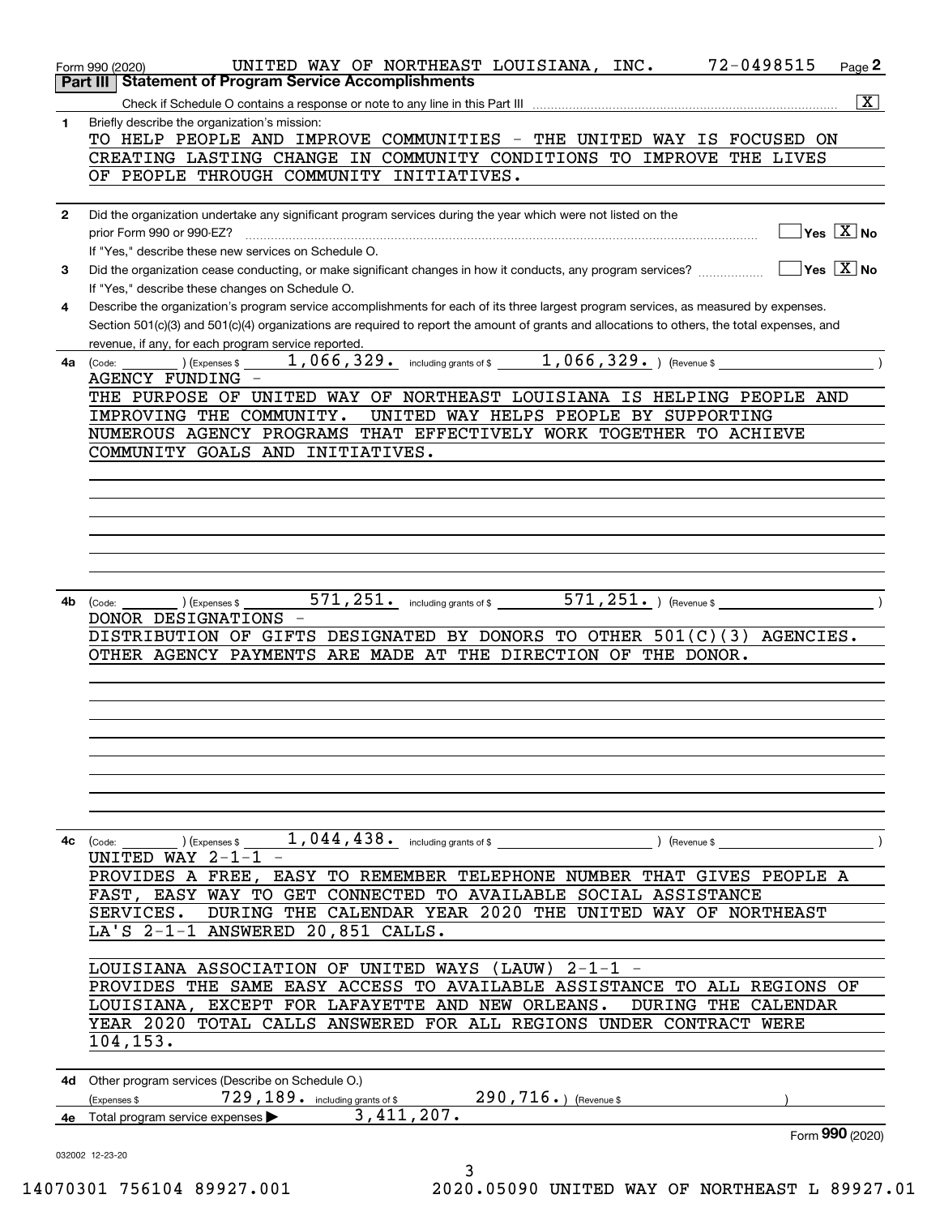Form 990 (2020) UNITED WAY OF NORTHEAST LOUISIANA, INC. 72-0498515 Page **2**

## Part III Statement of Program Service Accomplishments

Check if Schedule O contains a response or note to any line in this Part III ..... [X]

**1** Briefly describe the organization's mission:

TO HELP PEOPLE AND IMPROVE COMMUNITIES - THE UNITED WAY IS FOCUSED ON CREATING LASTING CHANGE IN COMMUNITY CONDITIONS TO IMPROVE THE LIVES OF PEOPLE THROUGH COMMUNITY INITIATIVES.

**2** Did the organization undertake any significant program services during the year which were not listed on the prior Form 990 or 990-EZ? ..... Yes [ ] No [X]

If "Yes," describe these new services on Schedule O.

**3** Did the organization cease conducting, or make significant changes in how it conducts, any program services? ..... Yes [ ] No [X]

If "Yes," describe these changes on Schedule O.

**4** Describe the organization's program service accomplishments for each of its three largest program services, as measured by expenses. Section 501(c)(3) and 501(c)(4) organizations are required to report the amount of grants and allocations to others, the total expenses, and revenue, if any, for each program service reported.

**4a** (Code: ) (Expenses $ 1,066,329. including grants of $ 1,066,329. ) (Revenue $ )

AGENCY FUNDING -

THE PURPOSE OF UNITED WAY OF NORTHEAST LOUISIANA IS HELPING PEOPLE AND IMPROVING THE COMMUNITY. UNITED WAY HELPS PEOPLE BY SUPPORTING NUMEROUS AGENCY PROGRAMS THAT EFFECTIVELY WORK TOGETHER TO ACHIEVE COMMUNITY GOALS AND INITIATIVES.

**4b** (Code: ) (Expenses $ 571,251. including grants of $ 571,251. ) (Revenue $ )

DONOR DESIGNATIONS -

DISTRIBUTION OF GIFTS DESIGNATED BY DONORS TO OTHER 501(C)(3) AGENCIES. OTHER AGENCY PAYMENTS ARE MADE AT THE DIRECTION OF THE DONOR.

**4c** (Code: ) (Expenses $ 1,044,438. including grants of $ ) (Revenue $ )

UNITED WAY 2-1-1 -

PROVIDES A FREE, EASY TO REMEMBER TELEPHONE NUMBER THAT GIVES PEOPLE A FAST, EASY WAY TO GET CONNECTED TO AVAILABLE SOCIAL ASSISTANCE SERVICES. DURING THE CALENDAR YEAR 2020 THE UNITED WAY OF NORTHEAST LA'S 2-1-1 ANSWERED 20,851 CALLS.

LOUISIANA ASSOCIATION OF UNITED WAYS (LAUW) 2-1-1 -

PROVIDES THE SAME EASY ACCESS TO AVAILABLE ASSISTANCE TO ALL REGIONS OF LOUISIANA, EXCEPT FOR LAFAYETTE AND NEW ORLEANS. DURING THE CALENDAR YEAR 2020 TOTAL CALLS ANSWERED FOR ALL REGIONS UNDER CONTRACT WERE 104,153.

**4d** Other program services (Describe on Schedule O.)

(Expenses $ 729,189. including grants of $ 290,716. ) (Revenue $ )

**4e** Total program service expenses ▶ 3,411,207.

Form **990** (2020)

032002 12-23-20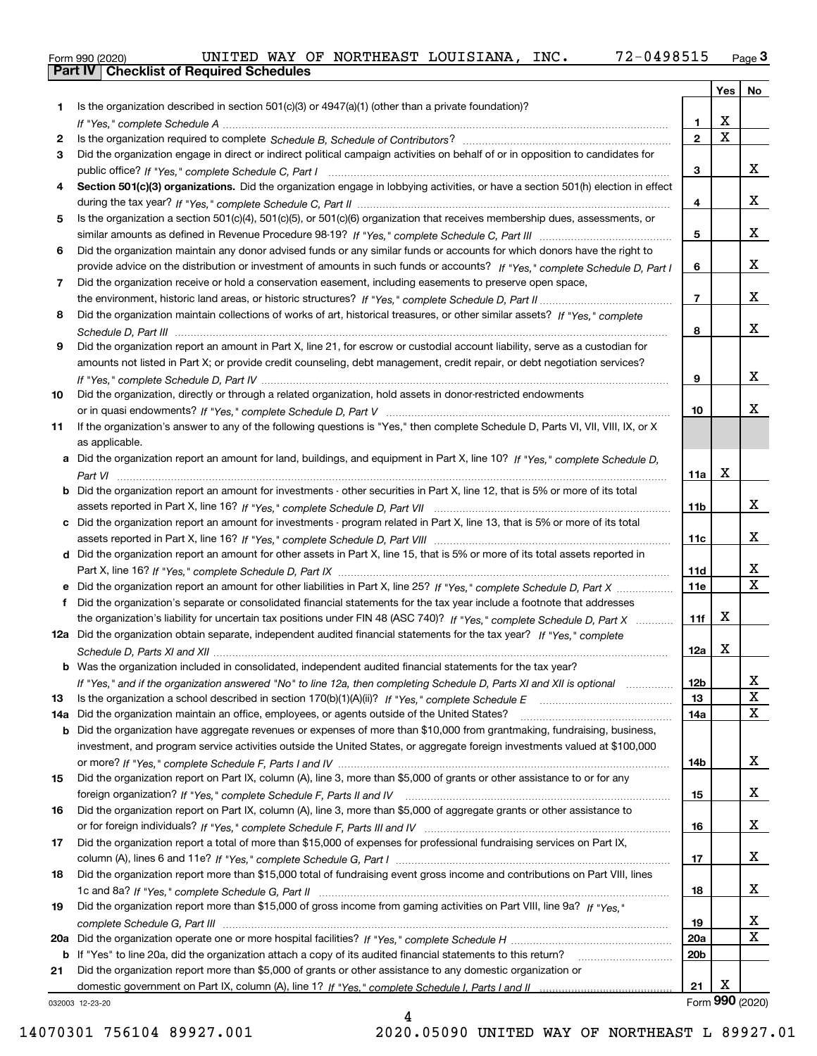Form 990 (2020) UNITED WAY OF NORTHEAST LOUISIANA, INC. 72-0498515 Page 3

## Part IV Checklist of Required Schedules

| | | | Yes | No |
|---|---|---|---|---|
| 1 | Is the organization described in section 501(c)(3) or 4947(a)(1) (other than a private foundation)? *If "Yes," complete Schedule A* | 1 | X | |
| 2 | Is the organization required to complete *Schedule B, Schedule of Contributors*? | 2 | X | |
| 3 | Did the organization engage in direct or indirect political campaign activities on behalf of or in opposition to candidates for public office? *If "Yes," complete Schedule C, Part I* | 3 | | X |
| 4 | **Section 501(c)(3) organizations.** Did the organization engage in lobbying activities, or have a section 501(h) election in effect during the tax year? *If "Yes," complete Schedule C, Part II* | 4 | | X |
| 5 | Is the organization a section 501(c)(4), 501(c)(5), or 501(c)(6) organization that receives membership dues, assessments, or similar amounts as defined in Revenue Procedure 98-19? *If "Yes," complete Schedule C, Part III* | 5 | | X |
| 6 | Did the organization maintain any donor advised funds or any similar funds or accounts for which donors have the right to provide advice on the distribution or investment of amounts in such funds or accounts? *If "Yes," complete Schedule D, Part I* | 6 | | X |
| 7 | Did the organization receive or hold a conservation easement, including easements to preserve open space, the environment, historic land areas, or historic structures? *If "Yes," complete Schedule D, Part II* | 7 | | X |
| 8 | Did the organization maintain collections of works of art, historical treasures, or other similar assets? *If "Yes," complete Schedule D, Part III* | 8 | | X |
| 9 | Did the organization report an amount in Part X, line 21, for escrow or custodial account liability, serve as a custodian for amounts not listed in Part X; or provide credit counseling, debt management, credit repair, or debt negotiation services? *If "Yes," complete Schedule D, Part IV* | 9 | | X |
| 10 | Did the organization, directly or through a related organization, hold assets in donor-restricted endowments or in quasi endowments? *If "Yes," complete Schedule D, Part V* | 10 | | X |
| 11 | If the organization's answer to any of the following questions is "Yes," then complete Schedule D, Parts VI, VII, VIII, IX, or X as applicable. | | | |
| a | Did the organization report an amount for land, buildings, and equipment in Part X, line 10? *If "Yes," complete Schedule D, Part VI* | 11a | X | |
| b | Did the organization report an amount for investments - other securities in Part X, line 12, that is 5% or more of its total assets reported in Part X, line 16? *If "Yes," complete Schedule D, Part VII* | 11b | | X |
| c | Did the organization report an amount for investments - program related in Part X, line 13, that is 5% or more of its total assets reported in Part X, line 16? *If "Yes," complete Schedule D, Part VIII* | 11c | | X |
| d | Did the organization report an amount for other assets in Part X, line 15, that is 5% or more of its total assets reported in Part X, line 16? *If "Yes," complete Schedule D, Part IX* | 11d | | X |
| e | Did the organization report an amount for other liabilities in Part X, line 25? *If "Yes," complete Schedule D, Part X* | 11e | | X |
| f | Did the organization's separate or consolidated financial statements for the tax year include a footnote that addresses the organization's liability for uncertain tax positions under FIN 48 (ASC 740)? *If "Yes," complete Schedule D, Part X* | 11f | X | |
| 12a | Did the organization obtain separate, independent audited financial statements for the tax year? *If "Yes," complete Schedule D, Parts XI and XII* | 12a | X | |
| b | Was the organization included in consolidated, independent audited financial statements for the tax year? *If "Yes," and if the organization answered "No" to line 12a, then completing Schedule D, Parts XI and XII is optional* | 12b | | X |
| 13 | Is the organization a school described in section 170(b)(1)(A)(ii)? *If "Yes," complete Schedule E* | 13 | | X |
| 14a | Did the organization maintain an office, employees, or agents outside of the United States? | 14a | | X |
| b | Did the organization have aggregate revenues or expenses of more than $10,000 from grantmaking, fundraising, business, investment, and program service activities outside the United States, or aggregate foreign investments valued at $100,000 or more? *If "Yes," complete Schedule F, Parts I and IV* | 14b | | X |
| 15 | Did the organization report on Part IX, column (A), line 3, more than $5,000 of grants or other assistance to or for any foreign organization? *If "Yes," complete Schedule F, Parts II and IV* | 15 | | X |
| 16 | Did the organization report on Part IX, column (A), line 3, more than $5,000 of aggregate grants or other assistance to or for foreign individuals? *If "Yes," complete Schedule F, Parts III and IV* | 16 | | X |
| 17 | Did the organization report a total of more than $15,000 of expenses for professional fundraising services on Part IX, column (A), lines 6 and 11e? *If "Yes," complete Schedule G, Part I* | 17 | | X |
| 18 | Did the organization report more than $15,000 total of fundraising event gross income and contributions on Part VIII, lines 1c and 8a? *If "Yes," complete Schedule G, Part II* | 18 | | X |
| 19 | Did the organization report more than $15,000 of gross income from gaming activities on Part VIII, line 9a? *If "Yes," complete Schedule G, Part III* | 19 | | X |
| 20a | Did the organization operate one or more hospital facilities? *If "Yes," complete Schedule H* | 20a | | X |
| b | If "Yes" to line 20a, did the organization attach a copy of its audited financial statements to this return? | 20b | | |
| 21 | Did the organization report more than $5,000 of grants or other assistance to any domestic organization or domestic government on Part IX, column (A), line 1? *If "Yes," complete Schedule I, Parts I and II* | 21 | X | |

032003 12-23-20

Form **990** (2020)

14070301 756104 89927.001 2020.05090 UNITED WAY OF NORTHEAST L 89927.01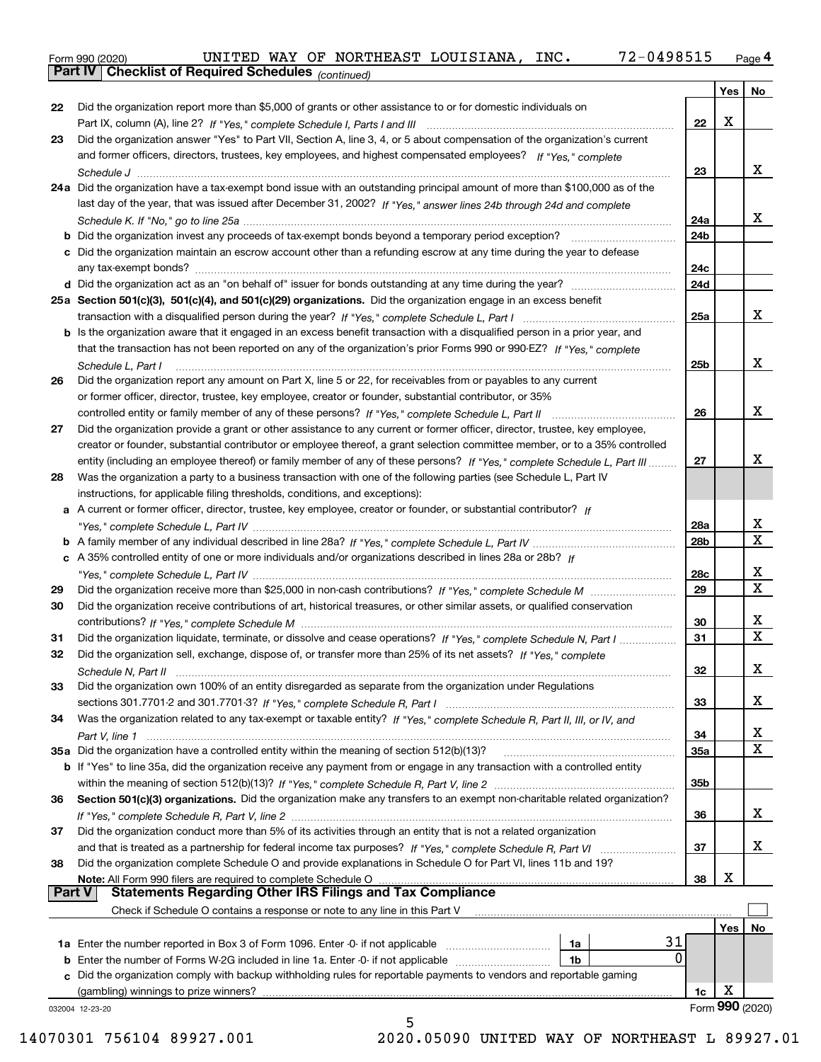Form 990 (2020) UNITED WAY OF NORTHEAST LOUISIANA, INC. 72-0498515

## Part IV Checklist of Required Schedules *(continued)*

| | | | Yes | No |
|---|---|---|---|---|
| 22 | Did the organization report more than $5,000 of grants or other assistance to or for domestic individuals on Part IX, column (A), line 2? *If "Yes," complete Schedule I, Parts I and III* | 22 | X | |
| 23 | Did the organization answer "Yes" to Part VII, Section A, line 3, 4, or 5 about compensation of the organization's current and former officers, directors, trustees, key employees, and highest compensated employees? *If "Yes," complete Schedule J* | 23 | | X |
| 24a | Did the organization have a tax-exempt bond issue with an outstanding principal amount of more than $100,000 as of the last day of the year, that was issued after December 31, 2002? *If "Yes," answer lines 24b through 24d and complete Schedule K. If "No," go to line 25a* | 24a | | X |
| b | Did the organization invest any proceeds of tax-exempt bonds beyond a temporary period exception? | 24b | | |
| c | Did the organization maintain an escrow account other than a refunding escrow at any time during the year to defease any tax-exempt bonds? | 24c | | |
| d | Did the organization act as an "on behalf of" issuer for bonds outstanding at any time during the year? | 24d | | |
| 25a | **Section 501(c)(3), 501(c)(4), and 501(c)(29) organizations.** Did the organization engage in an excess benefit transaction with a disqualified person during the year? *If "Yes," complete Schedule L, Part I* | 25a | | X |
| b | Is the organization aware that it engaged in an excess benefit transaction with a disqualified person in a prior year, and that the transaction has not been reported on any of the organization's prior Forms 990 or 990-EZ? *If "Yes," complete Schedule L, Part I* | 25b | | X |
| 26 | Did the organization report any amount on Part X, line 5 or 22, for receivables from or payables to any current or former officer, director, trustee, key employee, creator or founder, substantial contributor, or 35% controlled entity or family member of any of these persons? *If "Yes," complete Schedule L, Part II* | 26 | | X |
| 27 | Did the organization provide a grant or other assistance to any current or former officer, director, trustee, key employee, creator or founder, substantial contributor or employee thereof, a grant selection committee member, or to a 35% controlled entity (including an employee thereof) or family member of any of these persons? *If "Yes," complete Schedule L, Part III* | 27 | | X |
| 28 | Was the organization a party to a business transaction with one of the following parties (see Schedule L, Part IV instructions, for applicable filing thresholds, conditions, and exceptions): | | | |
| a | A current or former officer, director, trustee, key employee, creator or founder, or substantial contributor? *If "Yes," complete Schedule L, Part IV* | 28a | | X |
| b | A family member of any individual described in line 28a? *If "Yes," complete Schedule L, Part IV* | 28b | | X |
| c | A 35% controlled entity of one or more individuals and/or organizations described in lines 28a or 28b? *If "Yes," complete Schedule L, Part IV* | 28c | | X |
| 29 | Did the organization receive more than $25,000 in non-cash contributions? *If "Yes," complete Schedule M* | 29 | | X |
| 30 | Did the organization receive contributions of art, historical treasures, or other similar assets, or qualified conservation contributions? *If "Yes," complete Schedule M* | 30 | | X |
| 31 | Did the organization liquidate, terminate, or dissolve and cease operations? *If "Yes," complete Schedule N, Part I* | 31 | | X |
| 32 | Did the organization sell, exchange, dispose of, or transfer more than 25% of its net assets? *If "Yes," complete Schedule N, Part II* | 32 | | X |
| 33 | Did the organization own 100% of an entity disregarded as separate from the organization under Regulations sections 301.7701-2 and 301.7701-3? *If "Yes," complete Schedule R, Part I* | 33 | | X |
| 34 | Was the organization related to any tax-exempt or taxable entity? *If "Yes," complete Schedule R, Part II, III, or IV, and Part V, line 1* | 34 | | X |
| 35a | Did the organization have a controlled entity within the meaning of section 512(b)(13)? | 35a | | X |
| b | If "Yes" to line 35a, did the organization receive any payment from or engage in any transaction with a controlled entity within the meaning of section 512(b)(13)? *If "Yes," complete Schedule R, Part V, line 2* | 35b | | |
| 36 | **Section 501(c)(3) organizations.** Did the organization make any transfers to an exempt non-charitable related organization? *If "Yes," complete Schedule R, Part V, line 2* | 36 | | X |
| 37 | Did the organization conduct more than 5% of its activities through an entity that is not a related organization and that is treated as a partnership for federal income tax purposes? *If "Yes," complete Schedule R, Part VI* | 37 | | X |
| 38 | Did the organization complete Schedule O and provide explanations in Schedule O for Part VI, lines 11b and 19? **Note:** All Form 990 filers are required to complete Schedule O | 38 | X | |

## Part V Statements Regarding Other IRS Filings and Tax Compliance

Check if Schedule O contains a response or note to any line in this Part V ☐

| | | | | | Yes | No |
|---|---|---|---|---|---|---|
| 1a | Enter the number reported in Box 3 of Form 1096. Enter -0- if not applicable | 1a | 31 | | | |
| b | Enter the number of Forms W-2G included in line 1a. Enter -0- if not applicable | 1b | 0 | | | |
| c | Did the organization comply with backup withholding rules for reportable payments to vendors and reportable gaming (gambling) winnings to prize winners? | | | 1c | X | |

032004 12-23-20

Form **990** (2020)

14070301 756104 89927.001 2020.05090 UNITED WAY OF NORTHEAST L 89927.01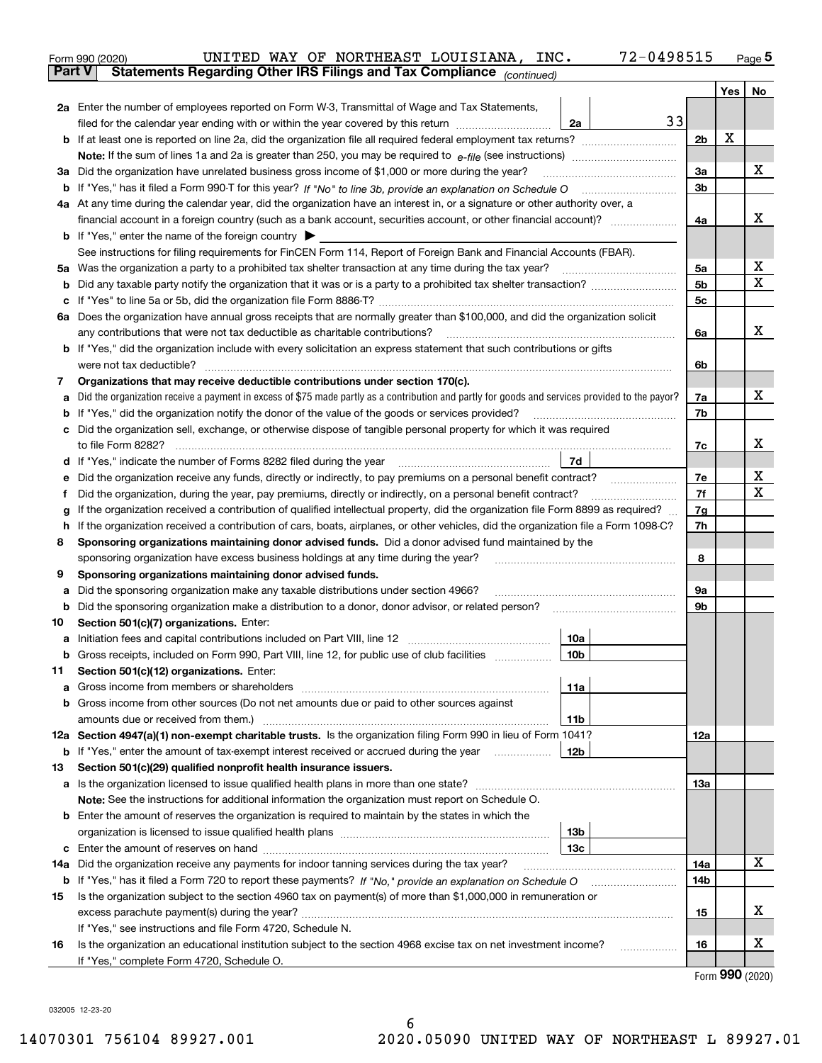Form 990 (2020) UNITED WAY OF NORTHEAST LOUISIANA, INC. 72-0498515 Page 5

**Part V Statements Regarding Other IRS Filings and Tax Compliance** *(continued)*

| | | | | Yes | No |
|---|---|---|---|---|---|
| **2a** | Enter the number of employees reported on Form W-3, Transmittal of Wage and Tax Statements, filed for the calendar year ending with or within the year covered by this return | 2a | 33 | | |
| **b** | If at least one is reported on line 2a, did the organization file all required federal employment tax returns? | | 2b | X | |
| | **Note:** If the sum of lines 1a and 2a is greater than 250, you may be required to *e-file* (see instructions) | | | | |
| **3a** | Did the organization have unrelated business gross income of $1,000 or more during the year? | | 3a | | X |
| **b** | If "Yes," has it filed a Form 990-T for this year? *If "No" to line 3b, provide an explanation on Schedule O* | | 3b | | |
| **4a** | At any time during the calendar year, did the organization have an interest in, or a signature or other authority over, a financial account in a foreign country (such as a bank account, securities account, or other financial account)? | | 4a | | X |
| **b** | If "Yes," enter the name of the foreign country ▶ | | | | |
| | See instructions for filing requirements for FinCEN Form 114, Report of Foreign Bank and Financial Accounts (FBAR). | | | | |
| **5a** | Was the organization a party to a prohibited tax shelter transaction at any time during the tax year? | | 5a | | X |
| **b** | Did any taxable party notify the organization that it was or is a party to a prohibited tax shelter transaction? | | 5b | | X |
| **c** | If "Yes" to line 5a or 5b, did the organization file Form 8886-T? | | 5c | | |
| **6a** | Does the organization have annual gross receipts that are normally greater than $100,000, and did the organization solicit any contributions that were not tax deductible as charitable contributions? | | 6a | | X |
| **b** | If "Yes," did the organization include with every solicitation an express statement that such contributions or gifts were not tax deductible? | | 6b | | |
| **7** | **Organizations that may receive deductible contributions under section 170(c).** | | | | |
| **a** | Did the organization receive a payment in excess of $75 made partly as a contribution and partly for goods and services provided to the payor? | | 7a | | X |
| **b** | If "Yes," did the organization notify the donor of the value of the goods or services provided? | | 7b | | |
| **c** | Did the organization sell, exchange, or otherwise dispose of tangible personal property for which it was required to file Form 8282? | | 7c | | X |
| **d** | If "Yes," indicate the number of Forms 8282 filed during the year | 7d | | | |
| **e** | Did the organization receive any funds, directly or indirectly, to pay premiums on a personal benefit contract? | | 7e | | X |
| **f** | Did the organization, during the year, pay premiums, directly or indirectly, on a personal benefit contract? | | 7f | | X |
| **g** | If the organization received a contribution of qualified intellectual property, did the organization file Form 8899 as required? | | 7g | | |
| **h** | If the organization received a contribution of cars, boats, airplanes, or other vehicles, did the organization file a Form 1098-C? | | 7h | | |
| **8** | **Sponsoring organizations maintaining donor advised funds.** Did a donor advised fund maintained by the sponsoring organization have excess business holdings at any time during the year? | | 8 | | |
| **9** | **Sponsoring organizations maintaining donor advised funds.** | | | | |
| **a** | Did the sponsoring organization make any taxable distributions under section 4966? | | 9a | | |
| **b** | Did the sponsoring organization make a distribution to a donor, donor advisor, or related person? | | 9b | | |
| **10** | **Section 501(c)(7) organizations.** Enter: | | | | |
| **a** | Initiation fees and capital contributions included on Part VIII, line 12 | 10a | | | |
| **b** | Gross receipts, included on Form 990, Part VIII, line 12, for public use of club facilities | 10b | | | |
| **11** | **Section 501(c)(12) organizations.** Enter: | | | | |
| **a** | Gross income from members or shareholders | 11a | | | |
| **b** | Gross income from other sources (Do not net amounts due or paid to other sources against amounts due or received from them.) | 11b | | | |
| **12a** | **Section 4947(a)(1) non-exempt charitable trusts.** Is the organization filing Form 990 in lieu of Form 1041? | | 12a | | |
| **b** | If "Yes," enter the amount of tax-exempt interest received or accrued during the year | 12b | | | |
| **13** | **Section 501(c)(29) qualified nonprofit health insurance issuers.** | | | | |
| **a** | Is the organization licensed to issue qualified health plans in more than one state? | | 13a | | |
| | **Note:** See the instructions for additional information the organization must report on Schedule O. | | | | |
| **b** | Enter the amount of reserves the organization is required to maintain by the states in which the organization is licensed to issue qualified health plans | 13b | | | |
| **c** | Enter the amount of reserves on hand | 13c | | | |
| **14a** | Did the organization receive any payments for indoor tanning services during the tax year? | | 14a | | X |
| **b** | If "Yes," has it filed a Form 720 to report these payments? *If "No," provide an explanation on Schedule O* | | 14b | | |
| **15** | Is the organization subject to the section 4960 tax on payment(s) of more than $1,000,000 in remuneration or excess parachute payment(s) during the year? | | 15 | | X |
| | If "Yes," see instructions and file Form 4720, Schedule N. | | | | |
| **16** | Is the organization an educational institution subject to the section 4968 excise tax on net investment income? | | 16 | | X |
| | If "Yes," complete Form 4720, Schedule O. | | | | |

Form **990** (2020)

032005 12-23-20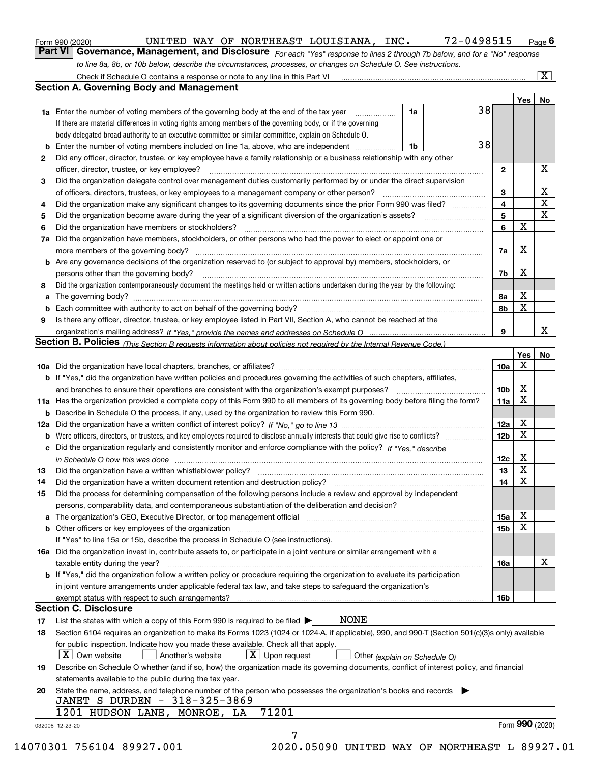Form 990 (2020) UNITED WAY OF NORTHEAST LOUISIANA, INC. 72-0498515 Page 6

## Part VI Governance, Management, and Disclosure

*For each "Yes" response to lines 2 through 7b below, and for a "No" response to line 8a, 8b, or 10b below, describe the circumstances, processes, or changes on Schedule O. See instructions.*

Check if Schedule O contains a response or note to any line in this Part VI ..... [X]

### Section A. Governing Body and Management

| | | | | Yes | No |
|---|---|---|---|---|---|
| **1a** | Enter the number of voting members of the governing body at the end of the tax year. If there are material differences in voting rights among members of the governing body, or if the governing body delegated broad authority to an executive committee or similar committee, explain on Schedule O. | 1a | 38 | | |
| **b** | Enter the number of voting members included on line 1a, above, who are independent | 1b | 38 | | |
| **2** | Did any officer, director, trustee, or key employee have a family relationship or a business relationship with any other officer, director, trustee, or key employee? | 2 | | | X |
| **3** | Did the organization delegate control over management duties customarily performed by or under the direct supervision of officers, directors, trustees, or key employees to a management company or other person? | 3 | | | X |
| **4** | Did the organization make any significant changes to its governing documents since the prior Form 990 was filed? | 4 | | | X |
| **5** | Did the organization become aware during the year of a significant diversion of the organization's assets? | 5 | | | X |
| **6** | Did the organization have members or stockholders? | 6 | | X | |
| **7a** | Did the organization have members, stockholders, or other persons who had the power to elect or appoint one or more members of the governing body? | 7a | | X | |
| **b** | Are any governance decisions of the organization reserved to (or subject to approval by) members, stockholders, or persons other than the governing body? | 7b | | X | |
| **8** | Did the organization contemporaneously document the meetings held or written actions undertaken during the year by the following: | | | | |
| **a** | The governing body? | 8a | | X | |
| **b** | Each committee with authority to act on behalf of the governing body? | 8b | | X | |
| **9** | Is there any officer, director, trustee, or key employee listed in Part VII, Section A, who cannot be reached at the organization's mailing address? *If "Yes," provide the names and addresses on Schedule O* | 9 | | | X |

### Section B. Policies *(This Section B requests information about policies not required by the Internal Revenue Code.)*

| | | | Yes | No |
|---|---|---|---|---|
| **10a** | Did the organization have local chapters, branches, or affiliates? | 10a | X | |
| **b** | If "Yes," did the organization have written policies and procedures governing the activities of such chapters, affiliates, and branches to ensure their operations are consistent with the organization's exempt purposes? | 10b | X | |
| **11a** | Has the organization provided a complete copy of this Form 990 to all members of its governing body before filing the form? | 11a | X | |
| **b** | Describe in Schedule O the process, if any, used by the organization to review this Form 990. | | | |
| **12a** | Did the organization have a written conflict of interest policy? *If "No," go to line 13* | 12a | X | |
| **b** | Were officers, directors, or trustees, and key employees required to disclose annually interests that could give rise to conflicts? | 12b | X | |
| **c** | Did the organization regularly and consistently monitor and enforce compliance with the policy? *If "Yes," describe in Schedule O how this was done* | 12c | X | |
| **13** | Did the organization have a written whistleblower policy? | 13 | X | |
| **14** | Did the organization have a written document retention and destruction policy? | 14 | X | |
| **15** | Did the process for determining compensation of the following persons include a review and approval by independent persons, comparability data, and contemporaneous substantiation of the deliberation and decision? | | | |
| **a** | The organization's CEO, Executive Director, or top management official | 15a | X | |
| **b** | Other officers or key employees of the organization | 15b | X | |
| | If "Yes" to line 15a or 15b, describe the process in Schedule O (see instructions). | | | |
| **16a** | Did the organization invest in, contribute assets to, or participate in a joint venture or similar arrangement with a taxable entity during the year? | 16a | | X |
| **b** | If "Yes," did the organization follow a written policy or procedure requiring the organization to evaluate its participation in joint venture arrangements under applicable federal tax law, and take steps to safeguard the organization's exempt status with respect to such arrangements? | 16b | | |

### Section C. Disclosure

**17** List the states with which a copy of this Form 990 is required to be filed ▶ NONE

**18** Section 6104 requires an organization to make its Forms 1023 (1024 or 1024-A, if applicable), 990, and 990-T (Section 501(c)(3)s only) available for public inspection. Indicate how you made these available. Check all that apply.

[X] Own website [ ] Another's website [X] Upon request [ ] Other *(explain on Schedule O)*

**19** Describe on Schedule O whether (and if so, how) the organization made its governing documents, conflict of interest policy, and financial statements available to the public during the tax year.

**20** State the name, address, and telephone number of the person who possesses the organization's books and records ▶

JANET S DURDEN - 318-325-3869
1201 HUDSON LANE, MONROE, LA 71201

032006 12-23-20 Form 990 (2020)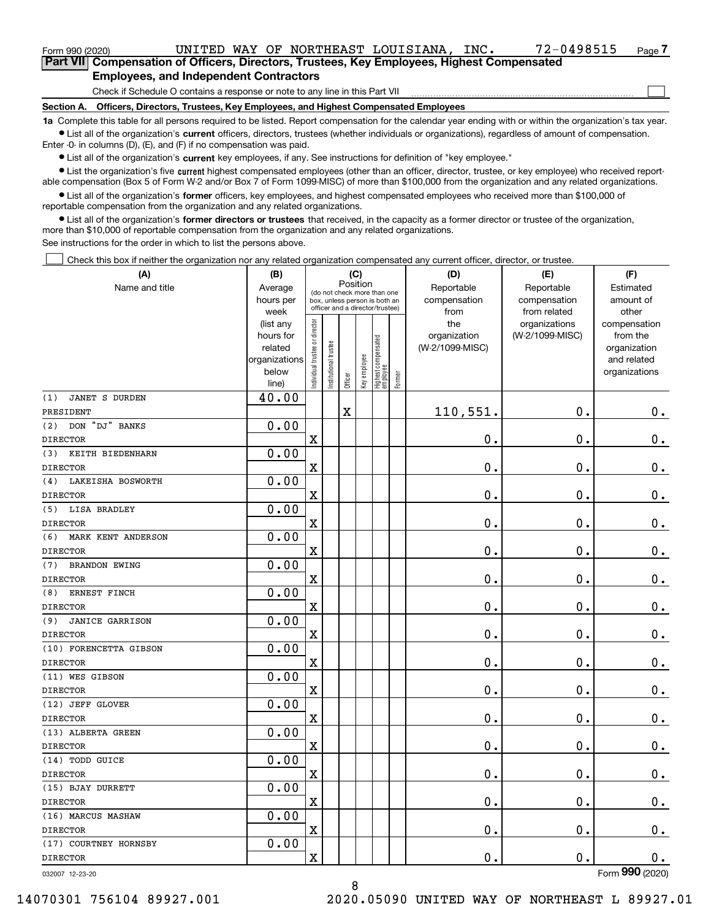Form 990 (2020) UNITED WAY OF NORTHEAST LOUISIANA, INC. 72-0498515 Page **7**

## Part VII Compensation of Officers, Directors, Trustees, Key Employees, Highest Compensated Employees, and Independent Contractors

Check if Schedule O contains a response or note to any line in this Part VII ☐

**Section A. Officers, Directors, Trustees, Key Employees, and Highest Compensated Employees**

**1a** Complete this table for all persons required to be listed. Report compensation for the calendar year ending with or within the organization's tax year.

- List all of the organization's **current** officers, directors, trustees (whether individuals or organizations), regardless of amount of compensation. Enter -0- in columns (D), (E), and (F) if no compensation was paid.
- List all of the organization's **current** key employees, if any. See instructions for definition of "key employee."
- List the organization's five **current** highest compensated employees (other than an officer, director, trustee, or key employee) who received reportable compensation (Box 5 of Form W-2 and/or Box 7 of Form 1099-MISC) of more than $100,000 from the organization and any related organizations.
- List all of the organization's **former** officers, key employees, and highest compensated employees who received more than $100,000 of reportable compensation from the organization and any related organizations.
- List all of the organization's **former directors or trustees** that received, in the capacity as a former director or trustee of the organization, more than $10,000 of reportable compensation from the organization and any related organizations.

See instructions for the order in which to list the persons above.

☐ Check this box if neither the organization nor any related organization compensated any current officer, director, or trustee.

| (A) Name and title | (B) Average hours per week (list any hours for related organizations below line) | (C) Position: Individual trustee or director | Institutional trustee | Officer | Key employee | Highest compensated employee | Former | (D) Reportable compensation from the organization (W-2/1099-MISC) | (E) Reportable compensation from related organizations (W-2/1099-MISC) | (F) Estimated amount of other compensation from the organization and related organizations |
|---|---|---|---|---|---|---|---|---|---|---|
| (1) JANET S DURDEN<br>PRESIDENT | 40.00 | | | X | | | | 110,551. | 0. | 0. |
| (2) DON "DJ" BANKS<br>DIRECTOR | 0.00 | X | | | | | | 0. | 0. | 0. |
| (3) KEITH BIEDENHARN<br>DIRECTOR | 0.00 | X | | | | | | 0. | 0. | 0. |
| (4) LAKEISHA BOSWORTH<br>DIRECTOR | 0.00 | X | | | | | | 0. | 0. | 0. |
| (5) LISA BRADLEY<br>DIRECTOR | 0.00 | X | | | | | | 0. | 0. | 0. |
| (6) MARK KENT ANDERSON<br>DIRECTOR | 0.00 | X | | | | | | 0. | 0. | 0. |
| (7) BRANDON EWING<br>DIRECTOR | 0.00 | X | | | | | | 0. | 0. | 0. |
| (8) ERNEST FINCH<br>DIRECTOR | 0.00 | X | | | | | | 0. | 0. | 0. |
| (9) JANICE GARRISON<br>DIRECTOR | 0.00 | X | | | | | | 0. | 0. | 0. |
| (10) FORENCETTA GIBSON<br>DIRECTOR | 0.00 | X | | | | | | 0. | 0. | 0. |
| (11) WES GIBSON<br>DIRECTOR | 0.00 | X | | | | | | 0. | 0. | 0. |
| (12) JEFF GLOVER<br>DIRECTOR | 0.00 | X | | | | | | 0. | 0. | 0. |
| (13) ALBERTA GREEN<br>DIRECTOR | 0.00 | X | | | | | | 0. | 0. | 0. |
| (14) TODD GUICE<br>DIRECTOR | 0.00 | X | | | | | | 0. | 0. | 0. |
| (15) BJAY DURRETT<br>DIRECTOR | 0.00 | X | | | | | | 0. | 0. | 0. |
| (16) MARCUS MASHAW<br>DIRECTOR | 0.00 | X | | | | | | 0. | 0. | 0. |
| (17) COURTNEY HORNSBY<br>DIRECTOR | 0.00 | X | | | | | | 0. | 0. | 0. |

032007 12-23-20 Form **990** (2020)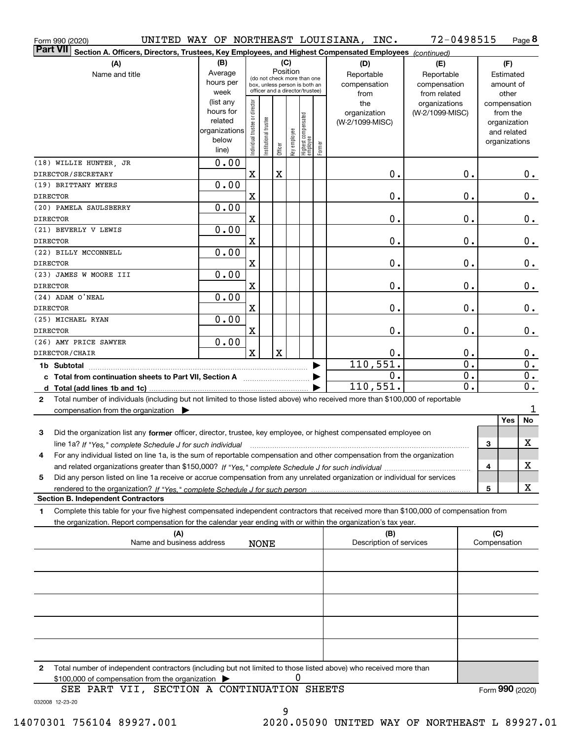Form 990 (2020) UNITED WAY OF NORTHEAST LOUISIANA, INC. 72-0498515

**Part VII** **Section A. Officers, Directors, Trustees, Key Employees, and Highest Compensated Employees** *(continued)*

| (A) Name and title | (B) Average hours per week (list any hours for related organizations below line) | (C) Position: Individual trustee or director | Institutional trustee | Officer | Key employee | Highest compensated employee | Former | (D) Reportable compensation from the organization (W-2/1099-MISC) | (E) Reportable compensation from related organizations (W-2/1099-MISC) | (F) Estimated amount of other compensation from the organization and related organizations |
|---|---|---|---|---|---|---|---|---|---|---|
| (18) WILLIE HUNTER, JR DIRECTOR/SECRETARY | 0.00 | X | | X | | | | 0. | 0. | 0. |
| (19) BRITTANY MYERS DIRECTOR | 0.00 | X | | | | | | 0. | 0. | 0. |
| (20) PAMELA SAULSBERRY DIRECTOR | 0.00 | X | | | | | | 0. | 0. | 0. |
| (21) BEVERLY V LEWIS DIRECTOR | 0.00 | X | | | | | | 0. | 0. | 0. |
| (22) BILLY MCCONNELL DIRECTOR | 0.00 | X | | | | | | 0. | 0. | 0. |
| (23) JAMES W MOORE III DIRECTOR | 0.00 | X | | | | | | 0. | 0. | 0. |
| (24) ADAM O'NEAL DIRECTOR | 0.00 | X | | | | | | 0. | 0. | 0. |
| (25) MICHAEL RYAN DIRECTOR | 0.00 | X | | | | | | 0. | 0. | 0. |
| (26) AMY PRICE SAWYER DIRECTOR/CHAIR | 0.00 | X | | X | | | | 0. | 0. | 0. |
| **1b Subtotal** | | | | | | | | 110,551. | 0. | 0. |
| **c Total from continuation sheets to Part VII, Section A** | | | | | | | | 0. | 0. | 0. |
| **d Total (add lines 1b and 1c)** | | | | | | | | 110,551. | 0. | 0. |

**2** Total number of individuals (including but not limited to those listed above) who received more than $100,000 of reportable compensation from the organization ▶ 1

| | | Yes | No |
|---|---|---|---|
| **3** Did the organization list any **former** officer, director, trustee, key employee, or highest compensated employee on line 1a? *If "Yes," complete Schedule J for such individual* | 3 | | X |
| **4** For any individual listed on line 1a, is the sum of reportable compensation and other compensation from the organization and related organizations greater than $150,000? *If "Yes," complete Schedule J for such individual* | 4 | | X |
| **5** Did any person listed on line 1a receive or accrue compensation from any unrelated organization or individual for services rendered to the organization? *If "Yes," complete Schedule J for such person* | 5 | | X |

**Section B. Independent Contractors**

**1** Complete this table for your five highest compensated independent contractors that received more than $100,000 of compensation from the organization. Report compensation for the calendar year ending with or within the organization's tax year.

| (A) Name and business address | (B) Description of services | (C) Compensation |
|---|---|---|
| NONE | | |
| | | |
| | | |
| | | |
| | | |

**2** Total number of independent contractors (including but not limited to those listed above) who received more than $100,000 of compensation from the organization ▶ 0

SEE PART VII, SECTION A CONTINUATION SHEETS

Form **990** (2020)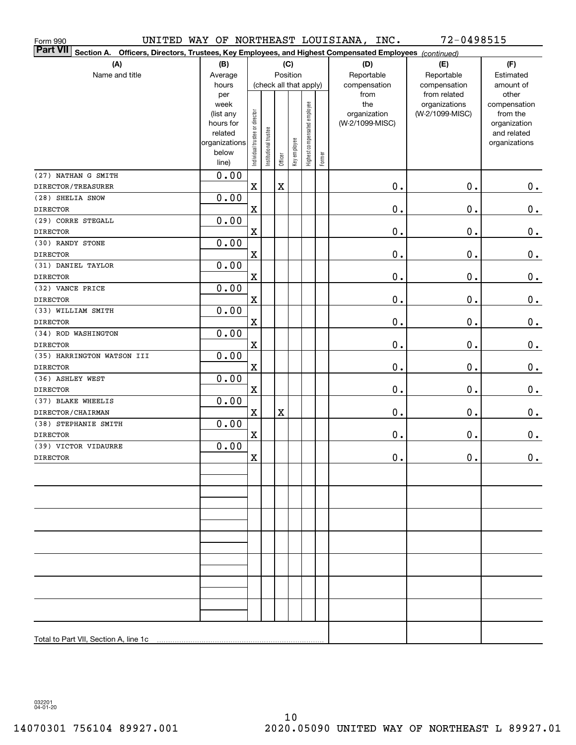Form 990 UNITED WAY OF NORTHEAST LOUISIANA, INC. 72-0498515

**Part VII** Section A. Officers, Directors, Trustees, Key Employees, and Highest Compensated Employees *(continued)*

| (A) Name and title | (B) Average hours per week (list any hours for related organizations below line) | (C) Position (check all that apply): Individual trustee or director | Institutional trustee | Officer | Key employee | Highest compensated employee | Former | (D) Reportable compensation from the organization (W-2/1099-MISC) | (E) Reportable compensation from related organizations (W-2/1099-MISC) | (F) Estimated amount of other compensation from the organization and related organizations |
|---|---|---|---|---|---|---|---|---|---|---|
| (27) NATHAN G SMITH DIRECTOR/TREASURER | 0.00 | X | | X | | | | 0. | 0. | 0. |
| (28) SHELIA SNOW DIRECTOR | 0.00 | X | | | | | | 0. | 0. | 0. |
| (29) CORRE STEGALL DIRECTOR | 0.00 | X | | | | | | 0. | 0. | 0. |
| (30) RANDY STONE DIRECTOR | 0.00 | X | | | | | | 0. | 0. | 0. |
| (31) DANIEL TAYLOR DIRECTOR | 0.00 | X | | | | | | 0. | 0. | 0. |
| (32) VANCE PRICE DIRECTOR | 0.00 | X | | | | | | 0. | 0. | 0. |
| (33) WILLIAM SMITH DIRECTOR | 0.00 | X | | | | | | 0. | 0. | 0. |
| (34) ROD WASHINGTON DIRECTOR | 0.00 | X | | | | | | 0. | 0. | 0. |
| (35) HARRINGTON WATSON III DIRECTOR | 0.00 | X | | | | | | 0. | 0. | 0. |
| (36) ASHLEY WEST DIRECTOR | 0.00 | X | | | | | | 0. | 0. | 0. |
| (37) BLAKE WHEELIS DIRECTOR/CHAIRMAN | 0.00 | X | | X | | | | 0. | 0. | 0. |
| (38) STEPHANIE SMITH DIRECTOR | 0.00 | X | | | | | | 0. | 0. | 0. |
| (39) VICTOR VIDAURRE DIRECTOR | 0.00 | X | | | | | | 0. | 0. | 0. |
| Total to Part VII, Section A, line 1c | | | | | | | | | | |

032201 04-01-20

14070301 756104 89927.001 2020.05090 UNITED WAY OF NORTHEAST L 89927.01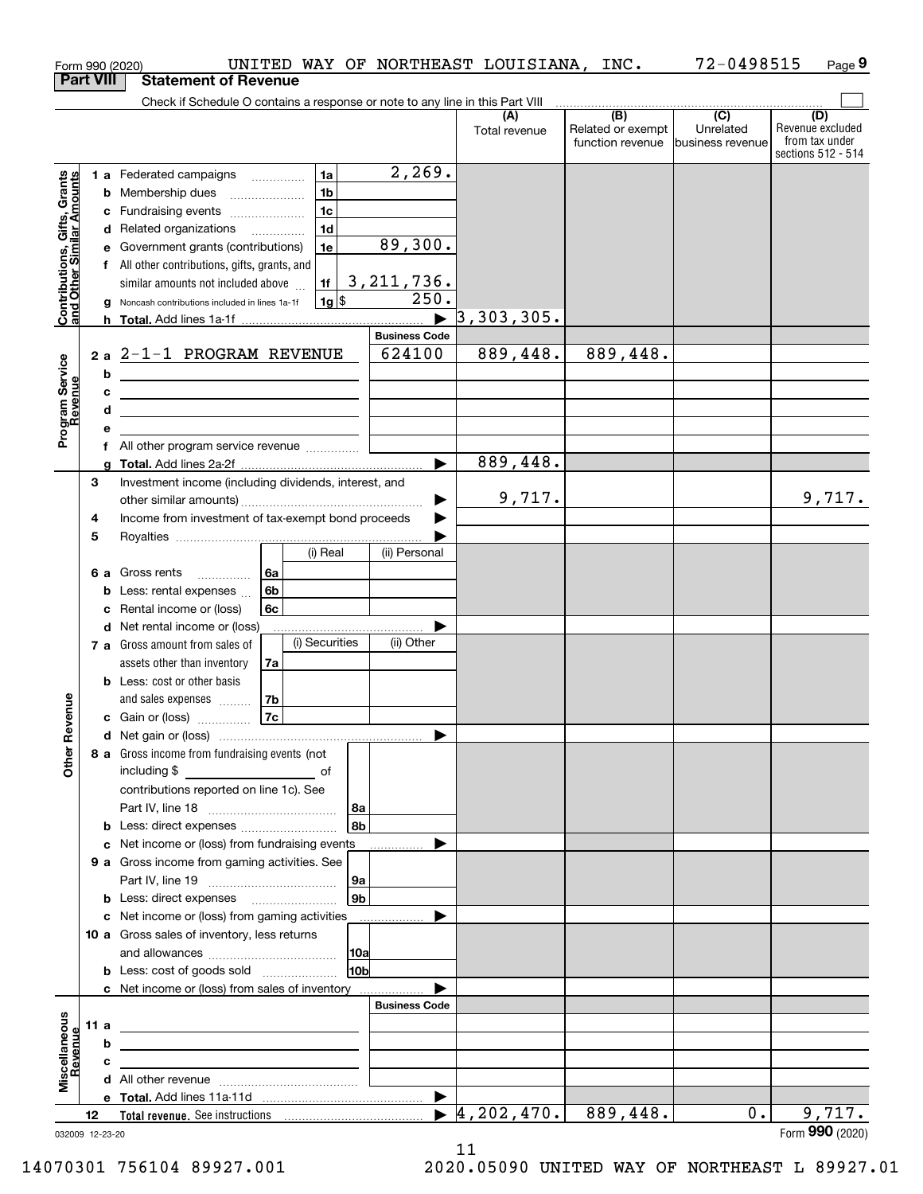Form 990 (2020) UNITED WAY OF NORTHEAST LOUISIANA, INC. 72-0498515 Page 9

**Part VIII Statement of Revenue**

Check if Schedule O contains a response or note to any line in this Part VIII

| | | | | (A) Total revenue | (B) Related or exempt function revenue | (C) Unrelated business revenue | (D) Revenue excluded from tax under sections 512 - 514 |
|---|---|---|---|---|---|---|---|
| Contributions, Gifts, Grants and Other Similar Amounts | 1 a | Federated campaigns | 1a 2,269. | | | | |
| | b | Membership dues | 1b | | | | |
| | c | Fundraising events | 1c | | | | |
| | d | Related organizations | 1d | | | | |
| | e | Government grants (contributions) | 1e 89,300. | | | | |
| | f | All other contributions, gifts, grants, and similar amounts not included above | 1f 3,211,736. | | | | |
| | g | Noncash contributions included in lines 1a-1f | 1g $ 250. | | | | |
| | h | Total. Add lines 1a-1f | | 3,303,305. | | | |
| | | | Business Code | | | | |
| Program Service Revenue | 2 a | 2-1-1 PROGRAM REVENUE | 624100 | 889,448. | 889,448. | | |
| | b | | | | | | |
| | c | | | | | | |
| | d | | | | | | |
| | e | | | | | | |
| | f | All other program service revenue | | | | | |
| | g | Total. Add lines 2a-2f | | 889,448. | | | |
| Other Revenue | 3 | Investment income (including dividends, interest, and other similar amounts) | | 9,717. | | | 9,717. |
| | 4 | Income from investment of tax-exempt bond proceeds | | | | | |
| | 5 | Royalties | | | | | |
| | | | (i) Real / (ii) Personal | | | | |
| | 6 a | Gross rents | 6a | | | | |
| | b | Less: rental expenses | 6b | | | | |
| | c | Rental income or (loss) | 6c | | | | |
| | d | Net rental income or (loss) | | | | | |
| | | | (i) Securities / (ii) Other | | | | |
| | 7 a | Gross amount from sales of assets other than inventory | 7a | | | | |
| | b | Less: cost or other basis and sales expenses | 7b | | | | |
| | c | Gain or (loss) | 7c | | | | |
| | d | Net gain or (loss) | | | | | |
| | 8 a | Gross income from fundraising events (not including $ of contributions reported on line 1c). See Part IV, line 18 | 8a | | | | |
| | b | Less: direct expenses | 8b | | | | |
| | c | Net income or (loss) from fundraising events | | | | | |
| | 9 a | Gross income from gaming activities. See Part IV, line 19 | 9a | | | | |
| | b | Less: direct expenses | 9b | | | | |
| | c | Net income or (loss) from gaming activities | | | | | |
| | 10 a | Gross sales of inventory, less returns and allowances | 10a | | | | |
| | b | Less: cost of goods sold | 10b | | | | |
| | c | Net income or (loss) from sales of inventory | | | | | |
| | | | Business Code | | | | |
| Miscellaneous Revenue | 11 a | | | | | | |
| | b | | | | | | |
| | c | | | | | | |
| | d | All other revenue | | | | | |
| | e | Total. Add lines 11a-11d | | | | | |
| | 12 | Total revenue. See instructions | | 4,202,470. | 889,448. | 0. | 9,717. |

032009 12-23-20 Form 990 (2020)

14070301 756104 89927.001 2020.05090 UNITED WAY OF NORTHEAST L 89927.01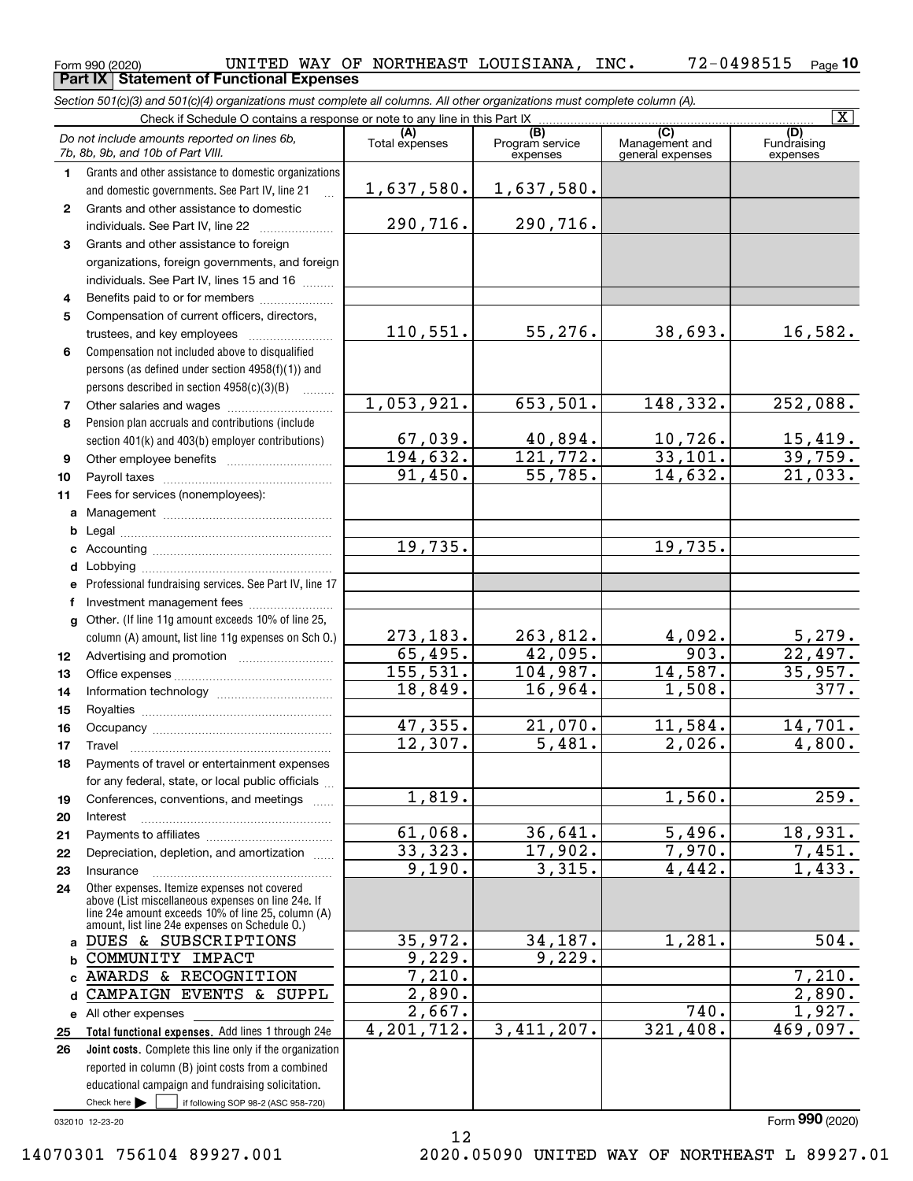Form 990 (2020) UNITED WAY OF NORTHEAST LOUISIANA, INC. 72-0498515 Page 10

## Part IX Statement of Functional Expenses

*Section 501(c)(3) and 501(c)(4) organizations must complete all columns. All other organizations must complete column (A).*

Check if Schedule O contains a response or note to any line in this Part IX [X]

| | *Do not include amounts reported on lines 6b, 7b, 8b, 9b, and 10b of Part VIII.* | (A) Total expenses | (B) Program service expenses | (C) Management and general expenses | (D) Fundraising expenses |
|---|---|---|---|---|---|
| 1 | Grants and other assistance to domestic organizations and domestic governments. See Part IV, line 21 | 1,637,580. | 1,637,580. | | |
| 2 | Grants and other assistance to domestic individuals. See Part IV, line 22 | 290,716. | 290,716. | | |
| 3 | Grants and other assistance to foreign organizations, foreign governments, and foreign individuals. See Part IV, lines 15 and 16 | | | | |
| 4 | Benefits paid to or for members | | | | |
| 5 | Compensation of current officers, directors, trustees, and key employees | 110,551. | 55,276. | 38,693. | 16,582. |
| 6 | Compensation not included above to disqualified persons (as defined under section 4958(f)(1)) and persons described in section 4958(c)(3)(B) | | | | |
| 7 | Other salaries and wages | 1,053,921. | 653,501. | 148,332. | 252,088. |
| 8 | Pension plan accruals and contributions (include section 401(k) and 403(b) employer contributions) | 67,039. | 40,894. | 10,726. | 15,419. |
| 9 | Other employee benefits | 194,632. | 121,772. | 33,101. | 39,759. |
| 10 | Payroll taxes | 91,450. | 55,785. | 14,632. | 21,033. |
| 11 | Fees for services (nonemployees): | | | | |
| a | Management | | | | |
| b | Legal | | | | |
| c | Accounting | 19,735. | | 19,735. | |
| d | Lobbying | | | | |
| e | Professional fundraising services. See Part IV, line 17 | | | | |
| f | Investment management fees | | | | |
| g | Other. (If line 11g amount exceeds 10% of line 25, column (A) amount, list line 11g expenses on Sch O.) | 273,183. | 263,812. | 4,092. | 5,279. |
| 12 | Advertising and promotion | 65,495. | 42,095. | 903. | 22,497. |
| 13 | Office expenses | 155,531. | 104,987. | 14,587. | 35,957. |
| 14 | Information technology | 18,849. | 16,964. | 1,508. | 377. |
| 15 | Royalties | | | | |
| 16 | Occupancy | 47,355. | 21,070. | 11,584. | 14,701. |
| 17 | Travel | 12,307. | 5,481. | 2,026. | 4,800. |
| 18 | Payments of travel or entertainment expenses for any federal, state, or local public officials | | | | |
| 19 | Conferences, conventions, and meetings | 1,819. | | 1,560. | 259. |
| 20 | Interest | | | | |
| 21 | Payments to affiliates | 61,068. | 36,641. | 5,496. | 18,931. |
| 22 | Depreciation, depletion, and amortization | 33,323. | 17,902. | 7,970. | 7,451. |
| 23 | Insurance | 9,190. | 3,315. | 4,442. | 1,433. |
| 24 | Other expenses. Itemize expenses not covered above (List miscellaneous expenses on line 24e. If line 24e amount exceeds 10% of line 25, column (A) amount, list line 24e expenses on Schedule O.) | | | | |
| a | DUES & SUBSCRIPTIONS | 35,972. | 34,187. | 1,281. | 504. |
| b | COMMUNITY IMPACT | 9,229. | 9,229. | | |
| c | AWARDS & RECOGNITION | 7,210. | | | 7,210. |
| d | CAMPAIGN EVENTS & SUPPL | 2,890. | | | 2,890. |
| e | All other expenses | 2,667. | | 740. | 1,927. |
| 25 | **Total functional expenses.** Add lines 1 through 24e | 4,201,712. | 3,411,207. | 321,408. | 469,097. |
| 26 | **Joint costs.** Complete this line only if the organization reported in column (B) joint costs from a combined educational campaign and fundraising solicitation. Check here [ ] if following SOP 98-2 (ASC 958-720) | | | | |

032010 12-23-20 Form **990** (2020)

14070301 756104 89927.001 2020.05090 UNITED WAY OF NORTHEAST L 89927.01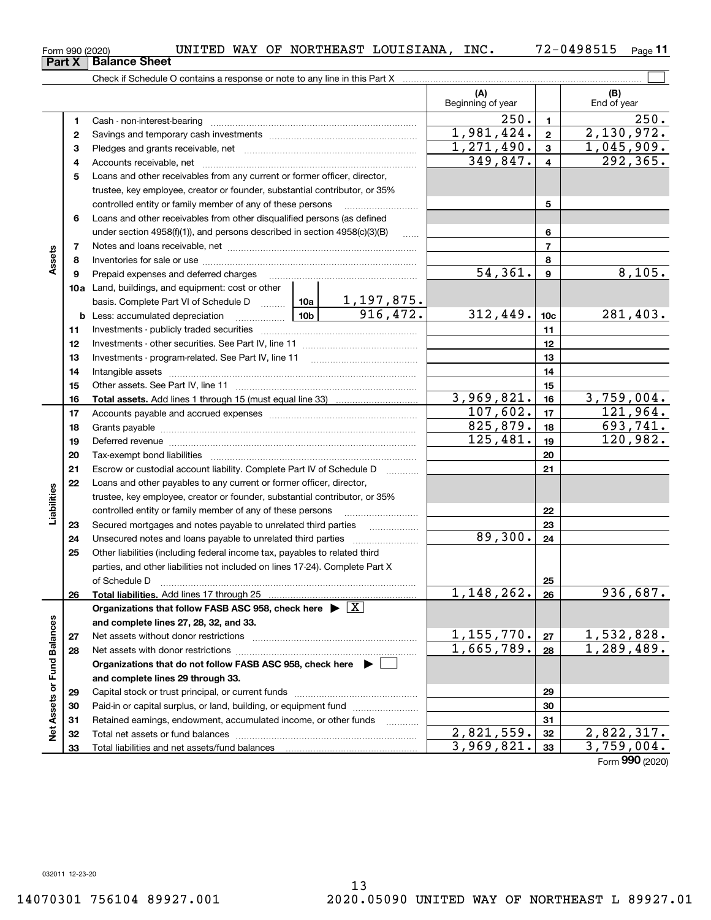Form 990 (2020) UNITED WAY OF NORTHEAST LOUISIANA, INC. 72-0498515 Page **11**

## Part X Balance Sheet

Check if Schedule O contains a response or note to any line in this Part X ☐

| | | | | (A) Beginning of year | | (B) End of year |
|---|---|---|---|---|---|---|
| **Assets** | 1 | Cash - non-interest-bearing | | 250. | 1 | 250. |
| | 2 | Savings and temporary cash investments | | 1,981,424. | 2 | 2,130,972. |
| | 3 | Pledges and grants receivable, net | | 1,271,490. | 3 | 1,045,909. |
| | 4 | Accounts receivable, net | | 349,847. | 4 | 292,365. |
| | 5 | Loans and other receivables from any current or former officer, director, trustee, key employee, creator or founder, substantial contributor, or 35% controlled entity or family member of any of these persons | | | 5 | |
| | 6 | Loans and other receivables from other disqualified persons (as defined under section 4958(f)(1)), and persons described in section 4958(c)(3)(B) | | | 6 | |
| | 7 | Notes and loans receivable, net | | | 7 | |
| | 8 | Inventories for sale or use | | | 8 | |
| | 9 | Prepaid expenses and deferred charges | | 54,361. | 9 | 8,105. |
| | 10a | Land, buildings, and equipment: cost or other basis. Complete Part VI of Schedule D | 10a 1,197,875. | | | |
| | b | Less: accumulated depreciation | 10b 916,472. | 312,449. | 10c | 281,403. |
| | 11 | Investments - publicly traded securities | | | 11 | |
| | 12 | Investments - other securities. See Part IV, line 11 | | | 12 | |
| | 13 | Investments - program-related. See Part IV, line 11 | | | 13 | |
| | 14 | Intangible assets | | | 14 | |
| | 15 | Other assets. See Part IV, line 11 | | | 15 | |
| | 16 | **Total assets.** Add lines 1 through 15 (must equal line 33) | | 3,969,821. | 16 | 3,759,004. |
| **Liabilities** | 17 | Accounts payable and accrued expenses | | 107,602. | 17 | 121,964. |
| | 18 | Grants payable | | 825,879. | 18 | 693,741. |
| | 19 | Deferred revenue | | 125,481. | 19 | 120,982. |
| | 20 | Tax-exempt bond liabilities | | | 20 | |
| | 21 | Escrow or custodial account liability. Complete Part IV of Schedule D | | | 21 | |
| | 22 | Loans and other payables to any current or former officer, director, trustee, key employee, creator or founder, substantial contributor, or 35% controlled entity or family member of any of these persons | | | 22 | |
| | 23 | Secured mortgages and notes payable to unrelated third parties | | | 23 | |
| | 24 | Unsecured notes and loans payable to unrelated third parties | | 89,300. | 24 | |
| | 25 | Other liabilities (including federal income tax, payables to related third parties, and other liabilities not included on lines 17-24). Complete Part X of Schedule D | | | 25 | |
| | 26 | **Total liabilities.** Add lines 17 through 25 | | 1,148,262. | 26 | 936,687. |
| **Net Assets or Fund Balances** | | **Organizations that follow FASB ASC 958, check here** ▶ ☒ **and complete lines 27, 28, 32, and 33.** | | | | |
| | 27 | Net assets without donor restrictions | | 1,155,770. | 27 | 1,532,828. |
| | 28 | Net assets with donor restrictions | | 1,665,789. | 28 | 1,289,489. |
| | | **Organizations that do not follow FASB ASC 958, check here** ▶ ☐ **and complete lines 29 through 33.** | | | | |
| | 29 | Capital stock or trust principal, or current funds | | | 29 | |
| | 30 | Paid-in or capital surplus, or land, building, or equipment fund | | | 30 | |
| | 31 | Retained earnings, endowment, accumulated income, or other funds | | | 31 | |
| | 32 | Total net assets or fund balances | | 2,821,559. | 32 | 2,822,317. |
| | 33 | Total liabilities and net assets/fund balances | | 3,969,821. | 33 | 3,759,004. |

Form **990** (2020)

032011 12-23-20

14070301 756104 89927.001 2020.05090 UNITED WAY OF NORTHEAST L 89927.01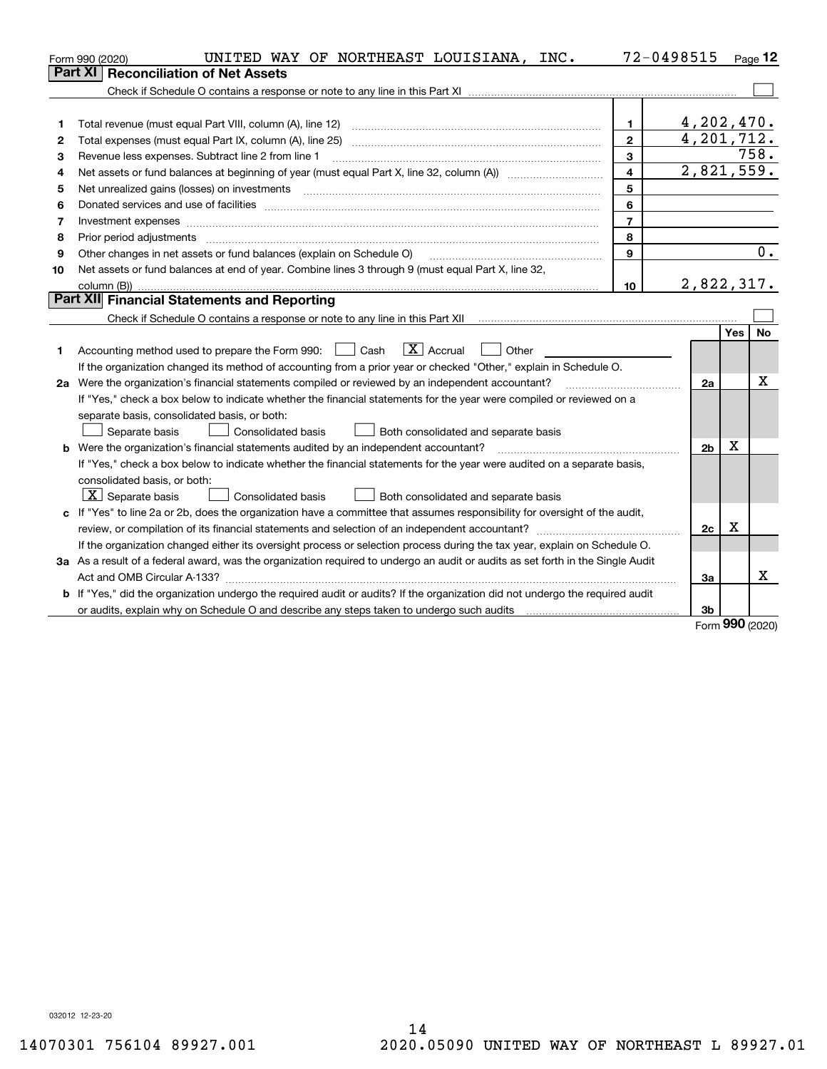Form 990 (2020) UNITED WAY OF NORTHEAST LOUISIANA, INC. 72-0498515 Page 12

## Part XI Reconciliation of Net Assets

Check if Schedule O contains a response or note to any line in this Part XI ☐

| | | | |
|---|---|---|---|
| 1 | Total revenue (must equal Part VIII, column (A), line 12) | 1 | 4,202,470. |
| 2 | Total expenses (must equal Part IX, column (A), line 25) | 2 | 4,201,712. |
| 3 | Revenue less expenses. Subtract line 2 from line 1 | 3 | 758. |
| 4 | Net assets or fund balances at beginning of year (must equal Part X, line 32, column (A)) | 4 | 2,821,559. |
| 5 | Net unrealized gains (losses) on investments | 5 | |
| 6 | Donated services and use of facilities | 6 | |
| 7 | Investment expenses | 7 | |
| 8 | Prior period adjustments | 8 | |
| 9 | Other changes in net assets or fund balances (explain on Schedule O) | 9 | 0. |
| 10 | Net assets or fund balances at end of year. Combine lines 3 through 9 (must equal Part X, line 32, column (B)) | 10 | 2,822,317. |

## Part XII Financial Statements and Reporting

Check if Schedule O contains a response or note to any line in this Part XII ☐

| | | | Yes | No |
|---|---|---|---|---|
| 1 | Accounting method used to prepare the Form 990: ☐ Cash ☒ Accrual ☐ Other<br>If the organization changed its method of accounting from a prior year or checked "Other," explain in Schedule O. | | | |
| 2a | Were the organization's financial statements compiled or reviewed by an independent accountant?<br>If "Yes," check a box below to indicate whether the financial statements for the year were compiled or reviewed on a separate basis, consolidated basis, or both:<br>☐ Separate basis ☐ Consolidated basis ☐ Both consolidated and separate basis | 2a | | X |
| b | Were the organization's financial statements audited by an independent accountant?<br>If "Yes," check a box below to indicate whether the financial statements for the year were audited on a separate basis, consolidated basis, or both:<br>☒ Separate basis ☐ Consolidated basis ☐ Both consolidated and separate basis | 2b | X | |
| c | If "Yes" to line 2a or 2b, does the organization have a committee that assumes responsibility for oversight of the audit, review, or compilation of its financial statements and selection of an independent accountant?<br>If the organization changed either its oversight process or selection process during the tax year, explain on Schedule O. | 2c | X | |
| 3a | As a result of a federal award, was the organization required to undergo an audit or audits as set forth in the Single Audit Act and OMB Circular A-133? | 3a | | X |
| b | If "Yes," did the organization undergo the required audit or audits? If the organization did not undergo the required audit or audits, explain why on Schedule O and describe any steps taken to undergo such audits | 3b | | |

Form 990 (2020)

032012 12-23-20

14070301 756104 89927.001 2020.05090 UNITED WAY OF NORTHEAST L 89927.01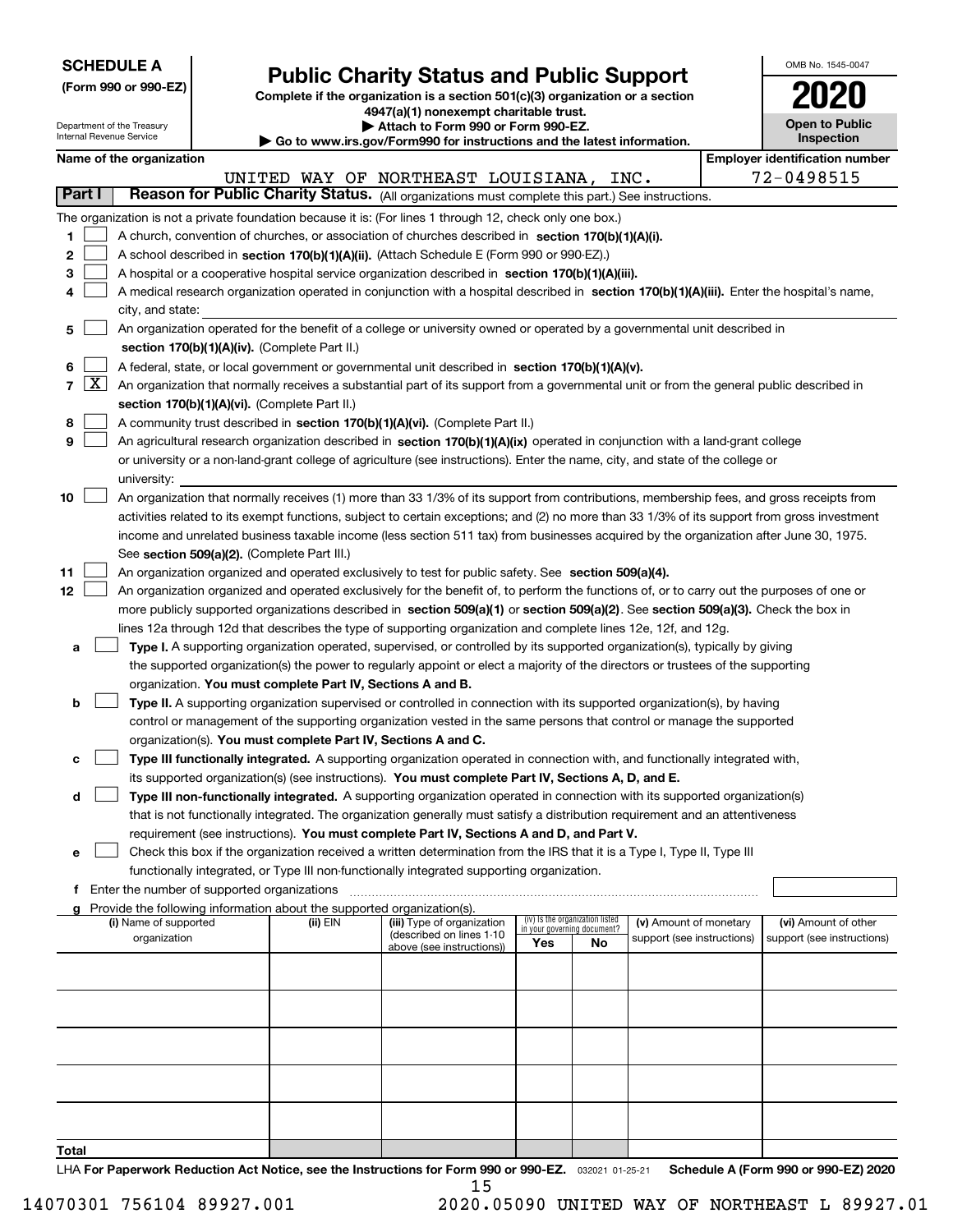**SCHEDULE A**
**(Form 990 or 990-EZ)**

Department of the Treasury
Internal Revenue Service

# Public Charity Status and Public Support

**Complete if the organization is a section 501(c)(3) organization or a section 4947(a)(1) nonexempt charitable trust.**
**▶ Attach to Form 990 or Form 990-EZ.**
**▶ Go to www.irs.gov/Form990 for instructions and the latest information.**

OMB No. 1545-0047

**2020**

**Open to Public Inspection**

**Name of the organization:** UNITED WAY OF NORTHEAST LOUISIANA, INC.

**Employer identification number:** 72-0498515

## Part I — Reason for Public Charity Status.
(All organizations must complete this part.) See instructions.

The organization is not a private foundation because it is: (For lines 1 through 12, check only one box.)

1. [ ] A church, convention of churches, or association of churches described in **section 170(b)(1)(A)(i).**
2. [ ] A school described in **section 170(b)(1)(A)(ii).** (Attach Schedule E (Form 990 or 990-EZ).)
3. [ ] A hospital or a cooperative hospital service organization described in **section 170(b)(1)(A)(iii).**
4. [ ] A medical research organization operated in conjunction with a hospital described in **section 170(b)(1)(A)(iii).** Enter the hospital's name, city, and state:
5. [ ] An organization operated for the benefit of a college or university owned or operated by a governmental unit described in **section 170(b)(1)(A)(iv).** (Complete Part II.)
6. [ ] A federal, state, or local government or governmental unit described in **section 170(b)(1)(A)(v).**
7. [X] An organization that normally receives a substantial part of its support from a governmental unit or from the general public described in **section 170(b)(1)(A)(vi).** (Complete Part II.)
8. [ ] A community trust described in **section 170(b)(1)(A)(vi).** (Complete Part II.)
9. [ ] An agricultural research organization described in **section 170(b)(1)(A)(ix)** operated in conjunction with a land-grant college or university or a non-land-grant college of agriculture (see instructions). Enter the name, city, and state of the college or university:
10. [ ] An organization that normally receives (1) more than 33 1/3% of its support from contributions, membership fees, and gross receipts from activities related to its exempt functions, subject to certain exceptions; and (2) no more than 33 1/3% of its support from gross investment income and unrelated business taxable income (less section 511 tax) from businesses acquired by the organization after June 30, 1975. See **section 509(a)(2).** (Complete Part III.)
11. [ ] An organization organized and operated exclusively to test for public safety. See **section 509(a)(4).**
12. [ ] An organization organized and operated exclusively for the benefit of, to perform the functions of, or to carry out the purposes of one or more publicly supported organizations described in **section 509(a)(1)** or **section 509(a)(2)**. See **section 509(a)(3).** Check the box in lines 12a through 12d that describes the type of supporting organization and complete lines 12e, 12f, and 12g.
   - **a** [ ] **Type I.** A supporting organization operated, supervised, or controlled by its supported organization(s), typically by giving the supported organization(s) the power to regularly appoint or elect a majority of the directors or trustees of the supporting organization. **You must complete Part IV, Sections A and B.**
   - **b** [ ] **Type II.** A supporting organization supervised or controlled in connection with its supported organization(s), by having control or management of the supporting organization vested in the same persons that control or manage the supported organization(s). **You must complete Part IV, Sections A and C.**
   - **c** [ ] **Type III functionally integrated.** A supporting organization operated in connection with, and functionally integrated with, its supported organization(s) (see instructions). **You must complete Part IV, Sections A, D, and E.**
   - **d** [ ] **Type III non-functionally integrated.** A supporting organization operated in connection with its supported organization(s) that is not functionally integrated. The organization generally must satisfy a distribution requirement and an attentiveness requirement (see instructions). **You must complete Part IV, Sections A and D, and Part V.**
   - **e** [ ] Check this box if the organization received a written determination from the IRS that it is a Type I, Type II, Type III functionally integrated, or Type III non-functionally integrated supporting organization.
   - **f** Enter the number of supported organizations
   - **g** Provide the following information about the supported organization(s).

| (i) Name of supported organization | (ii) EIN | (iii) Type of organization (described on lines 1-10 above (see instructions)) | (iv) Is the organization listed in your governing document? Yes | No | (v) Amount of monetary support (see instructions) | (vi) Amount of other support (see instructions) |
|---|---|---|---|---|---|---|
| | | | | | | |
| | | | | | | |
| | | | | | | |
| | | | | | | |
| | | | | | | |
| **Total** | | | | | | |

LHA **For Paperwork Reduction Act Notice, see the Instructions for Form 990 or 990-EZ.** 032021 01-25-21 **Schedule A (Form 990 or 990-EZ) 2020**

14070301 756104 89927.001 2020.05090 UNITED WAY OF NORTHEAST L 89927.01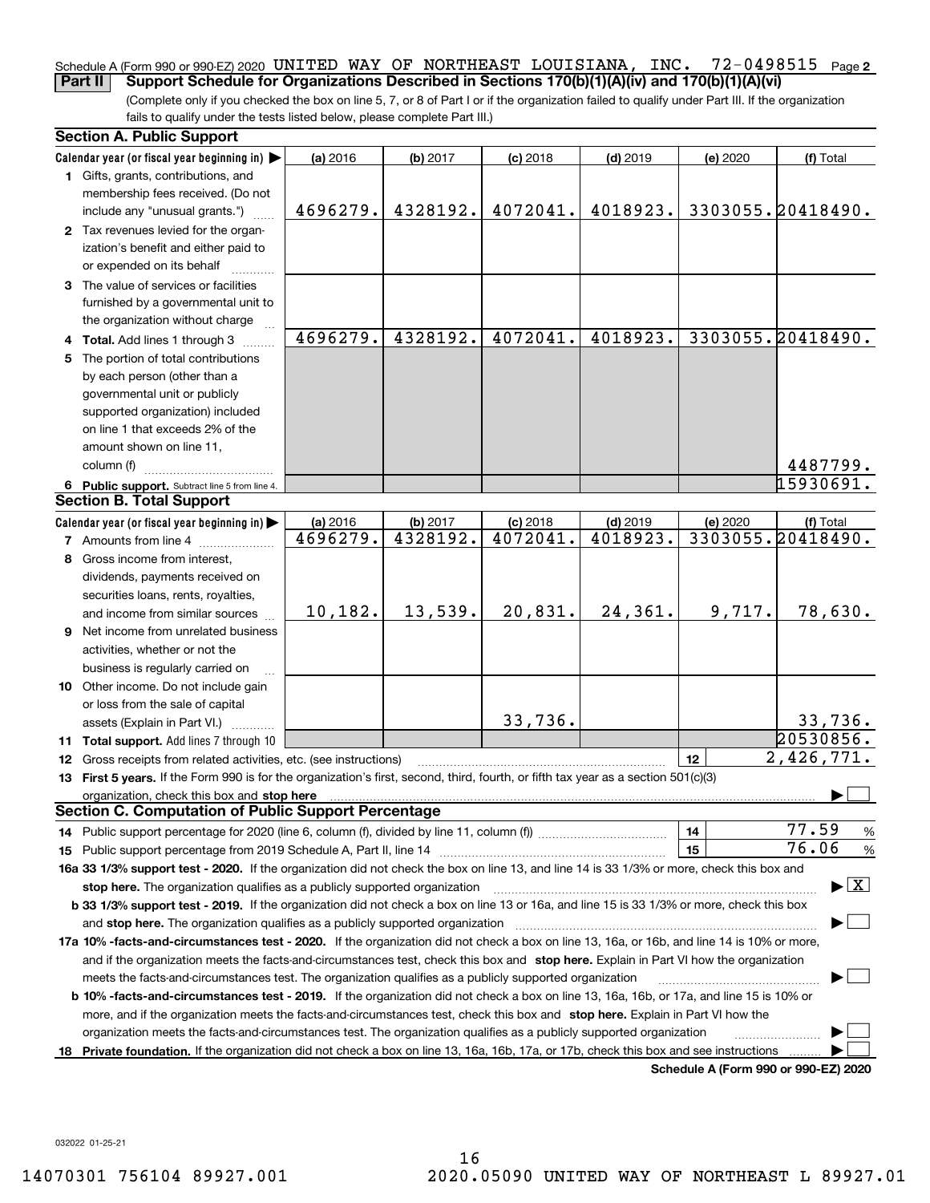Schedule A (Form 990 or 990-EZ) 2020 UNITED WAY OF NORTHEAST LOUISIANA, INC. 72-0498515 Page 2

**Part II Support Schedule for Organizations Described in Sections 170(b)(1)(A)(iv) and 170(b)(1)(A)(vi)**

(Complete only if you checked the box on line 5, 7, or 8 of Part I or if the organization failed to qualify under Part III. If the organization fails to qualify under the tests listed below, please complete Part III.)

### Section A. Public Support

| Calendar year (or fiscal year beginning in) ▶ | (a) 2016 | (b) 2017 | (c) 2018 | (d) 2019 | (e) 2020 | (f) Total |
|---|---|---|---|---|---|---|
| **1** Gifts, grants, contributions, and membership fees received. (Do not include any "unusual grants.") | 4696279. | 4328192. | 4072041. | 4018923. | 3303055. | 20418490. |
| **2** Tax revenues levied for the organization's benefit and either paid to or expended on its behalf | | | | | | |
| **3** The value of services or facilities furnished by a governmental unit to the organization without charge | | | | | | |
| **4 Total.** Add lines 1 through 3 | 4696279. | 4328192. | 4072041. | 4018923. | 3303055. | 20418490. |
| **5** The portion of total contributions by each person (other than a governmental unit or publicly supported organization) included on line 1 that exceeds 2% of the amount shown on line 11, column (f) | | | | | | 4487799. |
| **6 Public support.** Subtract line 5 from line 4. | | | | | | 15930691. |

### Section B. Total Support

| Calendar year (or fiscal year beginning in) ▶ | (a) 2016 | (b) 2017 | (c) 2018 | (d) 2019 | (e) 2020 | (f) Total |
|---|---|---|---|---|---|---|
| **7** Amounts from line 4 | 4696279. | 4328192. | 4072041. | 4018923. | 3303055. | 20418490. |
| **8** Gross income from interest, dividends, payments received on securities loans, rents, royalties, and income from similar sources | 10,182. | 13,539. | 20,831. | 24,361. | 9,717. | 78,630. |
| **9** Net income from unrelated business activities, whether or not the business is regularly carried on | | | | | | |
| **10** Other income. Do not include gain or loss from the sale of capital assets (Explain in Part VI.) | | | 33,736. | | | 33,736. |
| **11 Total support.** Add lines 7 through 10 | | | | | | 20530856. |
| **12** Gross receipts from related activities, etc. (see instructions) | | | | | 12 | 2,426,771. |

**13 First 5 years.** If the Form 990 is for the organization's first, second, third, fourth, or fifth tax year as a section 501(c)(3) organization, check this box and **stop here** ▶ ☐

### Section C. Computation of Public Support Percentage

| | | |
|---|---|---|
| **14** Public support percentage for 2020 (line 6, column (f), divided by line 11, column (f)) | 14 | 77.59 % |
| **15** Public support percentage from 2019 Schedule A, Part II, line 14 | 15 | 76.06 % |

**16a 33 1/3% support test - 2020.** If the organization did not check the box on line 13, and line 14 is 33 1/3% or more, check this box and **stop here.** The organization qualifies as a publicly supported organization ▶ ☒

**b 33 1/3% support test - 2019.** If the organization did not check a box on line 13 or 16a, and line 15 is 33 1/3% or more, check this box and **stop here.** The organization qualifies as a publicly supported organization ▶ ☐

**17a 10% -facts-and-circumstances test - 2020.** If the organization did not check a box on line 13, 16a, or 16b, and line 14 is 10% or more, and if the organization meets the facts-and-circumstances test, check this box and **stop here.** Explain in Part VI how the organization meets the facts-and-circumstances test. The organization qualifies as a publicly supported organization ▶ ☐

**b 10% -facts-and-circumstances test - 2019.** If the organization did not check a box on line 13, 16a, 16b, or 17a, and line 15 is 10% or more, and if the organization meets the facts-and-circumstances test, check this box and **stop here.** Explain in Part VI how the organization meets the facts-and-circumstances test. The organization qualifies as a publicly supported organization ▶ ☐

**18 Private foundation.** If the organization did not check a box on line 13, 16a, 16b, 17a, or 17b, check this box and see instructions ▶ ☐

**Schedule A (Form 990 or 990-EZ) 2020**

032022 01-25-21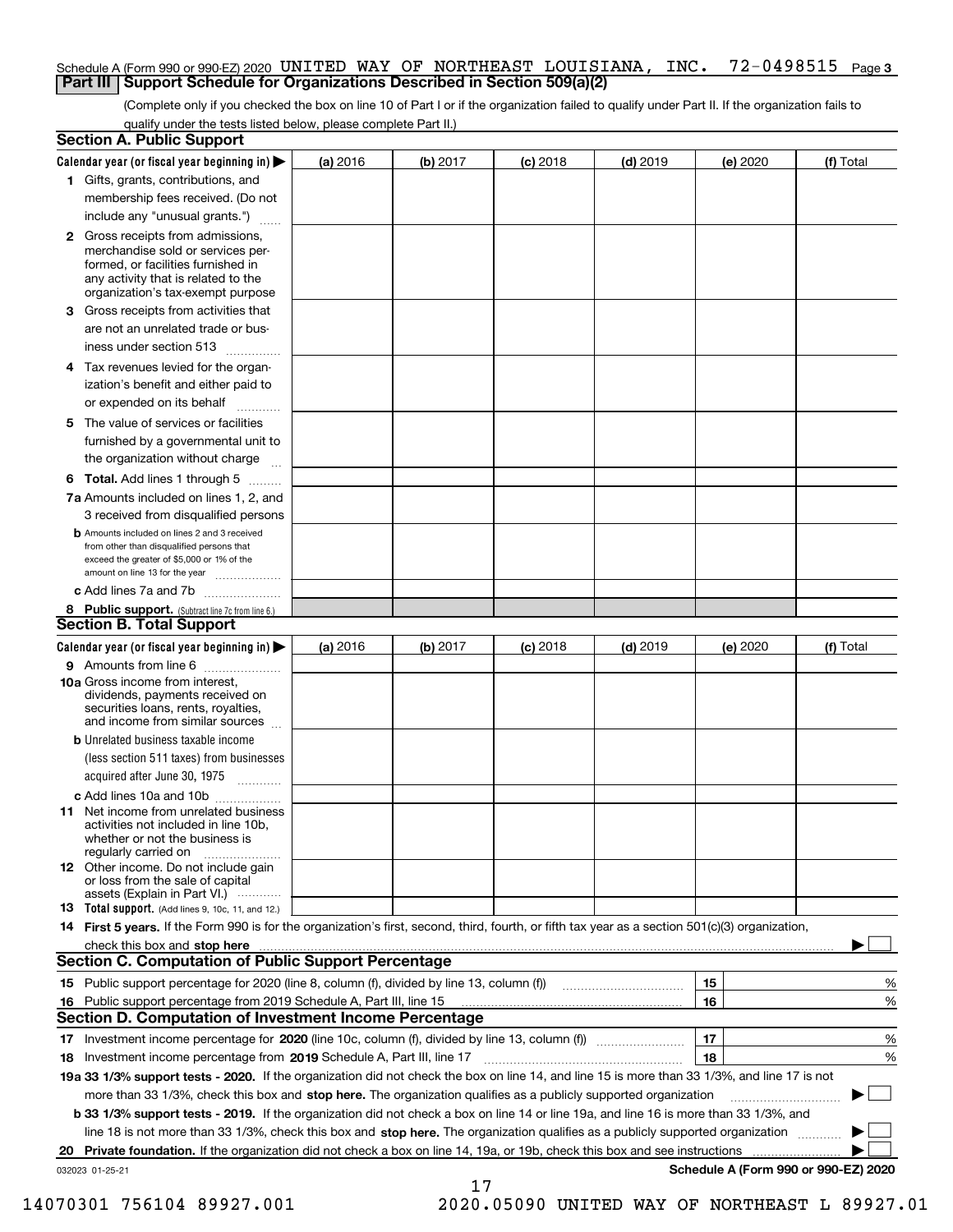Schedule A (Form 990 or 990-EZ) 2020 UNITED WAY OF NORTHEAST LOUISIANA, INC. 72-0498515 Page 3

## Part III Support Schedule for Organizations Described in Section 509(a)(2)

(Complete only if you checked the box on line 10 of Part I or if the organization failed to qualify under Part II. If the organization fails to qualify under the tests listed below, please complete Part II.)

### Section A. Public Support

| Calendar year (or fiscal year beginning in) | (a) 2016 | (b) 2017 | (c) 2018 | (d) 2019 | (e) 2020 | (f) Total |
|---|---|---|---|---|---|---|
| 1 Gifts, grants, contributions, and membership fees received. (Do not include any "unusual grants.") | | | | | | |
| 2 Gross receipts from admissions, merchandise sold or services performed, or facilities furnished in any activity that is related to the organization's tax-exempt purpose | | | | | | |
| 3 Gross receipts from activities that are not an unrelated trade or business under section 513 | | | | | | |
| 4 Tax revenues levied for the organization's benefit and either paid to or expended on its behalf | | | | | | |
| 5 The value of services or facilities furnished by a governmental unit to the organization without charge | | | | | | |
| 6 **Total.** Add lines 1 through 5 | | | | | | |
| 7a Amounts included on lines 1, 2, and 3 received from disqualified persons | | | | | | |
| b Amounts included on lines 2 and 3 received from other than disqualified persons that exceed the greater of $5,000 or 1% of the amount on line 13 for the year | | | | | | |
| c Add lines 7a and 7b | | | | | | |
| 8 **Public support.** (Subtract line 7c from line 6.) | | | | | | |

### Section B. Total Support

| Calendar year (or fiscal year beginning in) | (a) 2016 | (b) 2017 | (c) 2018 | (d) 2019 | (e) 2020 | (f) Total |
|---|---|---|---|---|---|---|
| 9 Amounts from line 6 | | | | | | |
| 10a Gross income from interest, dividends, payments received on securities loans, rents, royalties, and income from similar sources | | | | | | |
| b Unrelated business taxable income (less section 511 taxes) from businesses acquired after June 30, 1975 | | | | | | |
| c Add lines 10a and 10b | | | | | | |
| 11 Net income from unrelated business activities not included in line 10b, whether or not the business is regularly carried on | | | | | | |
| 12 Other income. Do not include gain or loss from the sale of capital assets (Explain in Part VI.) | | | | | | |
| 13 **Total support.** (Add lines 9, 10c, 11, and 12.) | | | | | | |

14 **First 5 years.** If the Form 990 is for the organization's first, second, third, fourth, or fifth tax year as a section 501(c)(3) organization, check this box and **stop here** ☐

### Section C. Computation of Public Support Percentage

| | | |
|---|---|---|
| 15 Public support percentage for 2020 (line 8, column (f), divided by line 13, column (f)) | 15 | % |
| 16 Public support percentage from 2019 Schedule A, Part III, line 15 | 16 | % |

### Section D. Computation of Investment Income Percentage

| | | |
|---|---|---|
| 17 Investment income percentage for **2020** (line 10c, column (f), divided by line 13, column (f)) | 17 | % |
| 18 Investment income percentage from **2019** Schedule A, Part III, line 17 | 18 | % |

**19a 33 1/3% support tests - 2020.** If the organization did not check the box on line 14, and line 15 is more than 33 1/3%, and line 17 is not more than 33 1/3%, check this box and **stop here.** The organization qualifies as a publicly supported organization ☐

**b 33 1/3% support tests - 2019.** If the organization did not check a box on line 14 or line 19a, and line 16 is more than 33 1/3%, and line 18 is not more than 33 1/3%, check this box and **stop here.** The organization qualifies as a publicly supported organization ☐

**20 Private foundation.** If the organization did not check a box on line 14, 19a, or 19b, check this box and see instructions ☐

032023 01-25-21 **Schedule A (Form 990 or 990-EZ) 2020**

14070301 756104 89927.001 2020.05090 UNITED WAY OF NORTHEAST L 89927.01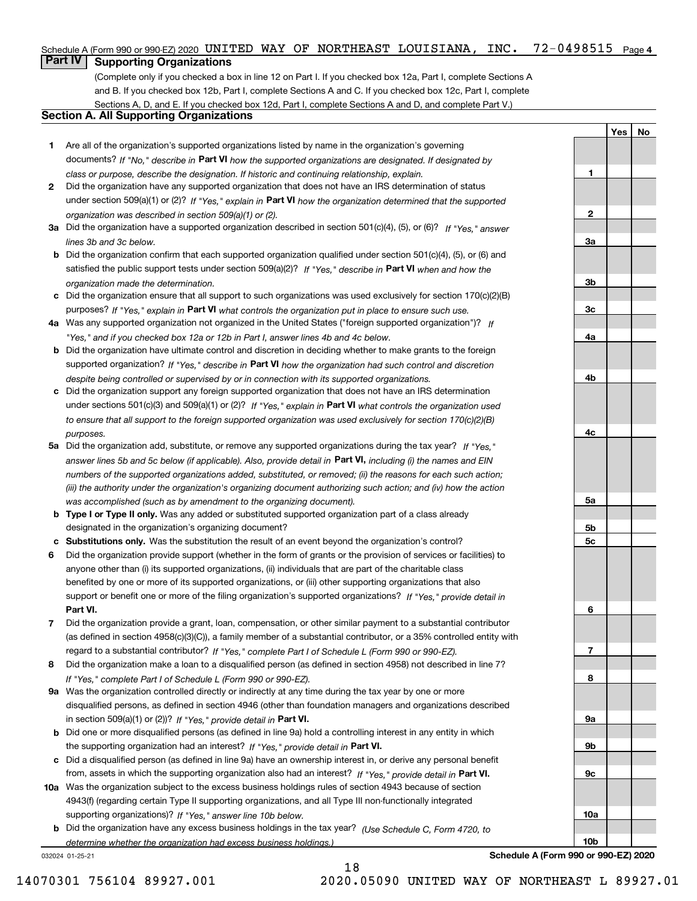Schedule A (Form 990 or 990-EZ) 2020 UNITED WAY OF NORTHEAST LOUISIANA, INC. 72-0498515 Page 4

## Part IV Supporting Organizations

(Complete only if you checked a box in line 12 on Part I. If you checked box 12a, Part I, complete Sections A and B. If you checked box 12b, Part I, complete Sections A and C. If you checked box 12c, Part I, complete Sections A, D, and E. If you checked box 12d, Part I, complete Sections A and D, and complete Part V.)

### Section A. All Supporting Organizations

| | | | Yes | No |
|---|---|---|---|---|
| **1** | Are all of the organization's supported organizations listed by name in the organization's governing documents? *If "No," describe in* **Part VI** *how the supported organizations are designated. If designated by class or purpose, describe the designation. If historic and continuing relationship, explain.* | **1** | | |
| **2** | Did the organization have any supported organization that does not have an IRS determination of status under section 509(a)(1) or (2)? *If "Yes," explain in* **Part VI** *how the organization determined that the supported organization was described in section 509(a)(1) or (2).* | **2** | | |
| **3a** | Did the organization have a supported organization described in section 501(c)(4), (5), or (6)? *If "Yes," answer lines 3b and 3c below.* | **3a** | | |
| **b** | Did the organization confirm that each supported organization qualified under section 501(c)(4), (5), or (6) and satisfied the public support tests under section 509(a)(2)? *If "Yes," describe in* **Part VI** *when and how the organization made the determination.* | **3b** | | |
| **c** | Did the organization ensure that all support to such organizations was used exclusively for section 170(c)(2)(B) purposes? *If "Yes," explain in* **Part VI** *what controls the organization put in place to ensure such use.* | **3c** | | |
| **4a** | Was any supported organization not organized in the United States ("foreign supported organization")? *If "Yes," and if you checked box 12a or 12b in Part I, answer lines 4b and 4c below.* | **4a** | | |
| **b** | Did the organization have ultimate control and discretion in deciding whether to make grants to the foreign supported organization? *If "Yes," describe in* **Part VI** *how the organization had such control and discretion despite being controlled or supervised by or in connection with its supported organizations.* | **4b** | | |
| **c** | Did the organization support any foreign supported organization that does not have an IRS determination under sections 501(c)(3) and 509(a)(1) or (2)? *If "Yes," explain in* **Part VI** *what controls the organization used to ensure that all support to the foreign supported organization was used exclusively for section 170(c)(2)(B) purposes.* | **4c** | | |
| **5a** | Did the organization add, substitute, or remove any supported organizations during the tax year? *If "Yes," answer lines 5b and 5c below (if applicable). Also, provide detail in* **Part VI,** *including (i) the names and EIN numbers of the supported organizations added, substituted, or removed; (ii) the reasons for each such action; (iii) the authority under the organization's organizing document authorizing such action; and (iv) how the action was accomplished (such as by amendment to the organizing document).* | **5a** | | |
| **b** | **Type I or Type II only.** Was any added or substituted supported organization part of a class already designated in the organization's organizing document? | **5b** | | |
| **c** | **Substitutions only.** Was the substitution the result of an event beyond the organization's control? | **5c** | | |
| **6** | Did the organization provide support (whether in the form of grants or the provision of services or facilities) to anyone other than (i) its supported organizations, (ii) individuals that are part of the charitable class benefited by one or more of its supported organizations, or (iii) other supporting organizations that also support or benefit one or more of the filing organization's supported organizations? *If "Yes," provide detail in* **Part VI.** | **6** | | |
| **7** | Did the organization provide a grant, loan, compensation, or other similar payment to a substantial contributor (as defined in section 4958(c)(3)(C)), a family member of a substantial contributor, or a 35% controlled entity with regard to a substantial contributor? *If "Yes," complete Part I of Schedule L (Form 990 or 990-EZ).* | **7** | | |
| **8** | Did the organization make a loan to a disqualified person (as defined in section 4958) not described in line 7? *If "Yes," complete Part I of Schedule L (Form 990 or 990-EZ).* | **8** | | |
| **9a** | Was the organization controlled directly or indirectly at any time during the tax year by one or more disqualified persons, as defined in section 4946 (other than foundation managers and organizations described in section 509(a)(1) or (2))? *If "Yes," provide detail in* **Part VI.** | **9a** | | |
| **b** | Did one or more disqualified persons (as defined in line 9a) hold a controlling interest in any entity in which the supporting organization had an interest? *If "Yes," provide detail in* **Part VI.** | **9b** | | |
| **c** | Did a disqualified person (as defined in line 9a) have an ownership interest in, or derive any personal benefit from, assets in which the supporting organization also had an interest? *If "Yes," provide detail in* **Part VI.** | **9c** | | |
| **10a** | Was the organization subject to the excess business holdings rules of section 4943 because of section 4943(f) (regarding certain Type II supporting organizations, and all Type III non-functionally integrated supporting organizations)? *If "Yes," answer line 10b below.* | **10a** | | |
| **b** | Did the organization have any excess business holdings in the tax year? *(Use Schedule C, Form 4720, to determine whether the organization had excess business holdings.)* | **10b** | | |

032024 01-25-21

**Schedule A (Form 990 or 990-EZ) 2020**

14070301 756104 89927.001 2020.05090 UNITED WAY OF NORTHEAST L 89927.01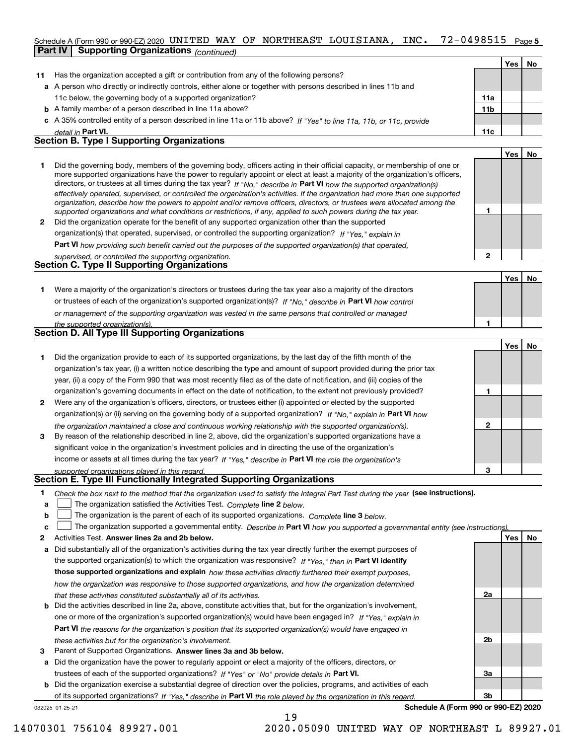Schedule A (Form 990 or 990-EZ) 2020 UNITED WAY OF NORTHEAST LOUISIANA, INC. 72-0498515 Page 5

**Part IV | Supporting Organizations** *(continued)*

| | | | Yes | No |
|---|---|---|---|---|
| **11** | Has the organization accepted a gift or contribution from any of the following persons? | | | |
| **a** | A person who directly or indirectly controls, either alone or together with persons described in lines 11b and 11c below, the governing body of a supported organization? | **11a** | | |
| **b** | A family member of a person described in line 11a above? | **11b** | | |
| **c** | A 35% controlled entity of a person described in line 11a or 11b above? *If "Yes" to line 11a, 11b, or 11c, provide detail in* **Part VI.** | **11c** | | |

## Section B. Type I Supporting Organizations

| | | | Yes | No |
|---|---|---|---|---|
| **1** | Did the governing body, members of the governing body, officers acting in their official capacity, or membership of one or more supported organizations have the power to regularly appoint or elect at least a majority of the organization's officers, directors, or trustees at all times during the tax year? *If "No," describe in* **Part VI** *how the supported organization(s) effectively operated, supervised, or controlled the organization's activities. If the organization had more than one supported organization, describe how the powers to appoint and/or remove officers, directors, or trustees were allocated among the supported organizations and what conditions or restrictions, if any, applied to such powers during the tax year.* | **1** | | |
| **2** | Did the organization operate for the benefit of any supported organization other than the supported organization(s) that operated, supervised, or controlled the supporting organization? *If "Yes," explain in* **Part VI** *how providing such benefit carried out the purposes of the supported organization(s) that operated, supervised, or controlled the supporting organization.* | **2** | | |

## Section C. Type II Supporting Organizations

| | | | Yes | No |
|---|---|---|---|---|
| **1** | Were a majority of the organization's directors or trustees during the tax year also a majority of the directors or trustees of each of the organization's supported organization(s)? *If "No," describe in* **Part VI** *how control or management of the supporting organization was vested in the same persons that controlled or managed the supported organization(s).* | **1** | | |

## Section D. All Type III Supporting Organizations

| | | | Yes | No |
|---|---|---|---|---|
| **1** | Did the organization provide to each of its supported organizations, by the last day of the fifth month of the organization's tax year, (i) a written notice describing the type and amount of support provided during the prior tax year, (ii) a copy of the Form 990 that was most recently filed as of the date of notification, and (iii) copies of the organization's governing documents in effect on the date of notification, to the extent not previously provided? | **1** | | |
| **2** | Were any of the organization's officers, directors, or trustees either (i) appointed or elected by the supported organization(s) or (ii) serving on the governing body of a supported organization? *If "No," explain in* **Part VI** *how the organization maintained a close and continuous working relationship with the supported organization(s).* | **2** | | |
| **3** | By reason of the relationship described in line 2, above, did the organization's supported organizations have a significant voice in the organization's investment policies and in directing the use of the organization's income or assets at all times during the tax year? *If "Yes," describe in* **Part VI** *the role the organization's supported organizations played in this regard.* | **3** | | |

## Section E. Type III Functionally Integrated Supporting Organizations

**1** *Check the box next to the method that the organization used to satisfy the Integral Part Test during the year* **(see instructions).**

- **a** ☐ The organization satisfied the Activities Test. *Complete* **line 2** *below.*
- **b** ☐ The organization is the parent of each of its supported organizations. *Complete* **line 3** *below.*
- **c** ☐ The organization supported a governmental entity. *Describe in* **Part VI** *how you supported a governmental entity (see instructions).*

| | | | Yes | No |
|---|---|---|---|---|
| **2** | Activities Test. **Answer lines 2a and 2b below.** | | | |
| **a** | Did substantially all of the organization's activities during the tax year directly further the exempt purposes of the supported organization(s) to which the organization was responsive? *If "Yes," then in* **Part VI identify those supported organizations and explain** *how these activities directly furthered their exempt purposes, how the organization was responsive to those supported organizations, and how the organization determined that these activities constituted substantially all of its activities.* | **2a** | | |
| **b** | Did the activities described in line 2a, above, constitute activities that, but for the organization's involvement, one or more of the organization's supported organization(s) would have been engaged in? *If "Yes," explain in* **Part VI** *the reasons for the organization's position that its supported organization(s) would have engaged in these activities but for the organization's involvement.* | **2b** | | |
| **3** | Parent of Supported Organizations. **Answer lines 3a and 3b below.** | | | |
| **a** | Did the organization have the power to regularly appoint or elect a majority of the officers, directors, or trustees of each of the supported organizations? *If "Yes" or "No" provide details in* **Part VI.** | **3a** | | |
| **b** | Did the organization exercise a substantial degree of direction over the policies, programs, and activities of each of its supported organizations? *If "Yes," describe in* **Part VI** *the role played by the organization in this regard.* | **3b** | | |

032025 01-25-21 **Schedule A (Form 990 or 990-EZ) 2020**

14070301 756104 89927.001 2020.05090 UNITED WAY OF NORTHEAST L 89927.01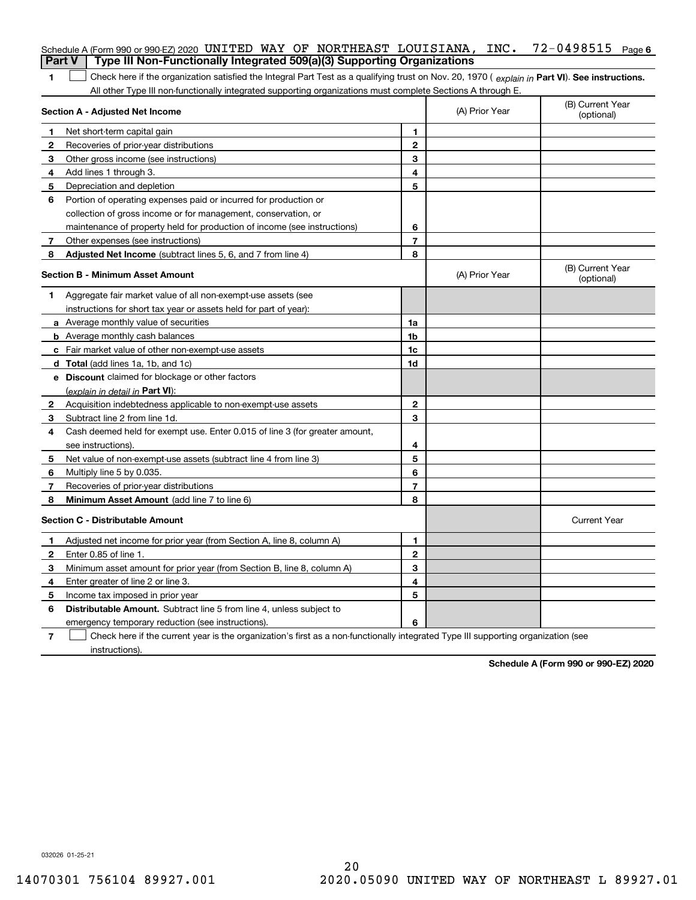Schedule A (Form 990 or 990-EZ) 2020 UNITED WAY OF NORTHEAST LOUISIANA, INC. 72-0498515 Page 6

## Part V | Type III Non-Functionally Integrated 509(a)(3) Supporting Organizations

**1** ☐ Check here if the organization satisfied the Integral Part Test as a qualifying trust on Nov. 20, 1970 ( *explain in* **Part VI**). **See instructions.** All other Type III non-functionally integrated supporting organizations must complete Sections A through E.

| **Section A - Adjusted Net Income** | | (A) Prior Year | (B) Current Year (optional) |
|---|---|---|---|
| **1** Net short-term capital gain | 1 | | |
| **2** Recoveries of prior-year distributions | 2 | | |
| **3** Other gross income (see instructions) | 3 | | |
| **4** Add lines 1 through 3. | 4 | | |
| **5** Depreciation and depletion | 5 | | |
| **6** Portion of operating expenses paid or incurred for production or collection of gross income or for management, conservation, or maintenance of property held for production of income (see instructions) | 6 | | |
| **7** Other expenses (see instructions) | 7 | | |
| **8** **Adjusted Net Income** (subtract lines 5, 6, and 7 from line 4) | 8 | | |

| **Section B - Minimum Asset Amount** | | (A) Prior Year | (B) Current Year (optional) |
|---|---|---|---|
| **1** Aggregate fair market value of all non-exempt-use assets (see instructions for short tax year or assets held for part of year): | | | |
| **a** Average monthly value of securities | 1a | | |
| **b** Average monthly cash balances | 1b | | |
| **c** Fair market value of other non-exempt-use assets | 1c | | |
| **d** **Total** (add lines 1a, 1b, and 1c) | 1d | | |
| **e** **Discount** claimed for blockage or other factors (*explain in detail in* **Part VI**): | | | |
| **2** Acquisition indebtedness applicable to non-exempt-use assets | 2 | | |
| **3** Subtract line 2 from line 1d. | 3 | | |
| **4** Cash deemed held for exempt use. Enter 0.015 of line 3 (for greater amount, see instructions). | 4 | | |
| **5** Net value of non-exempt-use assets (subtract line 4 from line 3) | 5 | | |
| **6** Multiply line 5 by 0.035. | 6 | | |
| **7** Recoveries of prior-year distributions | 7 | | |
| **8** **Minimum Asset Amount** (add line 7 to line 6) | 8 | | |

| **Section C - Distributable Amount** | | | Current Year |
|---|---|---|---|
| **1** Adjusted net income for prior year (from Section A, line 8, column A) | 1 | | |
| **2** Enter 0.85 of line 1. | 2 | | |
| **3** Minimum asset amount for prior year (from Section B, line 8, column A) | 3 | | |
| **4** Enter greater of line 2 or line 3. | 4 | | |
| **5** Income tax imposed in prior year | 5 | | |
| **6** **Distributable Amount.** Subtract line 5 from line 4, unless subject to emergency temporary reduction (see instructions). | 6 | | |

**7** ☐ Check here if the current year is the organization's first as a non-functionally integrated Type III supporting organization (see instructions).

**Schedule A (Form 990 or 990-EZ) 2020**

032026 01-25-21

14070301 756104 89927.001 2020.05090 UNITED WAY OF NORTHEAST L 89927.01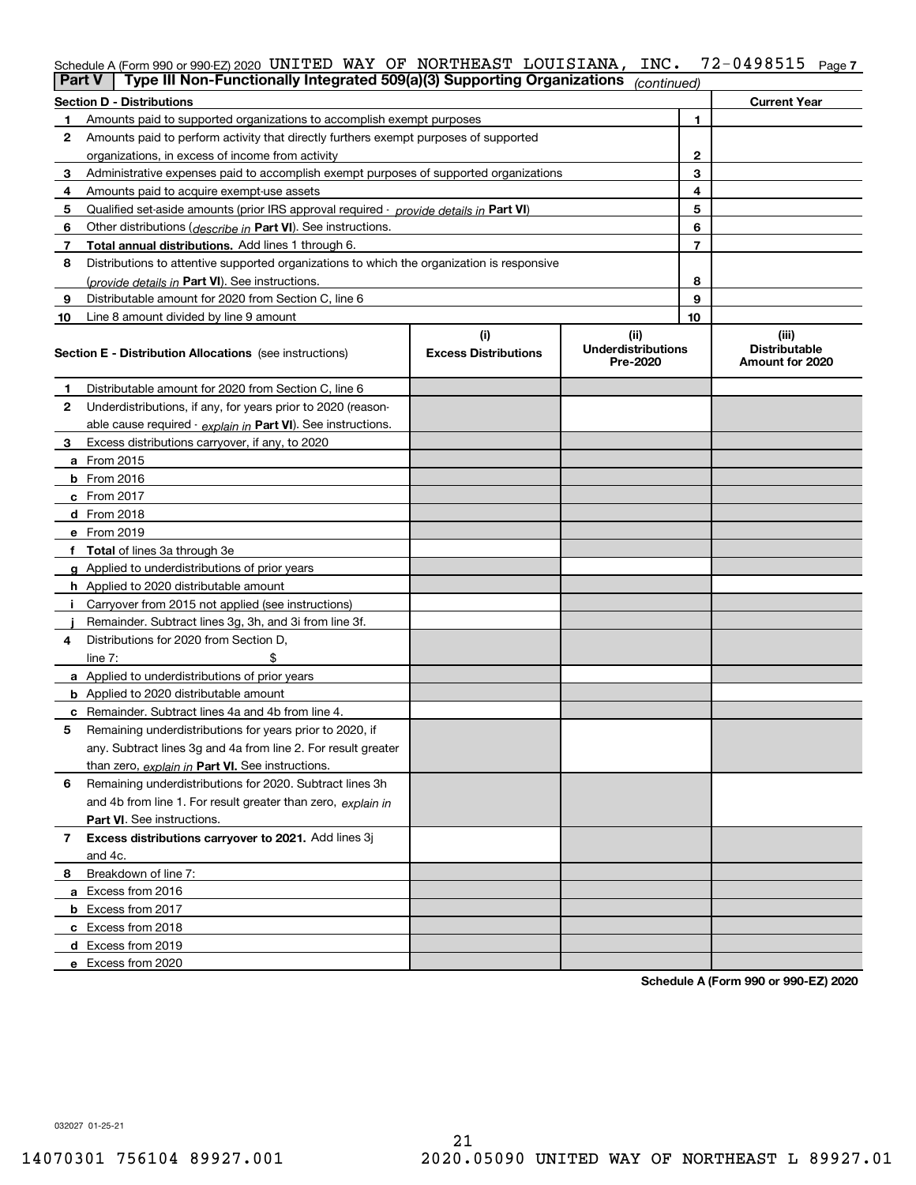Schedule A (Form 990 or 990-EZ) 2020 UNITED WAY OF NORTHEAST LOUISIANA, INC. 72-0498515 Page 7

**Part V | Type III Non-Functionally Integrated 509(a)(3) Supporting Organizations** *(continued)*

| **Section D - Distributions** | | **Current Year** |
|---|---|---|
| **1** Amounts paid to supported organizations to accomplish exempt purposes | 1 | |
| **2** Amounts paid to perform activity that directly furthers exempt purposes of supported organizations, in excess of income from activity | 2 | |
| **3** Administrative expenses paid to accomplish exempt purposes of supported organizations | 3 | |
| **4** Amounts paid to acquire exempt-use assets | 4 | |
| **5** Qualified set-aside amounts (prior IRS approval required - *provide details in* **Part VI**) | 5 | |
| **6** Other distributions (*describe in* **Part VI**). See instructions. | 6 | |
| **7** **Total annual distributions.** Add lines 1 through 6. | 7 | |
| **8** Distributions to attentive supported organizations to which the organization is responsive (*provide details in* **Part VI**). See instructions. | 8 | |
| **9** Distributable amount for 2020 from Section C, line 6 | 9 | |
| **10** Line 8 amount divided by line 9 amount | 10 | |

| **Section E - Distribution Allocations** (see instructions) | **(i)** **Excess Distributions** | **(ii)** **Underdistributions Pre-2020** | **(iii)** **Distributable Amount for 2020** |
|---|---|---|---|
| **1** Distributable amount for 2020 from Section C, line 6 | | | |
| **2** Underdistributions, if any, for years prior to 2020 (reasonable cause required - *explain in* **Part VI**). See instructions. | | | |
| **3** Excess distributions carryover, if any, to 2020 | | | |
| **a** From 2015 | | | |
| **b** From 2016 | | | |
| **c** From 2017 | | | |
| **d** From 2018 | | | |
| **e** From 2019 | | | |
| **f** **Total** of lines 3a through 3e | | | |
| **g** Applied to underdistributions of prior years | | | |
| **h** Applied to 2020 distributable amount | | | |
| **i** Carryover from 2015 not applied (see instructions) | | | |
| **j** Remainder. Subtract lines 3g, 3h, and 3i from line 3f. | | | |
| **4** Distributions for 2020 from Section D, line 7: $ | | | |
| **a** Applied to underdistributions of prior years | | | |
| **b** Applied to 2020 distributable amount | | | |
| **c** Remainder. Subtract lines 4a and 4b from line 4. | | | |
| **5** Remaining underdistributions for years prior to 2020, if any. Subtract lines 3g and 4a from line 2. For result greater than zero, *explain in* **Part VI.** See instructions. | | | |
| **6** Remaining underdistributions for 2020. Subtract lines 3h and 4b from line 1. For result greater than zero, *explain in* **Part VI**. See instructions. | | | |
| **7** **Excess distributions carryover to 2021.** Add lines 3j and 4c. | | | |
| **8** Breakdown of line 7: | | | |
| **a** Excess from 2016 | | | |
| **b** Excess from 2017 | | | |
| **c** Excess from 2018 | | | |
| **d** Excess from 2019 | | | |
| **e** Excess from 2020 | | | |

**Schedule A (Form 990 or 990-EZ) 2020**

032027 01-25-21

14070301 756104 89927.001 2020.05090 UNITED WAY OF NORTHEAST L 89927.01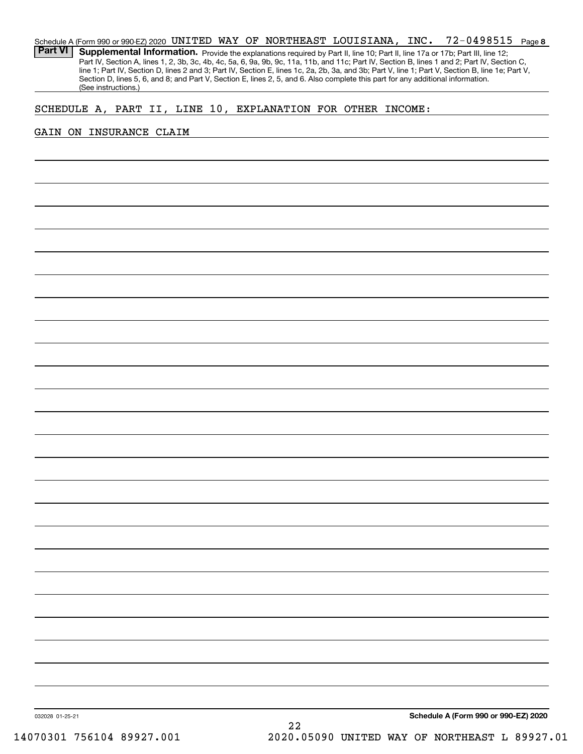Schedule A (Form 990 or 990-EZ) 2020 UNITED WAY OF NORTHEAST LOUISIANA, INC. 72-0498515 Page **8**

**Part VI** **Supplemental Information.** Provide the explanations required by Part II, line 10; Part II, line 17a or 17b; Part III, line 12; Part IV, Section A, lines 1, 2, 3b, 3c, 4b, 4c, 5a, 6, 9a, 9b, 9c, 11a, 11b, and 11c; Part IV, Section B, lines 1 and 2; Part IV, Section C, line 1; Part IV, Section D, lines 2 and 3; Part IV, Section E, lines 1c, 2a, 2b, 3a, and 3b; Part V, line 1; Part V, Section B, line 1e; Part V, Section D, lines 5, 6, and 8; and Part V, Section E, lines 2, 5, and 6. Also complete this part for any additional information. (See instructions.)

SCHEDULE A, PART II, LINE 10, EXPLANATION FOR OTHER INCOME:

GAIN ON INSURANCE CLAIM

032028 01-25-21 **Schedule A (Form 990 or 990-EZ) 2020**

14070301 756104 89927.001 2020.05090 UNITED WAY OF NORTHEAST L 89927.01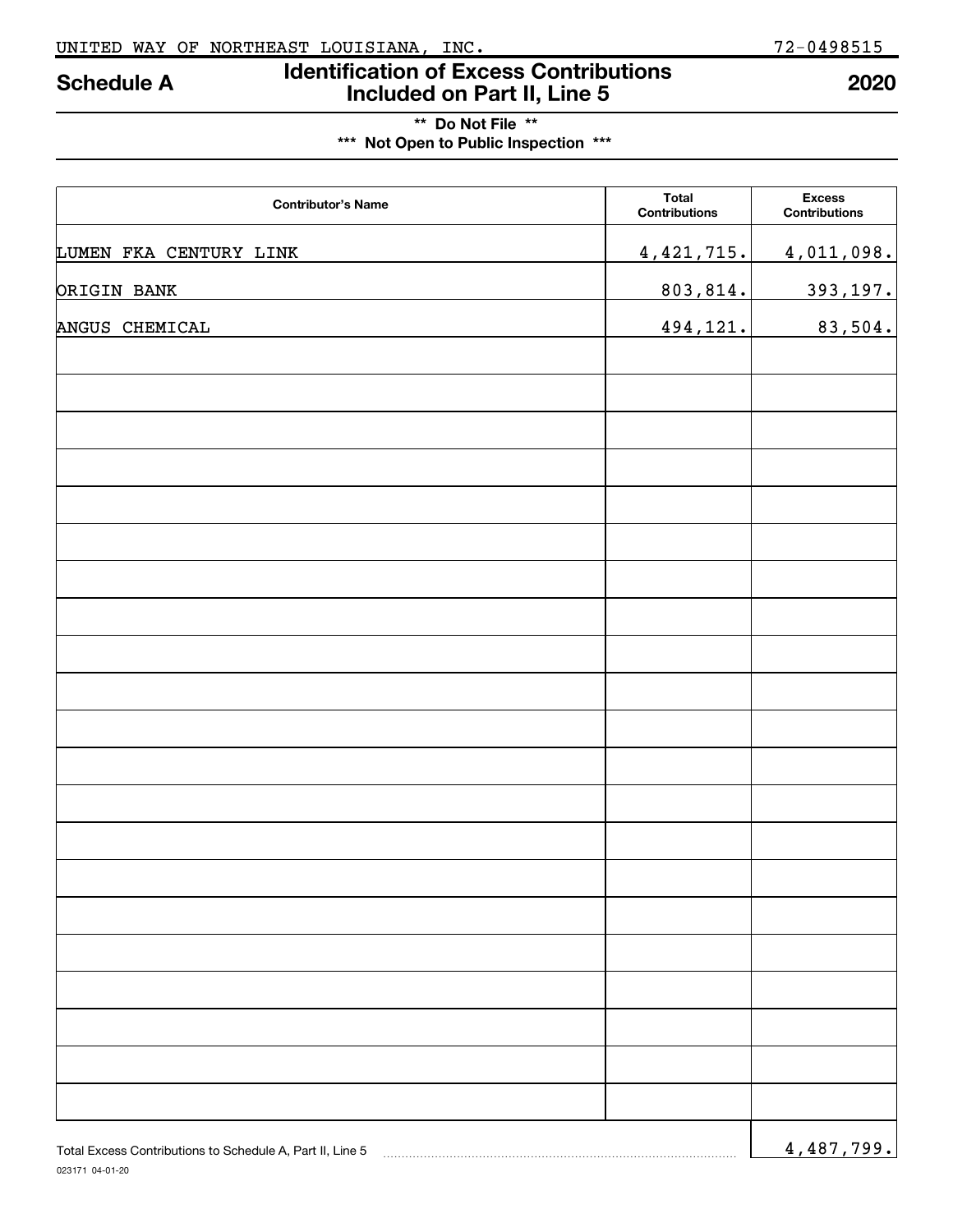UNITED WAY OF NORTHEAST LOUISIANA, INC. 72-0498515

# Schedule A — Identification of Excess Contributions Included on Part II, Line 5 — 2020

**\*\* Do Not File \*\***

**\*\*\* Not Open to Public Inspection \*\*\***

| Contributor's Name | Total Contributions | Excess Contributions |
|---|---|---|
| LUMEN FKA CENTURY LINK | 4,421,715. | 4,011,098. |
| ORIGIN BANK | 803,814. | 393,197. |
| ANGUS CHEMICAL | 494,121. | 83,504. |

Total Excess Contributions to Schedule A, Part II, Line 5 ........ 4,487,799.

023171 04-01-20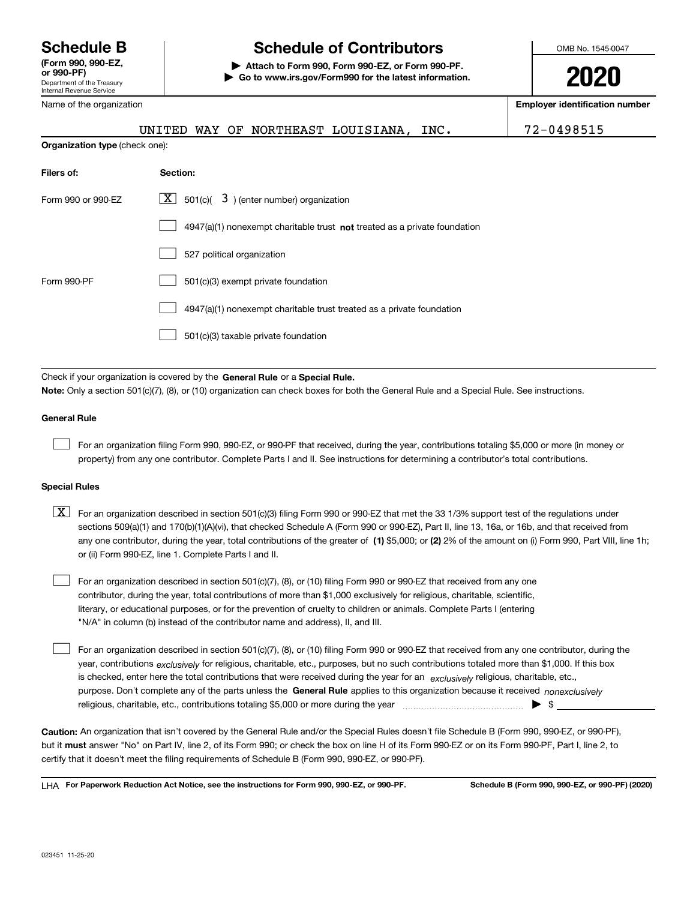# Schedule B

**(Form 990, 990-EZ, or 990-PF)**

Department of the Treasury
Internal Revenue Service

## Schedule of Contributors

**▶ Attach to Form 990, Form 990-EZ, or Form 990-PF.**
**▶ Go to www.irs.gov/Form990 for the latest information.**

OMB No. 1545-0047

**2020**

| Name of the organization | Employer identification number |
| --- | --- |
| UNITED WAY OF NORTHEAST LOUISIANA, INC. | 72-0498515 |

**Organization type** (check one):

| Filers of: | Section: |
| --- | --- |
| Form 990 or 990-EZ | [X] 501(c)( 3 ) (enter number) organization |
| | [ ] 4947(a)(1) nonexempt charitable trust **not** treated as a private foundation |
| | [ ] 527 political organization |
| Form 990-PF | [ ] 501(c)(3) exempt private foundation |
| | [ ] 4947(a)(1) nonexempt charitable trust treated as a private foundation |
| | [ ] 501(c)(3) taxable private foundation |

Check if your organization is covered by the **General Rule** or a **Special Rule.**

**Note:** Only a section 501(c)(7), (8), or (10) organization can check boxes for both the General Rule and a Special Rule. See instructions.

**General Rule**

[ ] For an organization filing Form 990, 990-EZ, or 990-PF that received, during the year, contributions totaling $5,000 or more (in money or property) from any one contributor. Complete Parts I and II. See instructions for determining a contributor's total contributions.

**Special Rules**

[X] For an organization described in section 501(c)(3) filing Form 990 or 990-EZ that met the 33 1/3% support test of the regulations under sections 509(a)(1) and 170(b)(1)(A)(vi), that checked Schedule A (Form 990 or 990-EZ), Part II, line 13, 16a, or 16b, and that received from any one contributor, during the year, total contributions of the greater of **(1)** $5,000; or **(2)** 2% of the amount on (i) Form 990, Part VIII, line 1h; or (ii) Form 990-EZ, line 1. Complete Parts I and II.

[ ] For an organization described in section 501(c)(7), (8), or (10) filing Form 990 or 990-EZ that received from any one contributor, during the year, total contributions of more than $1,000 exclusively for religious, charitable, scientific, literary, or educational purposes, or for the prevention of cruelty to children or animals. Complete Parts I (entering "N/A" in column (b) instead of the contributor name and address), II, and III.

[ ] For an organization described in section 501(c)(7), (8), or (10) filing Form 990 or 990-EZ that received from any one contributor, during the year, contributions *exclusively* for religious, charitable, etc., purposes, but no such contributions totaled more than $1,000. If this box is checked, enter here the total contributions that were received during the year for an *exclusively* religious, charitable, etc., purpose. Don't complete any of the parts unless the **General Rule** applies to this organization because it received *nonexclusively* religious, charitable, etc., contributions totaling $5,000 or more during the year ▶ $ ____________

**Caution:** An organization that isn't covered by the General Rule and/or the Special Rules doesn't file Schedule B (Form 990, 990-EZ, or 990-PF), but it **must** answer "No" on Part IV, line 2, of its Form 990; or check the box on line H of its Form 990-EZ or on its Form 990-PF, Part I, line 2, to certify that it doesn't meet the filing requirements of Schedule B (Form 990, 990-EZ, or 990-PF).

LHA **For Paperwork Reduction Act Notice, see the instructions for Form 990, 990-EZ, or 990-PF.** **Schedule B (Form 990, 990-EZ, or 990-PF) (2020)**

023451 11-25-20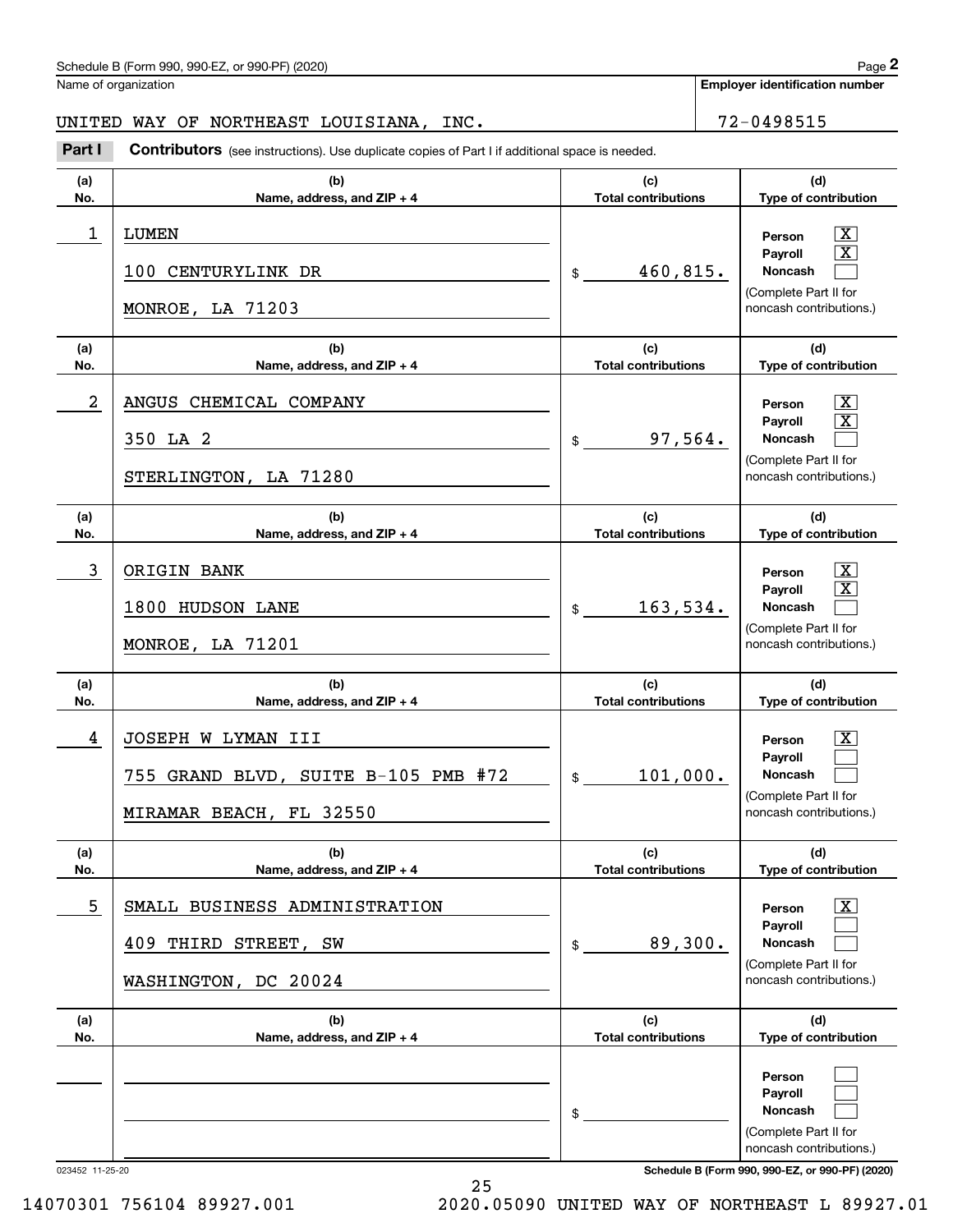Name of organization

**Employer identification number**

UNITED WAY OF NORTHEAST LOUISIANA, INC. 72-0498515

**Part I** **Contributors** (see instructions). Use duplicate copies of Part I if additional space is needed.

| (a) No. | (b) Name, address, and ZIP + 4 | (c) Total contributions | (d) Type of contribution |
|---|---|---|---|
| 1 | LUMEN<br>100 CENTURYLINK DR<br>MONROE, LA 71203 | $ 460,815. | Person [X]<br>Payroll [X]<br>Noncash [ ]<br>(Complete Part II for noncash contributions.) |
| 2 | ANGUS CHEMICAL COMPANY<br>350 LA 2<br>STERLINGTON, LA 71280 | $ 97,564. | Person [X]<br>Payroll [X]<br>Noncash [ ]<br>(Complete Part II for noncash contributions.) |
| 3 | ORIGIN BANK<br>1800 HUDSON LANE<br>MONROE, LA 71201 | $ 163,534. | Person [X]<br>Payroll [X]<br>Noncash [ ]<br>(Complete Part II for noncash contributions.) |
| 4 | JOSEPH W LYMAN III<br>755 GRAND BLVD, SUITE B-105 PMB #72<br>MIRAMAR BEACH, FL 32550 | $ 101,000. | Person [X]<br>Payroll [ ]<br>Noncash [ ]<br>(Complete Part II for noncash contributions.) |
| 5 | SMALL BUSINESS ADMINISTRATION<br>409 THIRD STREET, SW<br>WASHINGTON, DC 20024 | $ 89,300. | Person [X]<br>Payroll [ ]<br>Noncash [ ]<br>(Complete Part II for noncash contributions.) |
| | | $ | Person [ ]<br>Payroll [ ]<br>Noncash [ ]<br>(Complete Part II for noncash contributions.) |

023452 11-25-20

**Schedule B (Form 990, 990-EZ, or 990-PF) (2020)**

14070301 756104 89927.001 2020.05090 UNITED WAY OF NORTHEAST L 89927.01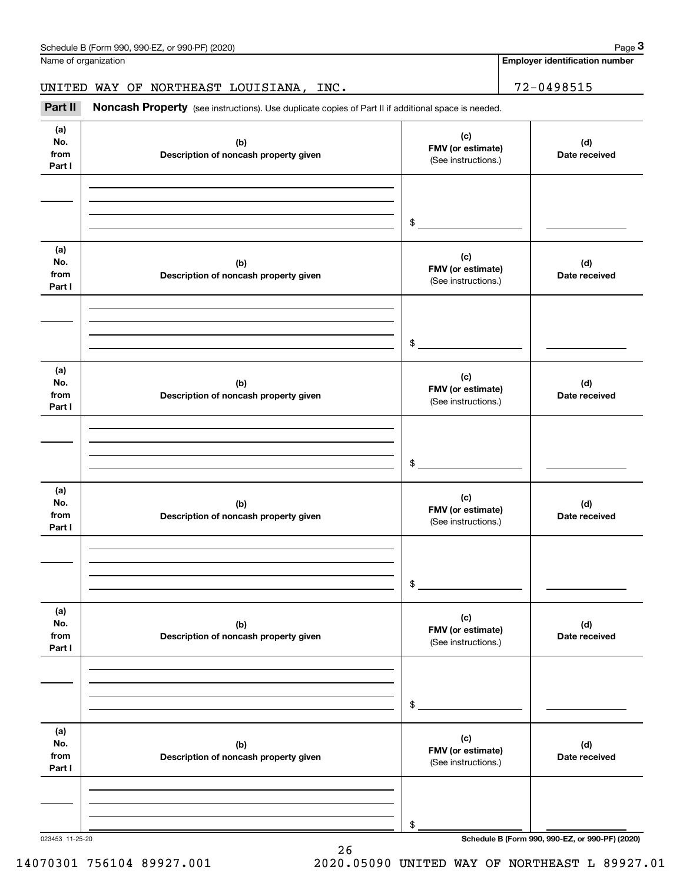Name of organization

**Employer identification number**

UNITED WAY OF NORTHEAST LOUISIANA, INC.

72-0498515

**Part II** **Noncash Property** (see instructions). Use duplicate copies of Part II if additional space is needed.

| (a) No. from Part I | (b) Description of noncash property given | (c) FMV (or estimate) (See instructions.) | (d) Date received |
|---|---|---|---|
| | | $ | |

| (a) No. from Part I | (b) Description of noncash property given | (c) FMV (or estimate) (See instructions.) | (d) Date received |
|---|---|---|---|
| | | $ | |

| (a) No. from Part I | (b) Description of noncash property given | (c) FMV (or estimate) (See instructions.) | (d) Date received |
|---|---|---|---|
| | | $ | |

| (a) No. from Part I | (b) Description of noncash property given | (c) FMV (or estimate) (See instructions.) | (d) Date received |
|---|---|---|---|
| | | $ | |

| (a) No. from Part I | (b) Description of noncash property given | (c) FMV (or estimate) (See instructions.) | (d) Date received |
|---|---|---|---|
| | | $ | |

| (a) No. from Part I | (b) Description of noncash property given | (c) FMV (or estimate) (See instructions.) | (d) Date received |
|---|---|---|---|
| | | $ | |

023453 11-25-20

**Schedule B (Form 990, 990-EZ, or 990-PF) (2020)**

14070301 756104 89927.001 2020.05090 UNITED WAY OF NORTHEAST L 89927.01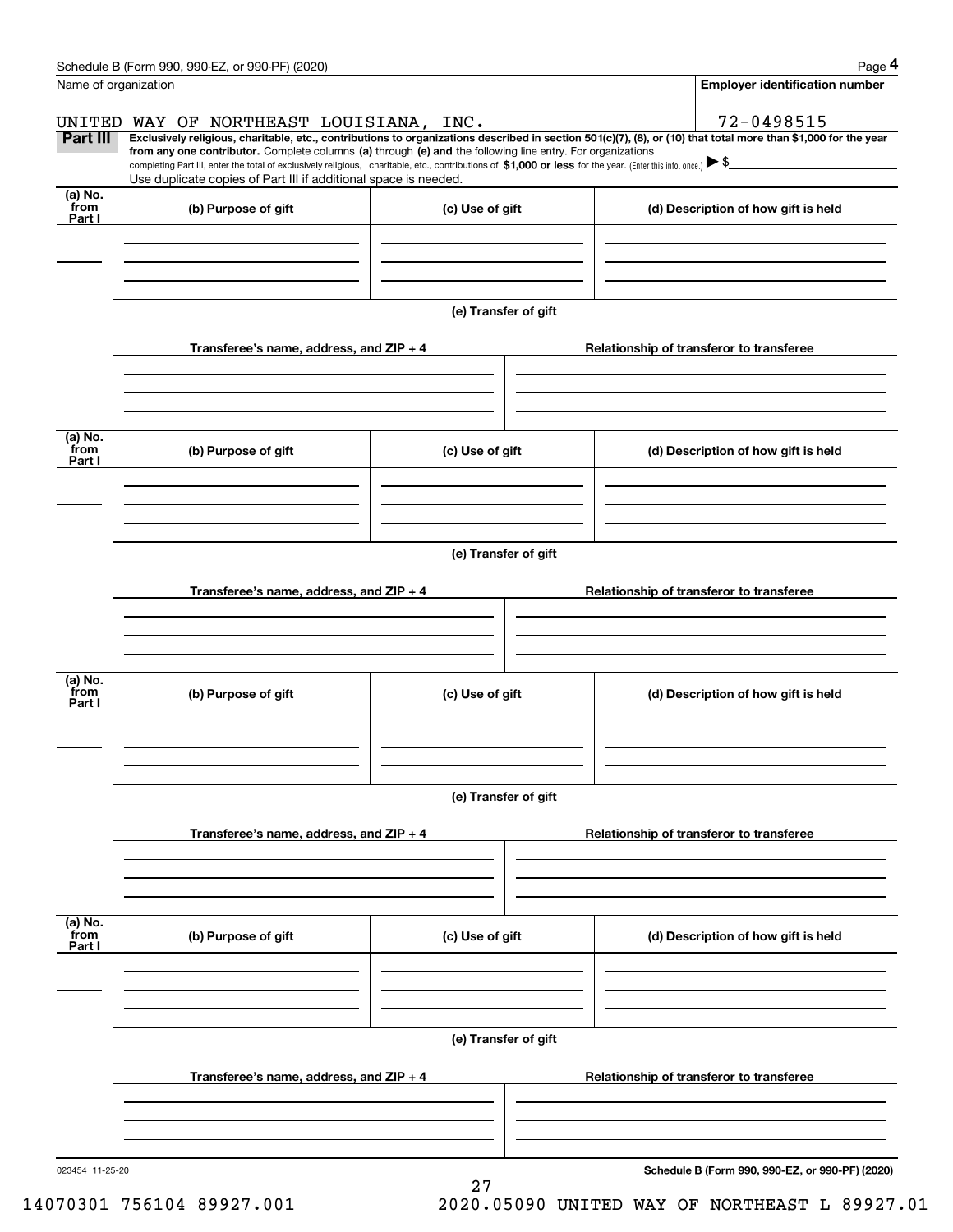Schedule B (Form 990, 990-EZ, or 990-PF) (2020)

Name of organization

UNITED WAY OF NORTHEAST LOUISIANA, INC.

**Employer identification number**

72-0498515

**Part III** **Exclusively religious, charitable, etc., contributions to organizations described in section 501(c)(7), (8), or (10) that total more than $1,000 for the year from any one contributor.** Complete columns **(a)** through **(e) and** the following line entry. For organizations completing Part III, enter the total of exclusively religious, charitable, etc., contributions of **$1,000 or less** for the year. (Enter this info. once.) ▶ $

Use duplicate copies of Part III if additional space is needed.

| (a) No. from Part I | (b) Purpose of gift | (c) Use of gift | (d) Description of how gift is held |
|---|---|---|---|
| | | | |

**(e) Transfer of gift**

| Transferee's name, address, and ZIP + 4 | Relationship of transferor to transferee |
|---|---|
| | |

| (a) No. from Part I | (b) Purpose of gift | (c) Use of gift | (d) Description of how gift is held |
|---|---|---|---|
| | | | |

**(e) Transfer of gift**

| Transferee's name, address, and ZIP + 4 | Relationship of transferor to transferee |
|---|---|
| | |

| (a) No. from Part I | (b) Purpose of gift | (c) Use of gift | (d) Description of how gift is held |
|---|---|---|---|
| | | | |

**(e) Transfer of gift**

| Transferee's name, address, and ZIP + 4 | Relationship of transferor to transferee |
|---|---|
| | |

| (a) No. from Part I | (b) Purpose of gift | (c) Use of gift | (d) Description of how gift is held |
|---|---|---|---|
| | | | |

**(e) Transfer of gift**

| Transferee's name, address, and ZIP + 4 | Relationship of transferor to transferee |
|---|---|
| | |

023454 11-25-20

**Schedule B (Form 990, 990-EZ, or 990-PF) (2020)**

14070301 756104 89927.001 2020.05090 UNITED WAY OF NORTHEAST L 89927.01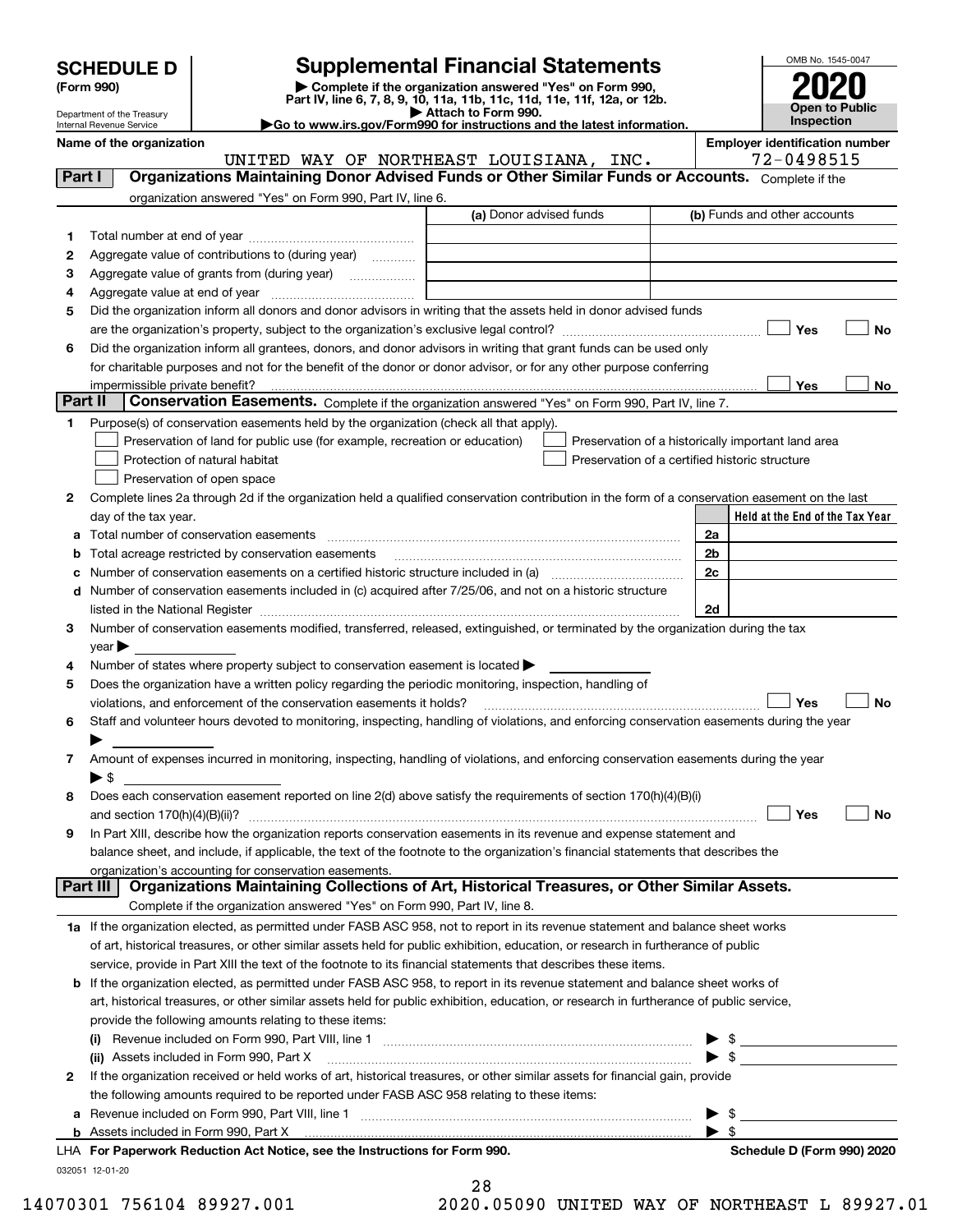# SCHEDULE D (Form 990)

Department of the Treasury
Internal Revenue Service

## Supplemental Financial Statements

▶ Complete if the organization answered "Yes" on Form 990, Part IV, line 6, 7, 8, 9, 10, 11a, 11b, 11c, 11d, 11e, 11f, 12a, or 12b.
▶ Attach to Form 990.
▶Go to www.irs.gov/Form990 for instructions and the latest information.

OMB No. 1545-0047

**2020**

**Open to Public Inspection**

**Name of the organization:** UNITED WAY OF NORTHEAST LOUISIANA, INC.

**Employer identification number:** 72-0498515

## Part I Organizations Maintaining Donor Advised Funds or Other Similar Funds or Accounts.

Complete if the organization answered "Yes" on Form 990, Part IV, line 6.

| | | (a) Donor advised funds | (b) Funds and other accounts |
|---|---|---|---|
| 1 | Total number at end of year | | |
| 2 | Aggregate value of contributions to (during year) | | |
| 3 | Aggregate value of grants from (during year) | | |
| 4 | Aggregate value at end of year | | |

5 Did the organization inform all donors and donor advisors in writing that the assets held in donor advised funds are the organization's property, subject to the organization's exclusive legal control? ☐ Yes ☐ No

6 Did the organization inform all grantees, donors, and donor advisors in writing that grant funds can be used only for charitable purposes and not for the benefit of the donor or donor advisor, or for any other purpose conferring impermissible private benefit? ☐ Yes ☐ No

## Part II Conservation Easements.

Complete if the organization answered "Yes" on Form 990, Part IV, line 7.

1 Purpose(s) of conservation easements held by the organization (check all that apply).

- ☐ Preservation of land for public use (for example, recreation or education)
- ☐ Protection of natural habitat
- ☐ Preservation of open space
- ☐ Preservation of a historically important land area
- ☐ Preservation of a certified historic structure

2 Complete lines 2a through 2d if the organization held a qualified conservation contribution in the form of a conservation easement on the last day of the tax year.

| | | | Held at the End of the Tax Year |
|---|---|---|---|
| a | Total number of conservation easements | 2a | |
| b | Total acreage restricted by conservation easements | 2b | |
| c | Number of conservation easements on a certified historic structure included in (a) | 2c | |
| d | Number of conservation easements included in (c) acquired after 7/25/06, and not on a historic structure listed in the National Register | 2d | |

3 Number of conservation easements modified, transferred, released, extinguished, or terminated by the organization during the tax year ▶

4 Number of states where property subject to conservation easement is located ▶

5 Does the organization have a written policy regarding the periodic monitoring, inspection, handling of violations, and enforcement of the conservation easements it holds? ☐ Yes ☐ No

6 Staff and volunteer hours devoted to monitoring, inspecting, handling of violations, and enforcing conservation easements during the year ▶

7 Amount of expenses incurred in monitoring, inspecting, handling of violations, and enforcing conservation easements during the year ▶ $

8 Does each conservation easement reported on line 2(d) above satisfy the requirements of section 170(h)(4)(B)(i) and section 170(h)(4)(B)(ii)? ☐ Yes ☐ No

9 In Part XIII, describe how the organization reports conservation easements in its revenue and expense statement and balance sheet, and include, if applicable, the text of the footnote to the organization's financial statements that describes the organization's accounting for conservation easements.

## Part III Organizations Maintaining Collections of Art, Historical Treasures, or Other Similar Assets.

Complete if the organization answered "Yes" on Form 990, Part IV, line 8.

1a If the organization elected, as permitted under FASB ASC 958, not to report in its revenue statement and balance sheet works of art, historical treasures, or other similar assets held for public exhibition, education, or research in furtherance of public service, provide in Part XIII the text of the footnote to its financial statements that describes these items.

b If the organization elected, as permitted under FASB ASC 958, to report in its revenue statement and balance sheet works of art, historical treasures, or other similar assets held for public exhibition, education, or research in furtherance of public service, provide the following amounts relating to these items:

(i) Revenue included on Form 990, Part VIII, line 1 ▶ $

(ii) Assets included in Form 990, Part X ▶ $

2 If the organization received or held works of art, historical treasures, or other similar assets for financial gain, provide the following amounts required to be reported under FASB ASC 958 relating to these items:

a Revenue included on Form 990, Part VIII, line 1 ▶ $

b Assets included in Form 990, Part X ▶ $

LHA For Paperwork Reduction Act Notice, see the Instructions for Form 990. Schedule D (Form 990) 2020

032051 12-01-20

14070301 756104 89927.001 2020.05090 UNITED WAY OF NORTHEAST L 89927.01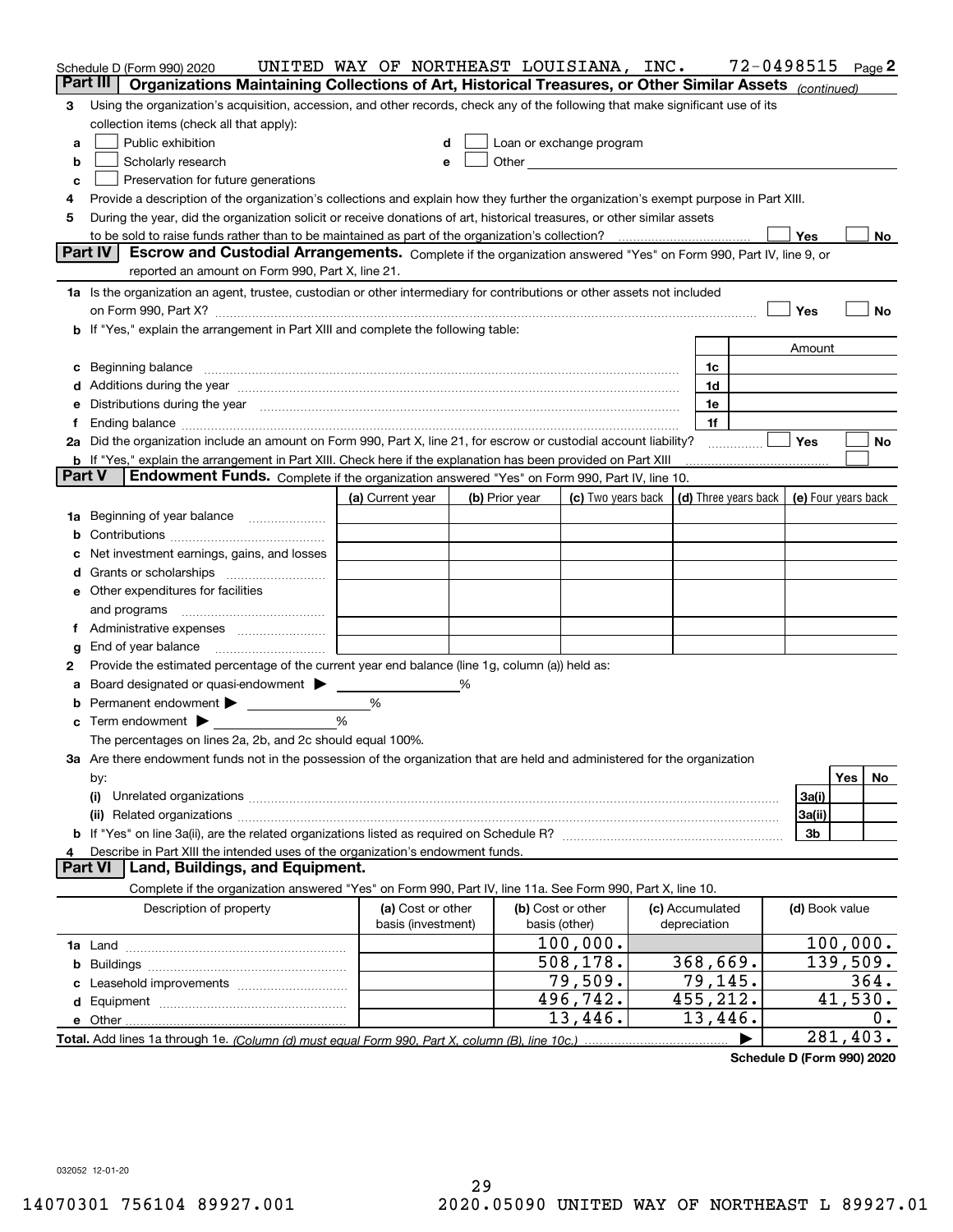Schedule D (Form 990) 2020    UNITED WAY OF NORTHEAST LOUISIANA, INC.    72-0498515    Page 2

## Part III  Organizations Maintaining Collections of Art, Historical Treasures, or Other Similar Assets *(continued)*

**3** Using the organization's acquisition, accession, and other records, check any of the following that make significant use of its collection items (check all that apply):

- **a** ☐ Public exhibition
- **b** ☐ Scholarly research
- **c** ☐ Preservation for future generations
- **d** ☐ Loan or exchange program
- **e** ☐ Other

**4** Provide a description of the organization's collections and explain how they further the organization's exempt purpose in Part XIII.

**5** During the year, did the organization solicit or receive donations of art, historical treasures, or other similar assets to be sold to raise funds rather than to be maintained as part of the organization's collection? ☐ Yes ☐ No

## Part IV  Escrow and Custodial Arrangements.
Complete if the organization answered "Yes" on Form 990, Part IV, line 9, or reported an amount on Form 990, Part X, line 21.

**1a** Is the organization an agent, trustee, custodian or other intermediary for contributions or other assets not included on Form 990, Part X? ☐ Yes ☐ No

**b** If "Yes," explain the arrangement in Part XIII and complete the following table:

| | | Amount |
|---|---|---|
| **c** Beginning balance | 1c | |
| **d** Additions during the year | 1d | |
| **e** Distributions during the year | 1e | |
| **f** Ending balance | 1f | |

**2a** Did the organization include an amount on Form 990, Part X, line 21, for escrow or custodial account liability? ☐ Yes ☐ No

**b** If "Yes," explain the arrangement in Part XIII. Check here if the explanation has been provided on Part XIII ☐

## Part V  Endowment Funds.
Complete if the organization answered "Yes" on Form 990, Part IV, line 10.

| | (a) Current year | (b) Prior year | (c) Two years back | (d) Three years back | (e) Four years back |
|---|---|---|---|---|---|
| **1a** Beginning of year balance | | | | | |
| **b** Contributions | | | | | |
| **c** Net investment earnings, gains, and losses | | | | | |
| **d** Grants or scholarships | | | | | |
| **e** Other expenditures for facilities and programs | | | | | |
| **f** Administrative expenses | | | | | |
| **g** End of year balance | | | | | |

**2** Provide the estimated percentage of the current year end balance (line 1g, column (a)) held as:

- **a** Board designated or quasi-endowment ▶ ______ %
- **b** Permanent endowment ▶ ______ %
- **c** Term endowment ▶ ______ %

The percentages on lines 2a, 2b, and 2c should equal 100%.

**3a** Are there endowment funds not in the possession of the organization that are held and administered for the organization by:

| | | Yes | No |
|---|---|---|---|
| **(i)** Unrelated organizations | 3a(i) | | |
| **(ii)** Related organizations | 3a(ii) | | |
| **b** If "Yes" on line 3a(ii), are the related organizations listed as required on Schedule R? | 3b | | |

**4** Describe in Part XIII the intended uses of the organization's endowment funds.

## Part VI  Land, Buildings, and Equipment.

Complete if the organization answered "Yes" on Form 990, Part IV, line 11a. See Form 990, Part X, line 10.

| Description of property | (a) Cost or other basis (investment) | (b) Cost or other basis (other) | (c) Accumulated depreciation | (d) Book value |
|---|---|---|---|---|
| **1a** Land | | 100,000. | | 100,000. |
| **b** Buildings | | 508,178. | 368,669. | 139,509. |
| **c** Leasehold improvements | | 79,509. | 79,145. | 364. |
| **d** Equipment | | 496,742. | 455,212. | 41,530. |
| **e** Other | | 13,446. | 13,446. | 0. |
| **Total.** Add lines 1a through 1e. *(Column (d) must equal Form 990, Part X, column (B), line 10c.)* ▶ | | | | 281,403. |

**Schedule D (Form 990) 2020**

032052 12-01-20

14070301 756104 89927.001    2020.05090 UNITED WAY OF NORTHEAST L 89927.01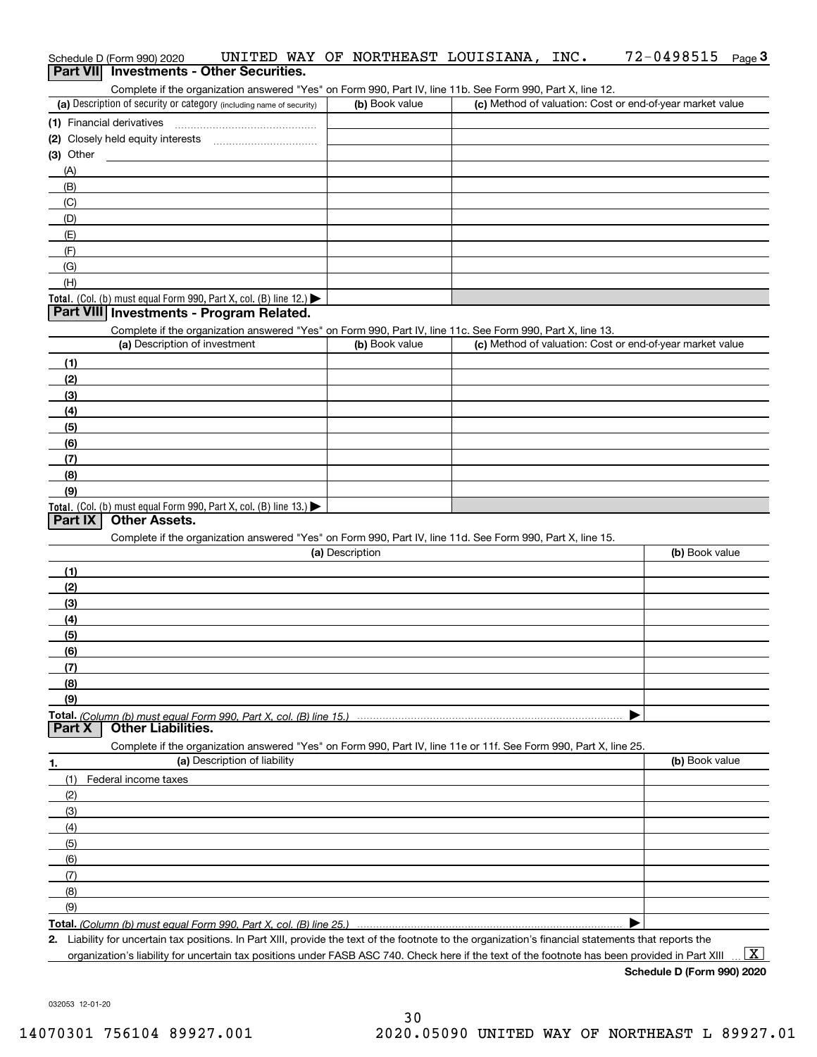Schedule D (Form 990) 2020 UNITED WAY OF NORTHEAST LOUISIANA, INC. 72-0498515 Page 3

## Part VII Investments - Other Securities.

Complete if the organization answered "Yes" on Form 990, Part IV, line 11b. See Form 990, Part X, line 12.

| (a) Description of security or category (including name of security) | (b) Book value | (c) Method of valuation: Cost or end-of-year market value |
|---|---|---|
| (1) Financial derivatives | | |
| (2) Closely held equity interests | | |
| (3) Other | | |
| (A) | | |
| (B) | | |
| (C) | | |
| (D) | | |
| (E) | | |
| (F) | | |
| (G) | | |
| (H) | | |
| Total. (Col. (b) must equal Form 990, Part X, col. (B) line 12.) ▶ | | |

## Part VIII Investments - Program Related.

Complete if the organization answered "Yes" on Form 990, Part IV, line 11c. See Form 990, Part X, line 13.

| (a) Description of investment | (b) Book value | (c) Method of valuation: Cost or end-of-year market value |
|---|---|---|
| (1) | | |
| (2) | | |
| (3) | | |
| (4) | | |
| (5) | | |
| (6) | | |
| (7) | | |
| (8) | | |
| (9) | | |
| Total. (Col. (b) must equal Form 990, Part X, col. (B) line 13.) ▶ | | |

## Part IX Other Assets.

Complete if the organization answered "Yes" on Form 990, Part IV, line 11d. See Form 990, Part X, line 15.

| (a) Description | (b) Book value |
|---|---|
| (1) | |
| (2) | |
| (3) | |
| (4) | |
| (5) | |
| (6) | |
| (7) | |
| (8) | |
| (9) | |
| Total. *(Column (b) must equal Form 990, Part X, col. (B) line 15.)* ▶ | |

## Part X Other Liabilities.

Complete if the organization answered "Yes" on Form 990, Part IV, line 11e or 11f. See Form 990, Part X, line 25.

| 1. (a) Description of liability | (b) Book value |
|---|---|
| (1) Federal income taxes | |
| (2) | |
| (3) | |
| (4) | |
| (5) | |
| (6) | |
| (7) | |
| (8) | |
| (9) | |
| Total. *(Column (b) must equal Form 990, Part X, col. (B) line 25.)* ▶ | |

2. Liability for uncertain tax positions. In Part XIII, provide the text of the footnote to the organization's financial statements that reports the organization's liability for uncertain tax positions under FASB ASC 740. Check here if the text of the footnote has been provided in Part XIII ... [X]

Schedule D (Form 990) 2020

032053 12-01-20

14070301 756104 89927.001 2020.05090 UNITED WAY OF NORTHEAST L 89927.01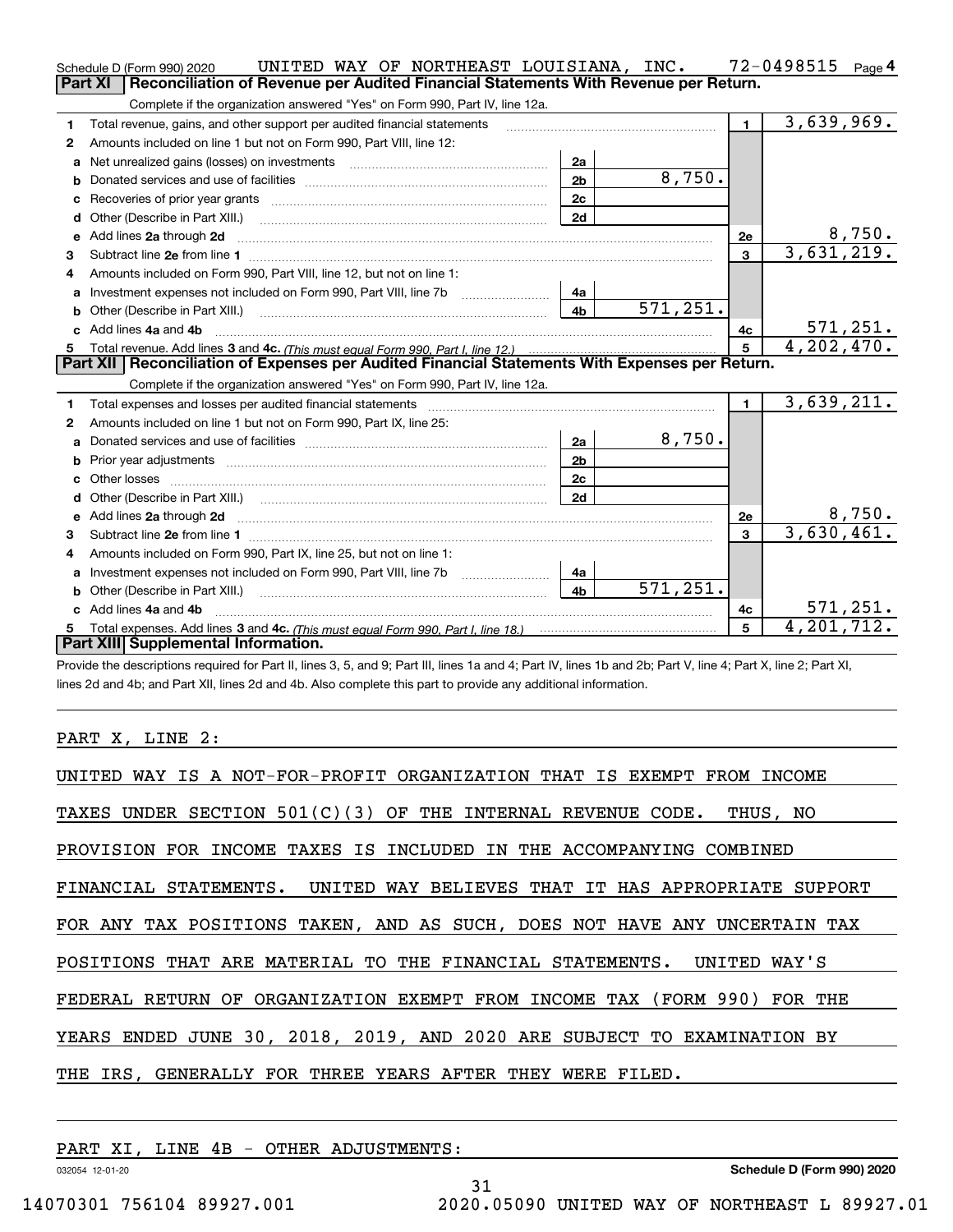Schedule D (Form 990) 2020 UNITED WAY OF NORTHEAST LOUISIANA, INC. 72-0498515 Page 4

## Part XI Reconciliation of Revenue per Audited Financial Statements With Revenue per Return.

Complete if the organization answered "Yes" on Form 990, Part IV, line 12a.

| | | | | | |
|---|---|---|---|---|---|
| 1 | Total revenue, gains, and other support per audited financial statements | | | 1 | 3,639,969. |
| 2 | Amounts included on line 1 but not on Form 990, Part VIII, line 12: | | | | |
| a | Net unrealized gains (losses) on investments | 2a | | | |
| b | Donated services and use of facilities | 2b | 8,750. | | |
| c | Recoveries of prior year grants | 2c | | | |
| d | Other (Describe in Part XIII.) | 2d | | | |
| e | Add lines 2a through 2d | | | 2e | 8,750. |
| 3 | Subtract line 2e from line 1 | | | 3 | 3,631,219. |
| 4 | Amounts included on Form 990, Part VIII, line 12, but not on line 1: | | | | |
| a | Investment expenses not included on Form 990, Part VIII, line 7b | 4a | | | |
| b | Other (Describe in Part XIII.) | 4b | 571,251. | | |
| c | Add lines 4a and 4b | | | 4c | 571,251. |
| 5 | Total revenue. Add lines 3 and 4c. *(This must equal Form 990, Part I, line 12.)* | | | 5 | 4,202,470. |

## Part XII Reconciliation of Expenses per Audited Financial Statements With Expenses per Return.

Complete if the organization answered "Yes" on Form 990, Part IV, line 12a.

| | | | | | |
|---|---|---|---|---|---|
| 1 | Total expenses and losses per audited financial statements | | | 1 | 3,639,211. |
| 2 | Amounts included on line 1 but not on Form 990, Part IX, line 25: | | | | |
| a | Donated services and use of facilities | 2a | 8,750. | | |
| b | Prior year adjustments | 2b | | | |
| c | Other losses | 2c | | | |
| d | Other (Describe in Part XIII.) | 2d | | | |
| e | Add lines 2a through 2d | | | 2e | 8,750. |
| 3 | Subtract line 2e from line 1 | | | 3 | 3,630,461. |
| 4 | Amounts included on Form 990, Part IX, line 25, but not on line 1: | | | | |
| a | Investment expenses not included on Form 990, Part VIII, line 7b | 4a | | | |
| b | Other (Describe in Part XIII.) | 4b | 571,251. | | |
| c | Add lines 4a and 4b | | | 4c | 571,251. |
| 5 | Total expenses. Add lines 3 and 4c. *(This must equal Form 990, Part I, line 18.)* | | | 5 | 4,201,712. |

## Part XIII Supplemental Information.

Provide the descriptions required for Part II, lines 3, 5, and 9; Part III, lines 1a and 4; Part IV, lines 1b and 2b; Part V, line 4; Part X, line 2; Part XI, lines 2d and 4b; and Part XII, lines 2d and 4b. Also complete this part to provide any additional information.

PART X, LINE 2:

UNITED WAY IS A NOT-FOR-PROFIT ORGANIZATION THAT IS EXEMPT FROM INCOME TAXES UNDER SECTION 501(C)(3) OF THE INTERNAL REVENUE CODE. THUS, NO PROVISION FOR INCOME TAXES IS INCLUDED IN THE ACCOMPANYING COMBINED FINANCIAL STATEMENTS. UNITED WAY BELIEVES THAT IT HAS APPROPRIATE SUPPORT FOR ANY TAX POSITIONS TAKEN, AND AS SUCH, DOES NOT HAVE ANY UNCERTAIN TAX POSITIONS THAT ARE MATERIAL TO THE FINANCIAL STATEMENTS. UNITED WAY'S FEDERAL RETURN OF ORGANIZATION EXEMPT FROM INCOME TAX (FORM 990) FOR THE YEARS ENDED JUNE 30, 2018, 2019, AND 2020 ARE SUBJECT TO EXAMINATION BY THE IRS, GENERALLY FOR THREE YEARS AFTER THEY WERE FILED.

PART XI, LINE 4B - OTHER ADJUSTMENTS: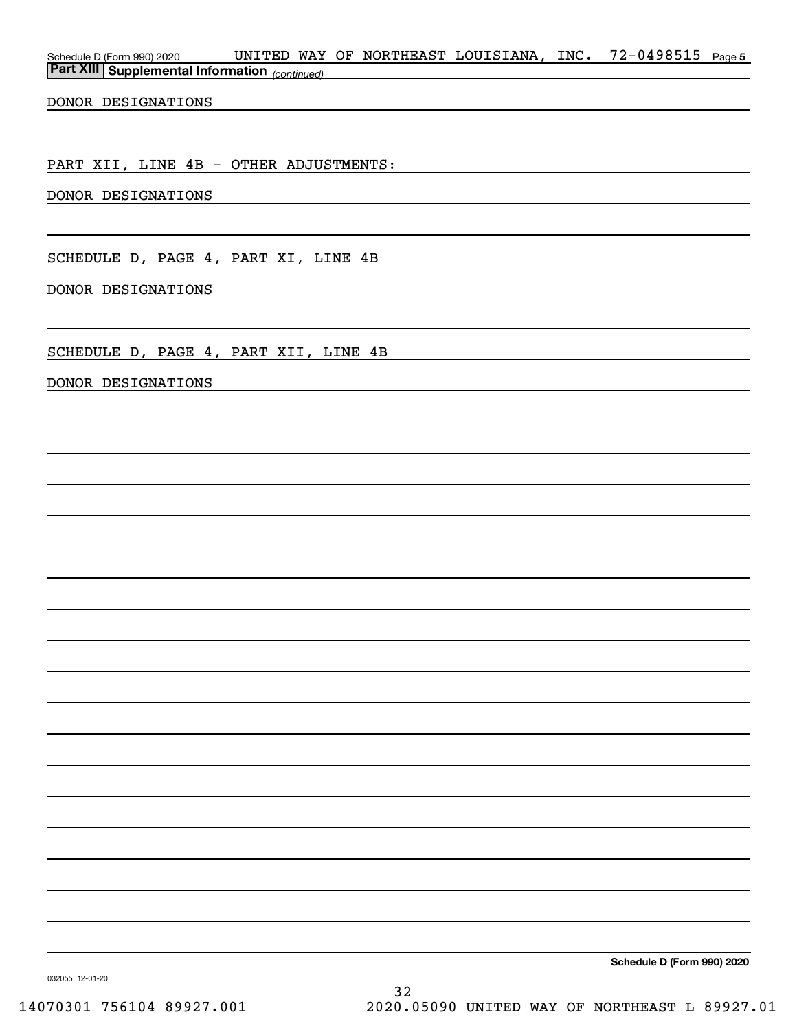Schedule D (Form 990) 2020 UNITED WAY OF NORTHEAST LOUISIANA, INC. 72-0498515 Page 5

**Part XIII Supplemental Information** *(continued)*

DONOR DESIGNATIONS

PART XII, LINE 4B - OTHER ADJUSTMENTS:

DONOR DESIGNATIONS

SCHEDULE D, PAGE 4, PART XI, LINE 4B

DONOR DESIGNATIONS

SCHEDULE D, PAGE 4, PART XII, LINE 4B

DONOR DESIGNATIONS

**Schedule D (Form 990) 2020**

032055 12-01-20

14070301 756104 89927.001 2020.05090 UNITED WAY OF NORTHEAST L 89927.01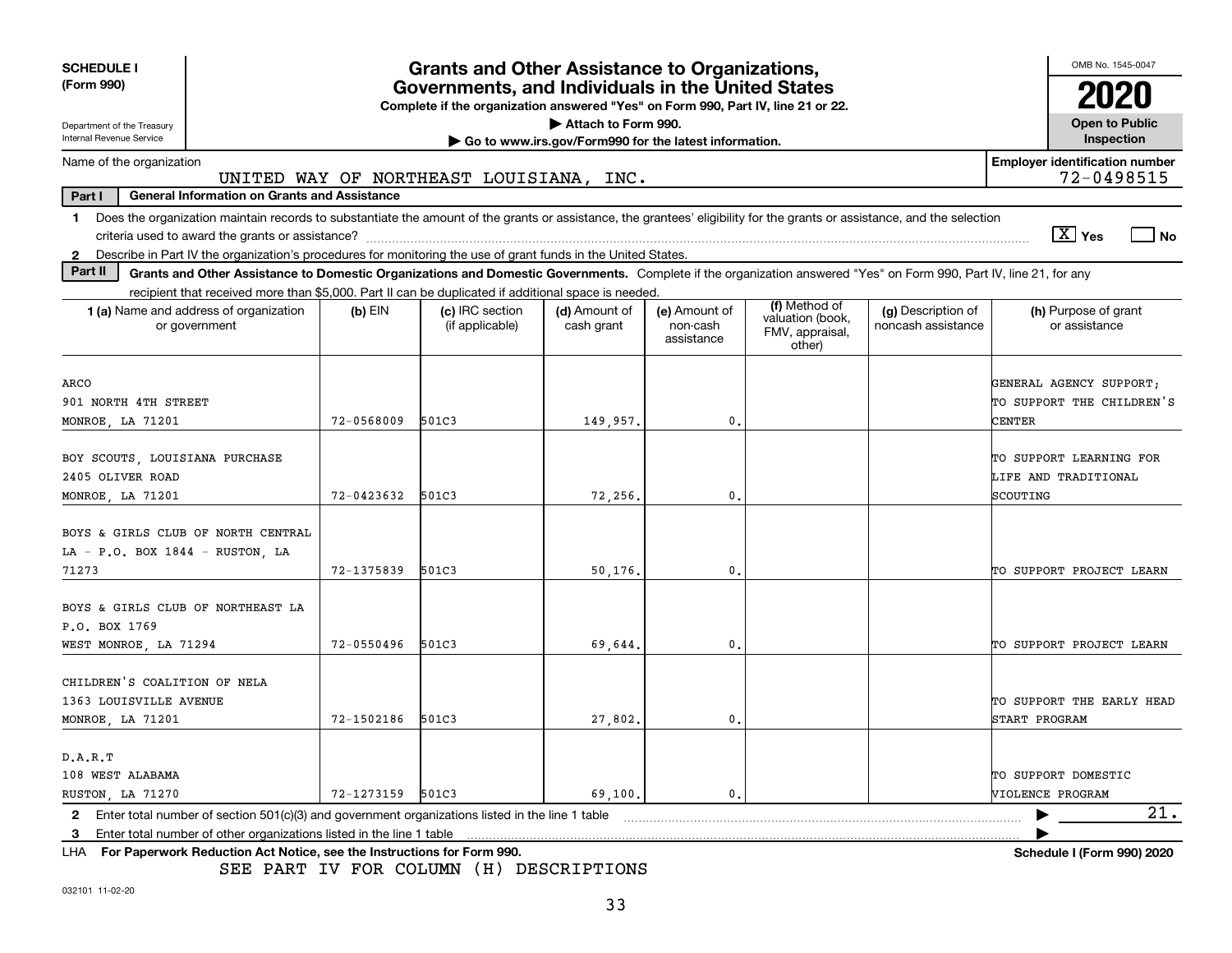**SCHEDULE I** **(Form 990)**

Department of the Treasury
Internal Revenue Service

# Grants and Other Assistance to Organizations, Governments, and Individuals in the United States

**Complete if the organization answered "Yes" on Form 990, Part IV, line 21 or 22.**
**▶ Attach to Form 990.**
**▶ Go to www.irs.gov/Form990 for the latest information.**

OMB No. 1545-0047

**2020**

**Open to Public Inspection**

Name of the organization: UNITED WAY OF NORTHEAST LOUISIANA, INC.

**Employer identification number:** 72-0498515

**Part I — General Information on Grants and Assistance**

1 Does the organization maintain records to substantiate the amount of the grants or assistance, the grantees' eligibility for the grants or assistance, and the selection criteria used to award the grants or assistance? [X] Yes [ ] No

2 Describe in Part IV the organization's procedures for monitoring the use of grant funds in the United States.

**Part II — Grants and Other Assistance to Domestic Organizations and Domestic Governments.** Complete if the organization answered "Yes" on Form 990, Part IV, line 21, for any recipient that received more than $5,000. Part II can be duplicated if additional space is needed.

| 1 (a) Name and address of organization or government | (b) EIN | (c) IRC section (if applicable) | (d) Amount of cash grant | (e) Amount of non-cash assistance | (f) Method of valuation (book, FMV, appraisal, other) | (g) Description of noncash assistance | (h) Purpose of grant or assistance |
|---|---|---|---|---|---|---|---|
| ARCO<br>901 NORTH 4TH STREET<br>MONROE, LA 71201 | 72-0568009 | 501C3 | 149,957. | 0. | | | GENERAL AGENCY SUPPORT; TO SUPPORT THE CHILDREN'S CENTER |
| BOY SCOUTS, LOUISIANA PURCHASE<br>2405 OLIVER ROAD<br>MONROE, LA 71201 | 72-0423632 | 501C3 | 72,256. | 0. | | | TO SUPPORT LEARNING FOR LIFE AND TRADITIONAL SCOUTING |
| BOYS & GIRLS CLUB OF NORTH CENTRAL LA - P.O. BOX 1844 - RUSTON, LA 71273 | 72-1375839 | 501C3 | 50,176. | 0. | | | TO SUPPORT PROJECT LEARN |
| BOYS & GIRLS CLUB OF NORTHEAST LA<br>P.O. BOX 1769<br>WEST MONROE, LA 71294 | 72-0550496 | 501C3 | 69,644. | 0. | | | TO SUPPORT PROJECT LEARN |
| CHILDREN'S COALITION OF NELA<br>1363 LOUISVILLE AVENUE<br>MONROE, LA 71201 | 72-1502186 | 501C3 | 27,802. | 0. | | | TO SUPPORT THE EARLY HEAD START PROGRAM |
| D.A.R.T<br>108 WEST ALABAMA<br>RUSTON, LA 71270 | 72-1273159 | 501C3 | 69,100. | 0. | | | TO SUPPORT DOMESTIC VIOLENCE PROGRAM |

2 Enter total number of section 501(c)(3) and government organizations listed in the line 1 table ▶ 21.

3 Enter total number of other organizations listed in the line 1 table ▶

LHA **For Paperwork Reduction Act Notice, see the Instructions for Form 990.** **Schedule I (Form 990) 2020**

SEE PART IV FOR COLUMN (H) DESCRIPTIONS

032101 11-02-20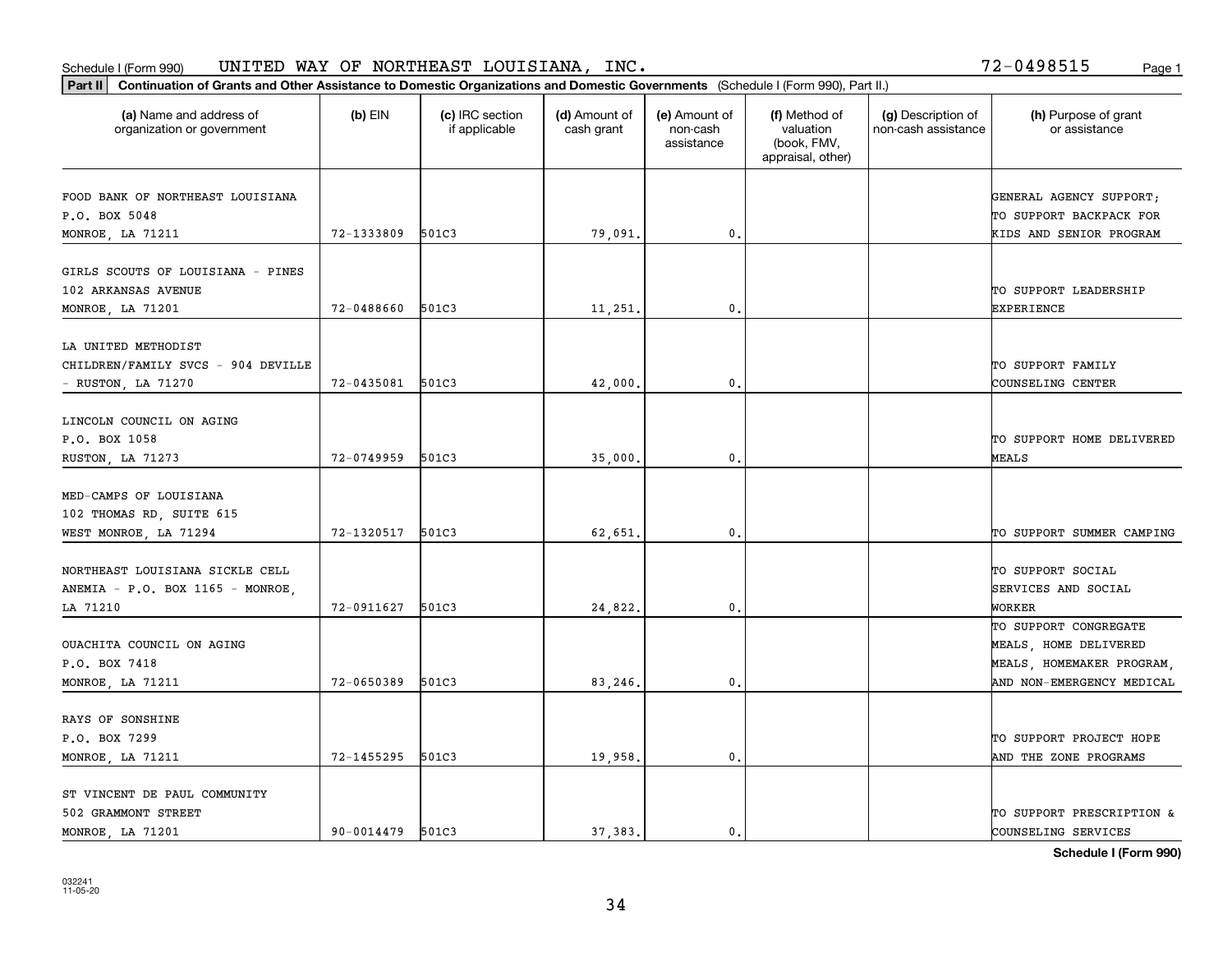Schedule I (Form 990) UNITED WAY OF NORTHEAST LOUISIANA, INC. 72-0498515 Page 1

**Part II** **Continuation of Grants and Other Assistance to Domestic Organizations and Domestic Governments** (Schedule I (Form 990), Part II.)

| (a) Name and address of organization or government | (b) EIN | (c) IRC section if applicable | (d) Amount of cash grant | (e) Amount of non-cash assistance | (f) Method of valuation (book, FMV, appraisal, other) | (g) Description of non-cash assistance | (h) Purpose of grant or assistance |
|---|---|---|---|---|---|---|---|
| FOOD BANK OF NORTHEAST LOUISIANA P.O. BOX 5048 MONROE, LA 71211 | 72-1333809 | 501C3 | 79,091. | 0. | | | GENERAL AGENCY SUPPORT; TO SUPPORT BACKPACK FOR KIDS AND SENIOR PROGRAM |
| GIRLS SCOUTS OF LOUISIANA - PINES 102 ARKANSAS AVENUE MONROE, LA 71201 | 72-0488660 | 501C3 | 11,251. | 0. | | | TO SUPPORT LEADERSHIP EXPERIENCE |
| LA UNITED METHODIST CHILDREN/FAMILY SVCS - 904 DEVILLE - RUSTON, LA 71270 | 72-0435081 | 501C3 | 42,000. | 0. | | | TO SUPPORT FAMILY COUNSELING CENTER |
| LINCOLN COUNCIL ON AGING P.O. BOX 1058 RUSTON, LA 71273 | 72-0749959 | 501C3 | 35,000. | 0. | | | TO SUPPORT HOME DELIVERED MEALS |
| MED-CAMPS OF LOUISIANA 102 THOMAS RD, SUITE 615 WEST MONROE, LA 71294 | 72-1320517 | 501C3 | 62,651. | 0. | | | TO SUPPORT SUMMER CAMPING |
| NORTHEAST LOUISIANA SICKLE CELL ANEMIA - P.O. BOX 1165 - MONROE, LA 71210 | 72-0911627 | 501C3 | 24,822. | 0. | | | TO SUPPORT SOCIAL SERVICES AND SOCIAL WORKER |
| OUACHITA COUNCIL ON AGING P.O. BOX 7418 MONROE, LA 71211 | 72-0650389 | 501C3 | 83,246. | 0. | | | TO SUPPORT CONGREGATE MEALS, HOME DELIVERED MEALS, HOMEMAKER PROGRAM, AND NON-EMERGENCY MEDICAL |
| RAYS OF SONSHINE P.O. BOX 7299 MONROE, LA 71211 | 72-1455295 | 501C3 | 19,958. | 0. | | | TO SUPPORT PROJECT HOPE AND THE ZONE PROGRAMS |
| ST VINCENT DE PAUL COMMUNITY 502 GRAMMONT STREET MONROE, LA 71201 | 90-0014479 | 501C3 | 37,383. | 0. | | | TO SUPPORT PRESCRIPTION & COUNSELING SERVICES |

**Schedule I (Form 990)**

032241 11-05-20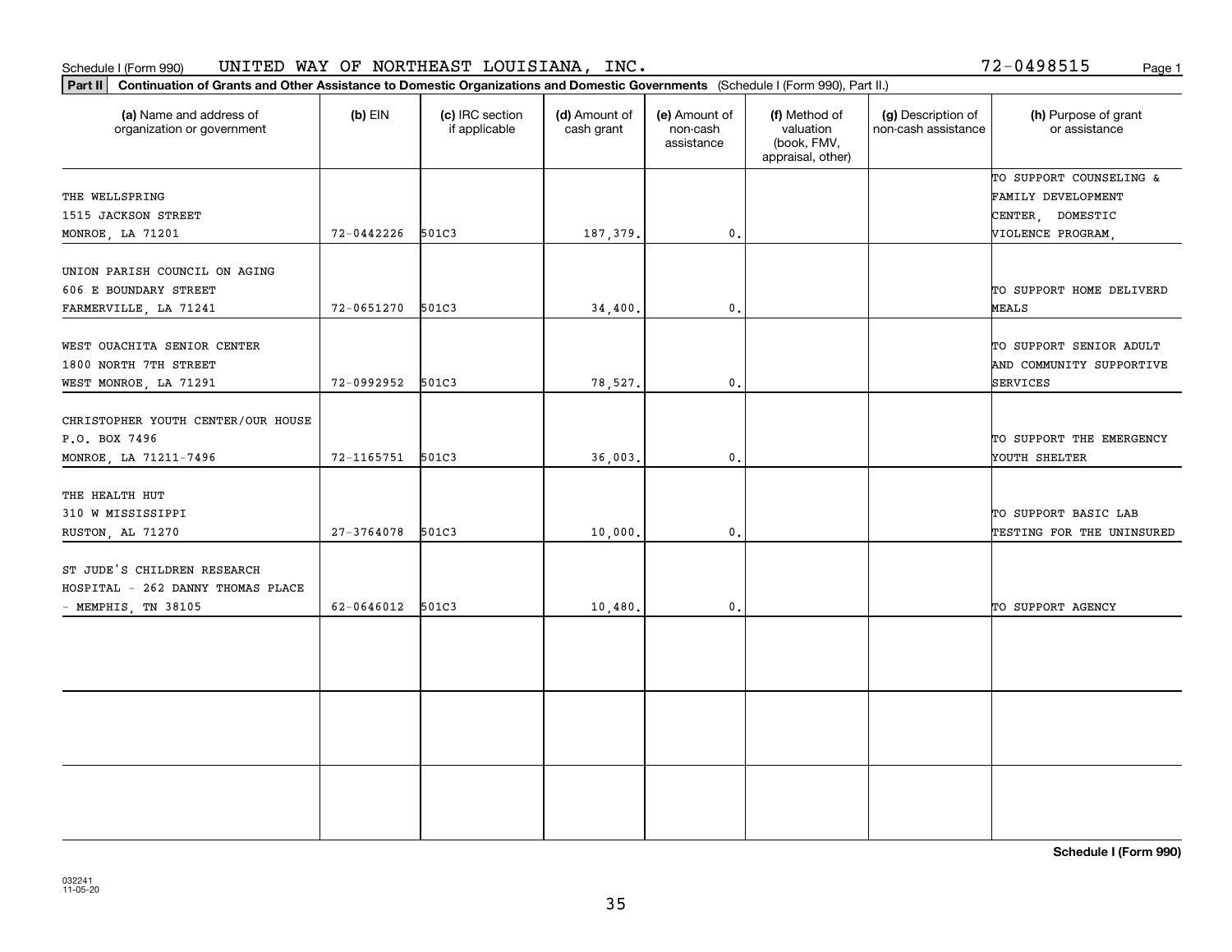Schedule I (Form 990) UNITED WAY OF NORTHEAST LOUISIANA, INC. 72-0498515

**Part II Continuation of Grants and Other Assistance to Domestic Organizations and Domestic Governments** (Schedule I (Form 990), Part II.)

| (a) Name and address of organization or government | (b) EIN | (c) IRC section if applicable | (d) Amount of cash grant | (e) Amount of non-cash assistance | (f) Method of valuation (book, FMV, appraisal, other) | (g) Description of non-cash assistance | (h) Purpose of grant or assistance |
|---|---|---|---|---|---|---|---|
| THE WELLSPRING 1515 JACKSON STREET MONROE, LA 71201 | 72-0442226 | 501C3 | 187,379. | 0. | | | TO SUPPORT COUNSELING & FAMILY DEVELOPMENT CENTER, DOMESTIC VIOLENCE PROGRAM, |
| UNION PARISH COUNCIL ON AGING 606 E BOUNDARY STREET FARMERVILLE, LA 71241 | 72-0651270 | 501C3 | 34,400. | 0. | | | TO SUPPORT HOME DELIVERD MEALS |
| WEST OUACHITA SENIOR CENTER 1800 NORTH 7TH STREET WEST MONROE, LA 71291 | 72-0992952 | 501C3 | 78,527. | 0. | | | TO SUPPORT SENIOR ADULT AND COMMUNITY SUPPORTIVE SERVICES |
| CHRISTOPHER YOUTH CENTER/OUR HOUSE P.O. BOX 7496 MONROE, LA 71211-7496 | 72-1165751 | 501C3 | 36,003. | 0. | | | TO SUPPORT THE EMERGENCY YOUTH SHELTER |
| THE HEALTH HUT 310 W MISSISSIPPI RUSTON, AL 71270 | 27-3764078 | 501C3 | 10,000. | 0. | | | TO SUPPORT BASIC LAB TESTING FOR THE UNINSURED |
| ST JUDE'S CHILDREN RESEARCH HOSPITAL - 262 DANNY THOMAS PLACE - MEMPHIS, TN 38105 | 62-0646012 | 501C3 | 10,480. | 0. | | | TO SUPPORT AGENCY |
| | | | | | | | |
| | | | | | | | |
| | | | | | | | |

**Schedule I (Form 990)**

032241 11-05-20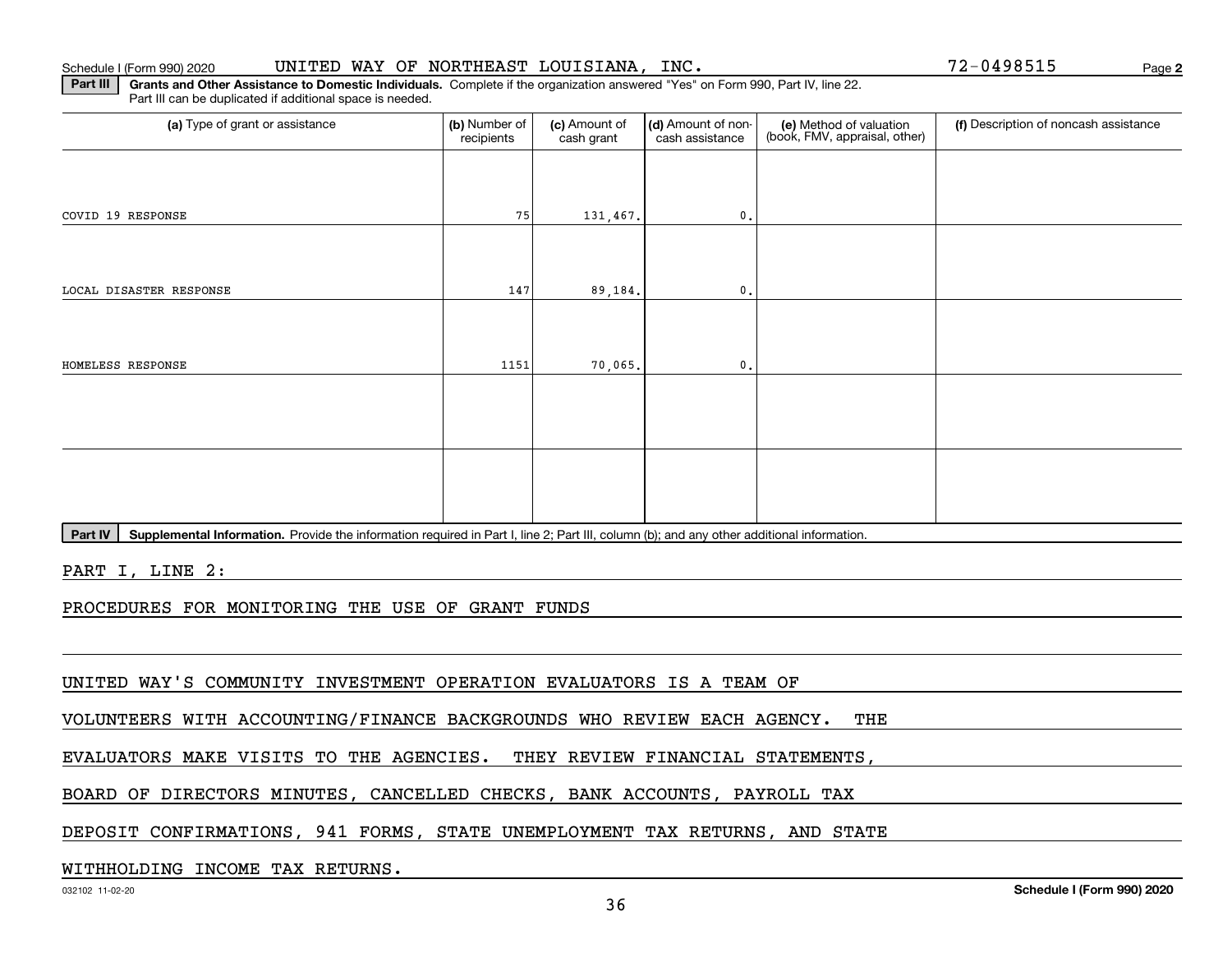Schedule I (Form 990) 2020 UNITED WAY OF NORTHEAST LOUISIANA, INC. 72-0498515 Page **2**

**Part III** **Grants and Other Assistance to Domestic Individuals.** Complete if the organization answered "Yes" on Form 990, Part IV, line 22. Part III can be duplicated if additional space is needed.

| (a) Type of grant or assistance | (b) Number of recipients | (c) Amount of cash grant | (d) Amount of non-cash assistance | (e) Method of valuation (book, FMV, appraisal, other) | (f) Description of noncash assistance |
|---|---|---|---|---|---|
| COVID 19 RESPONSE | 75 | 131,467. | 0. | | |
| LOCAL DISASTER RESPONSE | 147 | 89,184. | 0. | | |
| HOMELESS RESPONSE | 1151 | 70,065. | 0. | | |
| | | | | | |
| | | | | | |

**Part IV** **Supplemental Information.** Provide the information required in Part I, line 2; Part III, column (b); and any other additional information.

PART I, LINE 2:

PROCEDURES FOR MONITORING THE USE OF GRANT FUNDS

UNITED WAY'S COMMUNITY INVESTMENT OPERATION EVALUATORS IS A TEAM OF VOLUNTEERS WITH ACCOUNTING/FINANCE BACKGROUNDS WHO REVIEW EACH AGENCY. THE EVALUATORS MAKE VISITS TO THE AGENCIES. THEY REVIEW FINANCIAL STATEMENTS, BOARD OF DIRECTORS MINUTES, CANCELLED CHECKS, BANK ACCOUNTS, PAYROLL TAX DEPOSIT CONFIRMATIONS, 941 FORMS, STATE UNEMPLOYMENT TAX RETURNS, AND STATE WITHHOLDING INCOME TAX RETURNS.

032102 11-02-20 **Schedule I (Form 990) 2020**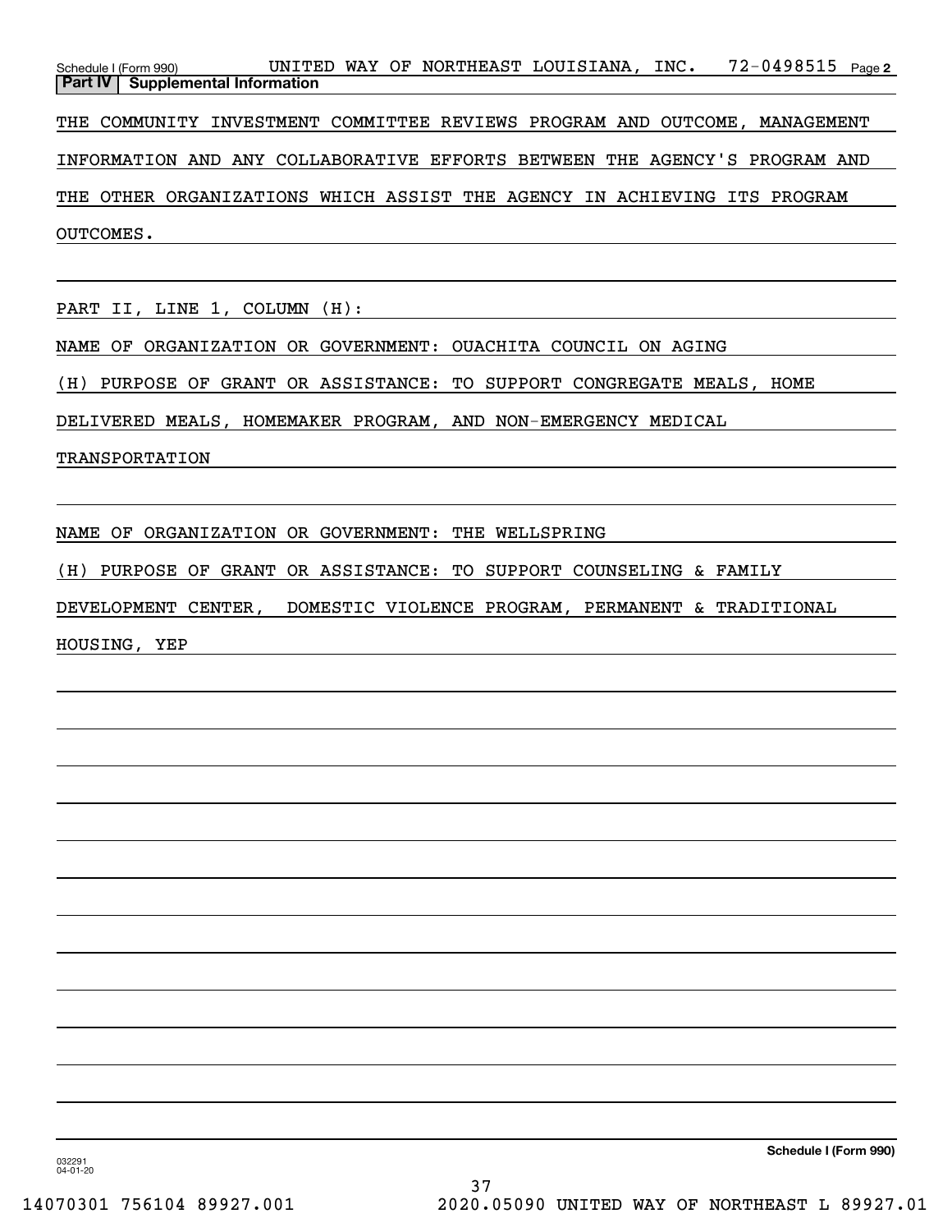Schedule I (Form 990) UNITED WAY OF NORTHEAST LOUISIANA, INC. 72-0498515 Page 2

**Part IV | Supplemental Information**

THE COMMUNITY INVESTMENT COMMITTEE REVIEWS PROGRAM AND OUTCOME, MANAGEMENT INFORMATION AND ANY COLLABORATIVE EFFORTS BETWEEN THE AGENCY'S PROGRAM AND THE OTHER ORGANIZATIONS WHICH ASSIST THE AGENCY IN ACHIEVING ITS PROGRAM OUTCOMES.

PART II, LINE 1, COLUMN (H):

NAME OF ORGANIZATION OR GOVERNMENT: OUACHITA COUNCIL ON AGING

(H) PURPOSE OF GRANT OR ASSISTANCE: TO SUPPORT CONGREGATE MEALS, HOME DELIVERED MEALS, HOMEMAKER PROGRAM, AND NON-EMERGENCY MEDICAL TRANSPORTATION

NAME OF ORGANIZATION OR GOVERNMENT: THE WELLSPRING

(H) PURPOSE OF GRANT OR ASSISTANCE: TO SUPPORT COUNSELING & FAMILY DEVELOPMENT CENTER, DOMESTIC VIOLENCE PROGRAM, PERMANENT & TRADITIONAL HOUSING, YEP

032291 04-01-20

Schedule I (Form 990)

14070301 756104 89927.001 2020.05090 UNITED WAY OF NORTHEAST L 89927.01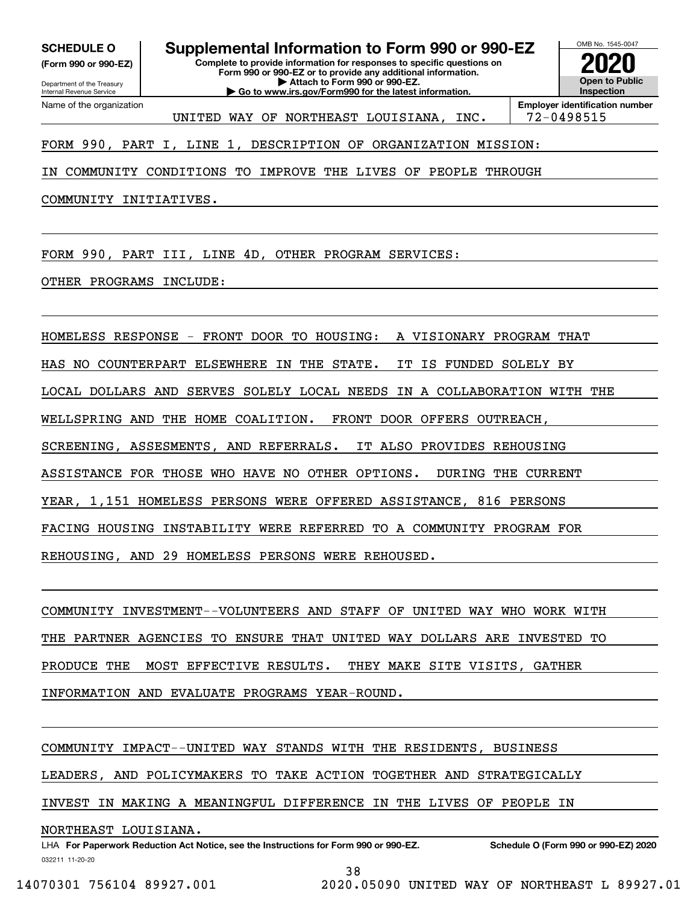**SCHEDULE O**
**(Form 990 or 990-EZ)**

Department of the Treasury
Internal Revenue Service

# Supplemental Information to Form 990 or 990-EZ

**Complete to provide information for responses to specific questions on Form 990 or 990-EZ or to provide any additional information.**
**▶ Attach to Form 990 or 990-EZ.**
**▶ Go to www.irs.gov/Form990 for the latest information.**

OMB No. 1545-0047

**2020**

**Open to Public Inspection**

Name of the organization: UNITED WAY OF NORTHEAST LOUISIANA, INC.

**Employer identification number** 72-0498515

FORM 990, PART I, LINE 1, DESCRIPTION OF ORGANIZATION MISSION:

IN COMMUNITY CONDITIONS TO IMPROVE THE LIVES OF PEOPLE THROUGH COMMUNITY INITIATIVES.

FORM 990, PART III, LINE 4D, OTHER PROGRAM SERVICES:

OTHER PROGRAMS INCLUDE:

HOMELESS RESPONSE - FRONT DOOR TO HOUSING: A VISIONARY PROGRAM THAT HAS NO COUNTERPART ELSEWHERE IN THE STATE. IT IS FUNDED SOLELY BY LOCAL DOLLARS AND SERVES SOLELY LOCAL NEEDS IN A COLLABORATION WITH THE WELLSPRING AND THE HOME COALITION. FRONT DOOR OFFERS OUTREACH, SCREENING, ASSESMENTS, AND REFERRALS. IT ALSO PROVIDES REHOUSING ASSISTANCE FOR THOSE WHO HAVE NO OTHER OPTIONS. DURING THE CURRENT YEAR, 1,151 HOMELESS PERSONS WERE OFFERED ASSISTANCE, 816 PERSONS FACING HOUSING INSTABILITY WERE REFERRED TO A COMMUNITY PROGRAM FOR REHOUSING, AND 29 HOMELESS PERSONS WERE REHOUSED.

COMMUNITY INVESTMENT--VOLUNTEERS AND STAFF OF UNITED WAY WHO WORK WITH THE PARTNER AGENCIES TO ENSURE THAT UNITED WAY DOLLARS ARE INVESTED TO PRODUCE THE MOST EFFECTIVE RESULTS. THEY MAKE SITE VISITS, GATHER INFORMATION AND EVALUATE PROGRAMS YEAR-ROUND.

COMMUNITY IMPACT--UNITED WAY STANDS WITH THE RESIDENTS, BUSINESS LEADERS, AND POLICYMAKERS TO TAKE ACTION TOGETHER AND STRATEGICALLY INVEST IN MAKING A MEANINGFUL DIFFERENCE IN THE LIVES OF PEOPLE IN NORTHEAST LOUISIANA.

LHA **For Paperwork Reduction Act Notice, see the Instructions for Form 990 or 990-EZ.** **Schedule O (Form 990 or 990-EZ) 2020**

032211 11-20-20

14070301 756104 89927.001 2020.05090 UNITED WAY OF NORTHEAST L 89927.01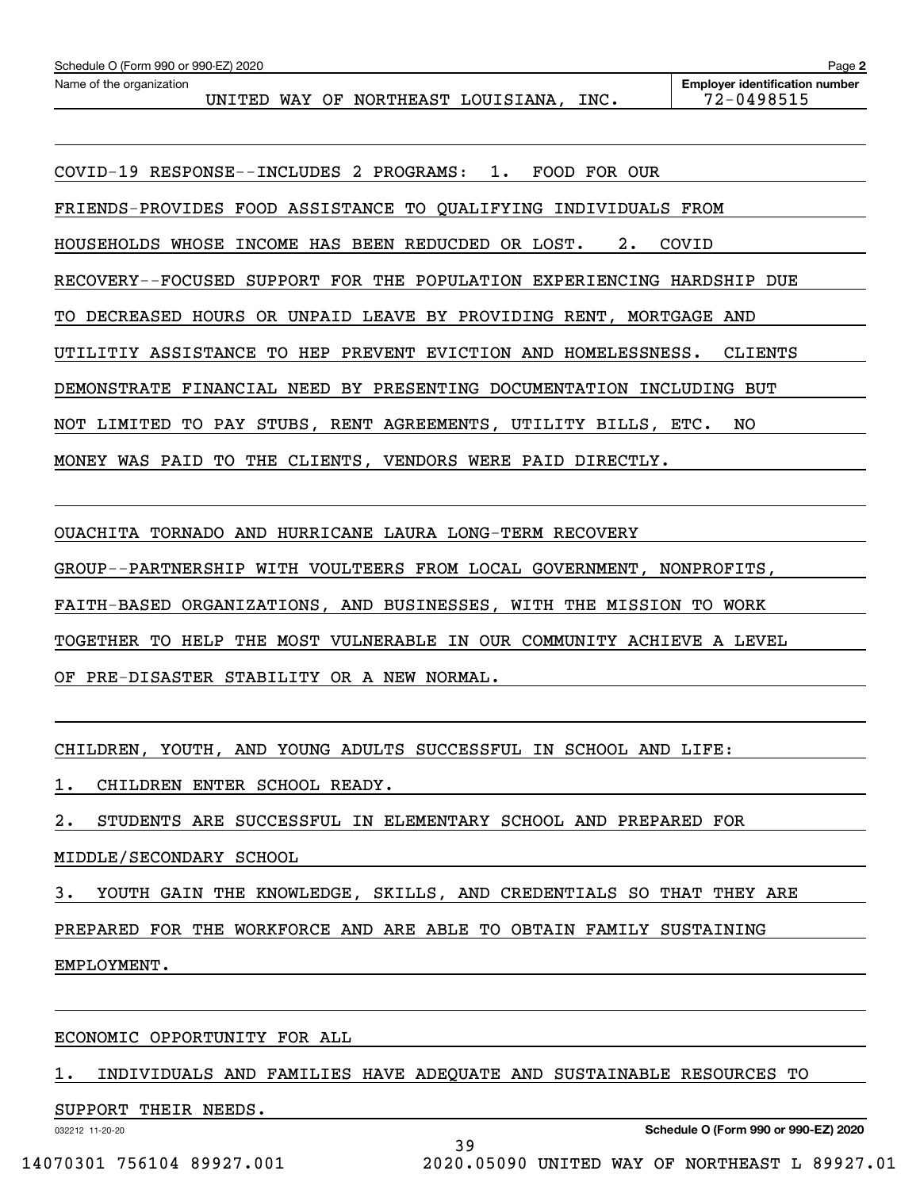Name of the organization: UNITED WAY OF NORTHEAST LOUISIANA, INC.

Employer identification number: 72-0498515

COVID-19 RESPONSE--INCLUDES 2 PROGRAMS: 1. FOOD FOR OUR FRIENDS-PROVIDES FOOD ASSISTANCE TO QUALIFYING INDIVIDUALS FROM HOUSEHOLDS WHOSE INCOME HAS BEEN REDUCDED OR LOST. 2. COVID RECOVERY--FOCUSED SUPPORT FOR THE POPULATION EXPERIENCING HARDSHIP DUE TO DECREASED HOURS OR UNPAID LEAVE BY PROVIDING RENT, MORTGAGE AND UTILITIY ASSISTANCE TO HEP PREVENT EVICTION AND HOMELESSNESS. CLIENTS DEMONSTRATE FINANCIAL NEED BY PRESENTING DOCUMENTATION INCLUDING BUT NOT LIMITED TO PAY STUBS, RENT AGREEMENTS, UTILITY BILLS, ETC. NO MONEY WAS PAID TO THE CLIENTS, VENDORS WERE PAID DIRECTLY.

OUACHITA TORNADO AND HURRICANE LAURA LONG-TERM RECOVERY GROUP--PARTNERSHIP WITH VOULTEERS FROM LOCAL GOVERNMENT, NONPROFITS, FAITH-BASED ORGANIZATIONS, AND BUSINESSES, WITH THE MISSION TO WORK TOGETHER TO HELP THE MOST VULNERABLE IN OUR COMMUNITY ACHIEVE A LEVEL OF PRE-DISASTER STABILITY OR A NEW NORMAL.

CHILDREN, YOUTH, AND YOUNG ADULTS SUCCESSFUL IN SCHOOL AND LIFE:

1. CHILDREN ENTER SCHOOL READY.

2. STUDENTS ARE SUCCESSFUL IN ELEMENTARY SCHOOL AND PREPARED FOR MIDDLE/SECONDARY SCHOOL

3. YOUTH GAIN THE KNOWLEDGE, SKILLS, AND CREDENTIALS SO THAT THEY ARE PREPARED FOR THE WORKFORCE AND ARE ABLE TO OBTAIN FAMILY SUSTAINING EMPLOYMENT.

ECONOMIC OPPORTUNITY FOR ALL

1. INDIVIDUALS AND FAMILIES HAVE ADEQUATE AND SUSTAINABLE RESOURCES TO SUPPORT THEIR NEEDS.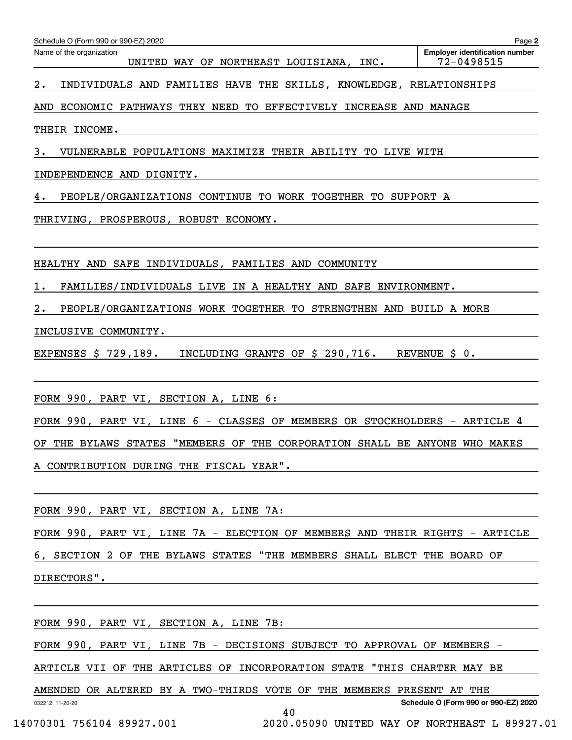Schedule O (Form 990 or 990-EZ) 2020 Page **2**

Name of the organization: UNITED WAY OF NORTHEAST LOUISIANA, INC.

**Employer identification number** 72-0498515

2. INDIVIDUALS AND FAMILIES HAVE THE SKILLS, KNOWLEDGE, RELATIONSHIPS AND ECONOMIC PATHWAYS THEY NEED TO EFFECTIVELY INCREASE AND MANAGE THEIR INCOME.

3. VULNERABLE POPULATIONS MAXIMIZE THEIR ABILITY TO LIVE WITH INDEPENDENCE AND DIGNITY.

4. PEOPLE/ORGANIZATIONS CONTINUE TO WORK TOGETHER TO SUPPORT A THRIVING, PROSPEROUS, ROBUST ECONOMY.

HEALTHY AND SAFE INDIVIDUALS, FAMILIES AND COMMUNITY

1. FAMILIES/INDIVIDUALS LIVE IN A HEALTHY AND SAFE ENVIRONMENT.

2. PEOPLE/ORGANIZATIONS WORK TOGETHER TO STRENGTHEN AND BUILD A MORE INCLUSIVE COMMUNITY.

EXPENSES $ 729,189. INCLUDING GRANTS OF $ 290,716. REVENUE $ 0.

FORM 990, PART VI, SECTION A, LINE 6:

FORM 990, PART VI, LINE 6 - CLASSES OF MEMBERS OR STOCKHOLDERS - ARTICLE 4 OF THE BYLAWS STATES "MEMBERS OF THE CORPORATION SHALL BE ANYONE WHO MAKES A CONTRIBUTION DURING THE FISCAL YEAR".

FORM 990, PART VI, SECTION A, LINE 7A:

FORM 990, PART VI, LINE 7A - ELECTION OF MEMBERS AND THEIR RIGHTS - ARTICLE 6, SECTION 2 OF THE BYLAWS STATES "THE MEMBERS SHALL ELECT THE BOARD OF DIRECTORS".

FORM 990, PART VI, SECTION A, LINE 7B:

FORM 990, PART VI, LINE 7B - DECISIONS SUBJECT TO APPROVAL OF MEMBERS - ARTICLE VII OF THE ARTICLES OF INCORPORATION STATE "THIS CHARTER MAY BE AMENDED OR ALTERED BY A TWO-THIRDS VOTE OF THE MEMBERS PRESENT AT THE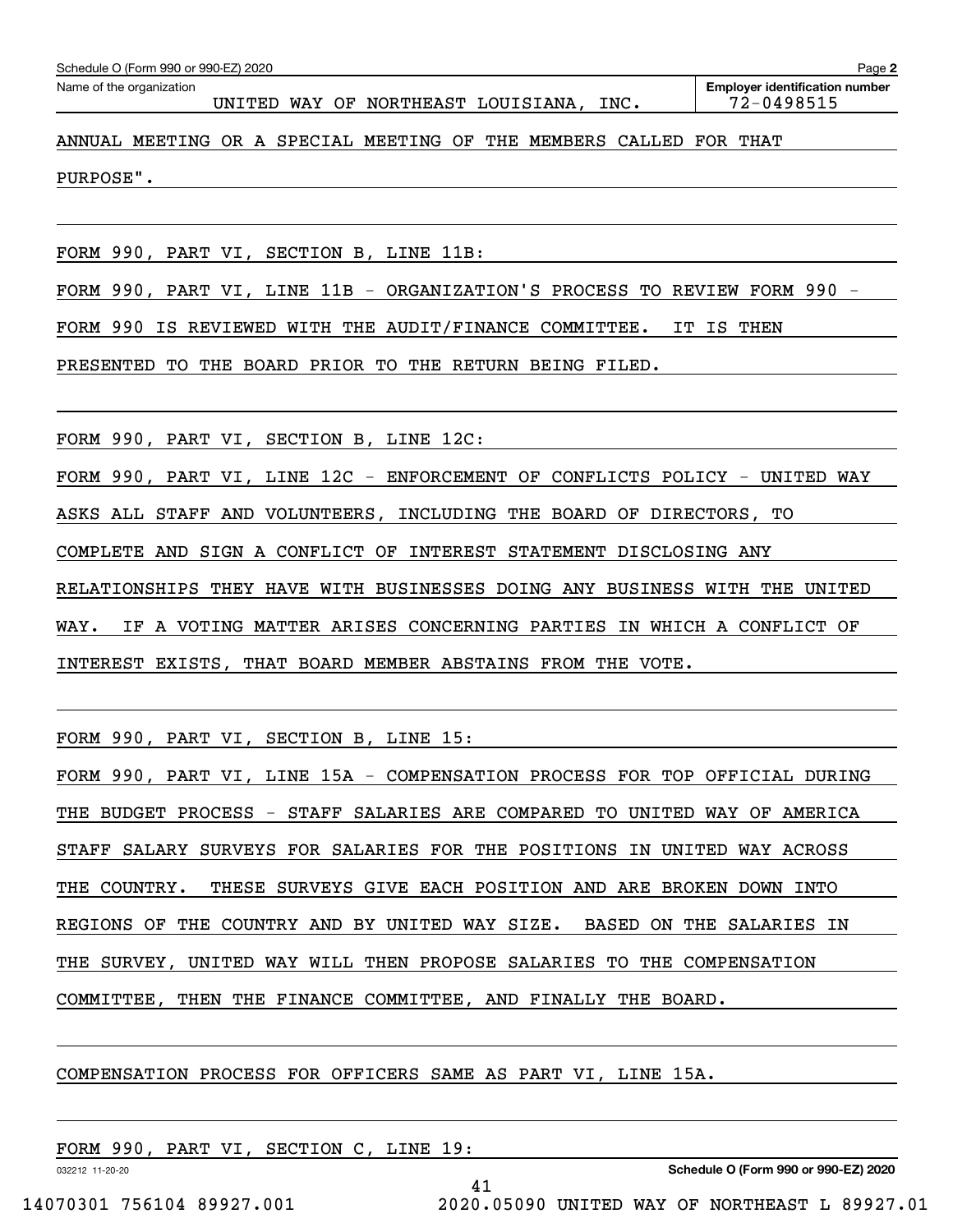Schedule O (Form 990 or 990-EZ) 2020

Name of the organization: UNITED WAY OF NORTHEAST LOUISIANA, INC.

Employer identification number: 72-0498515

ANNUAL MEETING OR A SPECIAL MEETING OF THE MEMBERS CALLED FOR THAT PURPOSE".

FORM 990, PART VI, SECTION B, LINE 11B:

FORM 990, PART VI, LINE 11B - ORGANIZATION'S PROCESS TO REVIEW FORM 990 - FORM 990 IS REVIEWED WITH THE AUDIT/FINANCE COMMITTEE. IT IS THEN PRESENTED TO THE BOARD PRIOR TO THE RETURN BEING FILED.

FORM 990, PART VI, SECTION B, LINE 12C:

FORM 990, PART VI, LINE 12C - ENFORCEMENT OF CONFLICTS POLICY - UNITED WAY ASKS ALL STAFF AND VOLUNTEERS, INCLUDING THE BOARD OF DIRECTORS, TO COMPLETE AND SIGN A CONFLICT OF INTEREST STATEMENT DISCLOSING ANY RELATIONSHIPS THEY HAVE WITH BUSINESSES DOING ANY BUSINESS WITH THE UNITED WAY. IF A VOTING MATTER ARISES CONCERNING PARTIES IN WHICH A CONFLICT OF INTEREST EXISTS, THAT BOARD MEMBER ABSTAINS FROM THE VOTE.

FORM 990, PART VI, SECTION B, LINE 15:

FORM 990, PART VI, LINE 15A - COMPENSATION PROCESS FOR TOP OFFICIAL DURING THE BUDGET PROCESS - STAFF SALARIES ARE COMPARED TO UNITED WAY OF AMERICA STAFF SALARY SURVEYS FOR SALARIES FOR THE POSITIONS IN UNITED WAY ACROSS THE COUNTRY. THESE SURVEYS GIVE EACH POSITION AND ARE BROKEN DOWN INTO REGIONS OF THE COUNTRY AND BY UNITED WAY SIZE. BASED ON THE SALARIES IN THE SURVEY, UNITED WAY WILL THEN PROPOSE SALARIES TO THE COMPENSATION COMMITTEE, THEN THE FINANCE COMMITTEE, AND FINALLY THE BOARD.

COMPENSATION PROCESS FOR OFFICERS SAME AS PART VI, LINE 15A.

FORM 990, PART VI, SECTION C, LINE 19: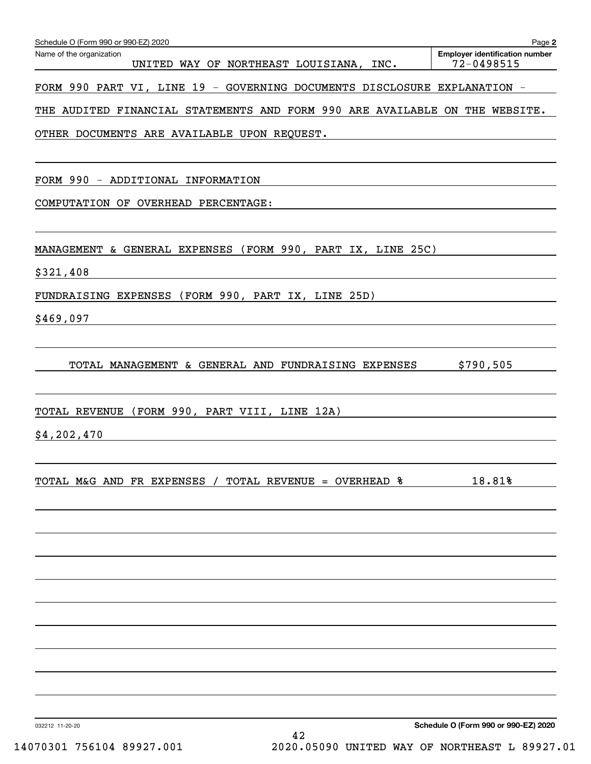Schedule O (Form 990 or 990-EZ) 2020 Page **2**

Name of the organization: UNITED WAY OF NORTHEAST LOUISIANA, INC.

**Employer identification number** 72-0498515

FORM 990 PART VI, LINE 19 - GOVERNING DOCUMENTS DISCLOSURE EXPLANATION -
THE AUDITED FINANCIAL STATEMENTS AND FORM 990 ARE AVAILABLE ON THE WEBSITE.
OTHER DOCUMENTS ARE AVAILABLE UPON REQUEST.

FORM 990 - ADDITIONAL INFORMATION

COMPUTATION OF OVERHEAD PERCENTAGE:

MANAGEMENT & GENERAL EXPENSES (FORM 990, PART IX, LINE 25C)

$321,408

FUNDRAISING EXPENSES (FORM 990, PART IX, LINE 25D)

$469,097

TOTAL MANAGEMENT & GENERAL AND FUNDRAISING EXPENSES $790,505

TOTAL REVENUE (FORM 990, PART VIII, LINE 12A)

$4,202,470

TOTAL M&G AND FR EXPENSES / TOTAL REVENUE = OVERHEAD % 18.81%

032212 11-20-20 **Schedule O (Form 990 or 990-EZ) 2020**